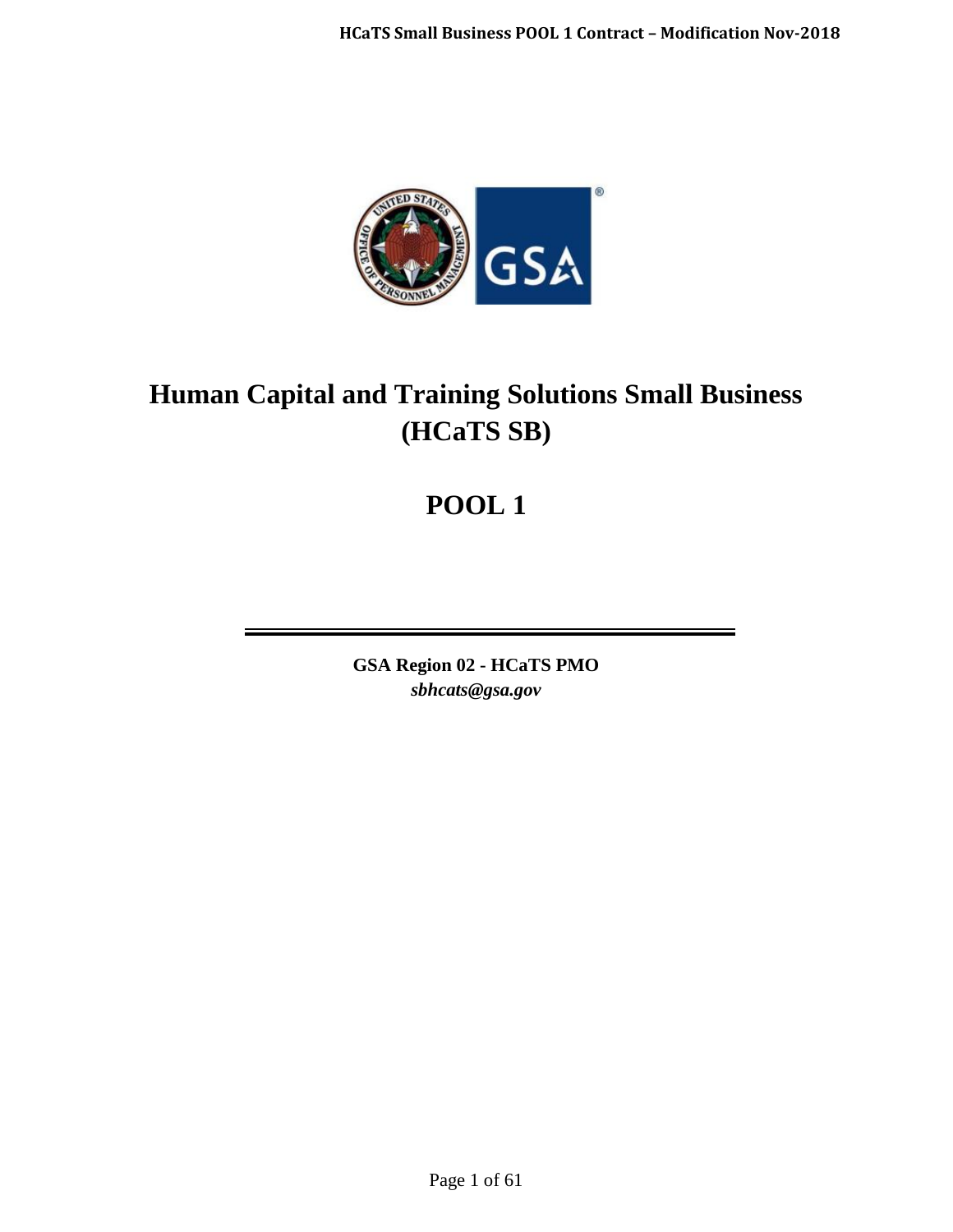# Human Capital and Training Solutions Small Business (HCaTS SB)

# POOL 1

---

**GSA Region 02 - HCaTS PMO**
***sbhcats@gsa.gov***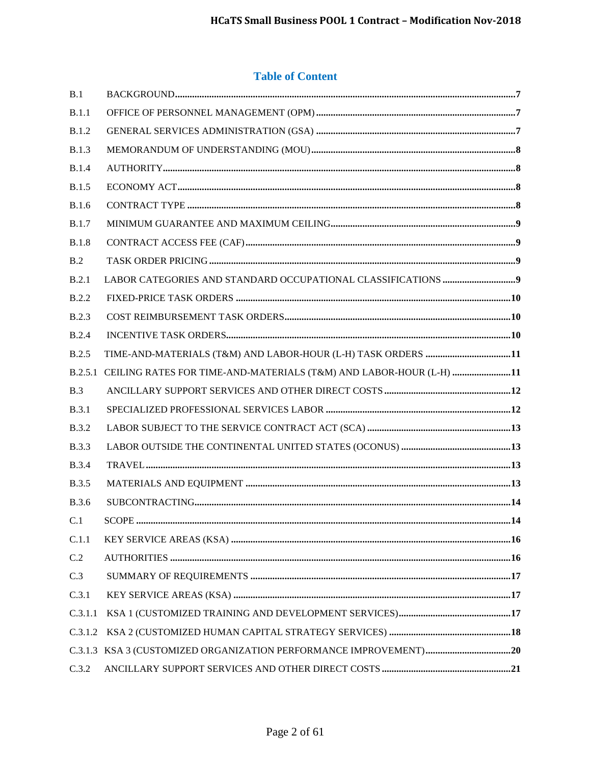## Table of Content

| | | |
|---|---|---|
| B.1 | BACKGROUND | 7 |
| B.1.1 | OFFICE OF PERSONNEL MANAGEMENT (OPM) | 7 |
| B.1.2 | GENERAL SERVICES ADMINISTRATION (GSA) | 7 |
| B.1.3 | MEMORANDUM OF UNDERSTANDING (MOU) | 8 |
| B.1.4 | AUTHORITY | 8 |
| B.1.5 | ECONOMY ACT | 8 |
| B.1.6 | CONTRACT TYPE | 8 |
| B.1.7 | MINIMUM GUARANTEE AND MAXIMUM CEILING | 9 |
| B.1.8 | CONTRACT ACCESS FEE (CAF) | 9 |
| B.2 | TASK ORDER PRICING | 9 |
| B.2.1 | LABOR CATEGORIES AND STANDARD OCCUPATIONAL CLASSIFICATIONS | 9 |
| B.2.2 | FIXED-PRICE TASK ORDERS | 10 |
| B.2.3 | COST REIMBURSEMENT TASK ORDERS | 10 |
| B.2.4 | INCENTIVE TASK ORDERS | 10 |
| B.2.5 | TIME-AND-MATERIALS (T&M) AND LABOR-HOUR (L-H) TASK ORDERS | 11 |
| B.2.5.1 | CEILING RATES FOR TIME-AND-MATERIALS (T&M) AND LABOR-HOUR (L-H) | 11 |
| B.3 | ANCILLARY SUPPORT SERVICES AND OTHER DIRECT COSTS | 12 |
| B.3.1 | SPECIALIZED PROFESSIONAL SERVICES LABOR | 12 |
| B.3.2 | LABOR SUBJECT TO THE SERVICE CONTRACT ACT (SCA) | 13 |
| B.3.3 | LABOR OUTSIDE THE CONTINENTAL UNITED STATES (OCONUS) | 13 |
| B.3.4 | TRAVEL | 13 |
| B.3.5 | MATERIALS AND EQUIPMENT | 13 |
| B.3.6 | SUBCONTRACTING | 14 |
| C.1 | SCOPE | 14 |
| C.1.1 | KEY SERVICE AREAS (KSA) | 16 |
| C.2 | AUTHORITIES | 16 |
| C.3 | SUMMARY OF REQUIREMENTS | 17 |
| C.3.1 | KEY SERVICE AREAS (KSA) | 17 |
| C.3.1.1 | KSA 1 (CUSTOMIZED TRAINING AND DEVELOPMENT SERVICES) | 17 |
| C.3.1.2 | KSA 2 (CUSTOMIZED HUMAN CAPITAL STRATEGY SERVICES) | 18 |
| C.3.1.3 | KSA 3 (CUSTOMIZED ORGANIZATION PERFORMANCE IMPROVEMENT) | 20 |
| C.3.2 | ANCILLARY SUPPORT SERVICES AND OTHER DIRECT COSTS | 21 |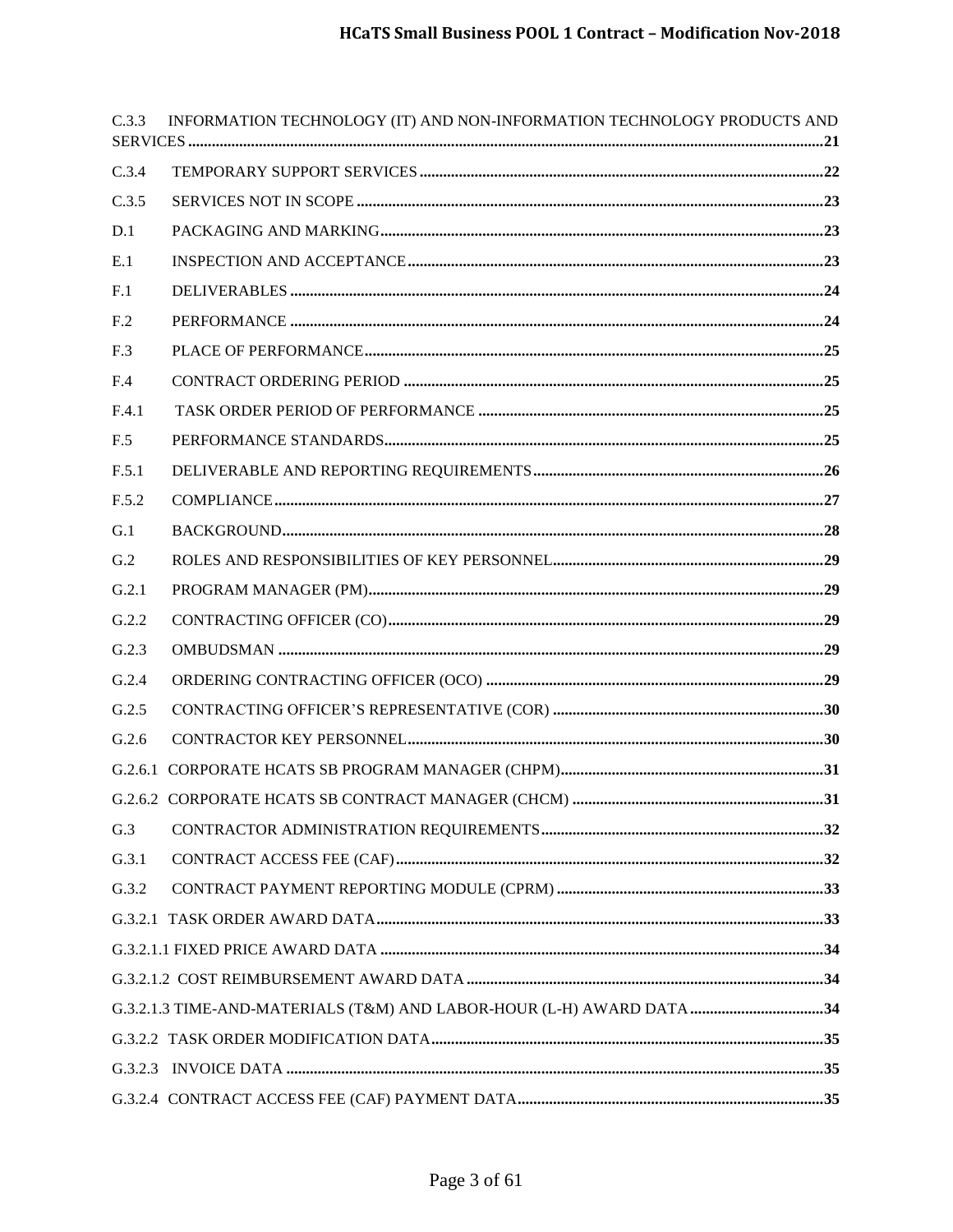C.3.3 INFORMATION TECHNOLOGY (IT) AND NON-INFORMATION TECHNOLOGY PRODUCTS AND SERVICES ........ 21

C.3.4 TEMPORARY SUPPORT SERVICES ........ 22

C.3.5 SERVICES NOT IN SCOPE ........ 23

D.1 PACKAGING AND MARKING ........ 23

E.1 INSPECTION AND ACCEPTANCE ........ 23

F.1 DELIVERABLES ........ 24

F.2 PERFORMANCE ........ 24

F.3 PLACE OF PERFORMANCE ........ 25

F.4 CONTRACT ORDERING PERIOD ........ 25

F.4.1 TASK ORDER PERIOD OF PERFORMANCE ........ 25

F.5 PERFORMANCE STANDARDS ........ 25

F.5.1 DELIVERABLE AND REPORTING REQUIREMENTS ........ 26

F.5.2 COMPLIANCE ........ 27

G.1 BACKGROUND ........ 28

G.2 ROLES AND RESPONSIBILITIES OF KEY PERSONNEL ........ 29

G.2.1 PROGRAM MANAGER (PM) ........ 29

G.2.2 CONTRACTING OFFICER (CO) ........ 29

G.2.3 OMBUDSMAN ........ 29

G.2.4 ORDERING CONTRACTING OFFICER (OCO) ........ 29

G.2.5 CONTRACTING OFFICER'S REPRESENTATIVE (COR) ........ 30

G.2.6 CONTRACTOR KEY PERSONNEL ........ 30

G.2.6.1 CORPORATE HCATS SB PROGRAM MANAGER (CHPM) ........ 31

G.2.6.2 CORPORATE HCATS SB CONTRACT MANAGER (CHCM) ........ 31

G.3 CONTRACTOR ADMINISTRATION REQUIREMENTS ........ 32

G.3.1 CONTRACT ACCESS FEE (CAF) ........ 32

G.3.2 CONTRACT PAYMENT REPORTING MODULE (CPRM) ........ 33

G.3.2.1 TASK ORDER AWARD DATA ........ 33

G.3.2.1.1 FIXED PRICE AWARD DATA ........ 34

G.3.2.1.2 COST REIMBURSEMENT AWARD DATA ........ 34

G.3.2.1.3 TIME-AND-MATERIALS (T&M) AND LABOR-HOUR (L-H) AWARD DATA ........ 34

G.3.2.2 TASK ORDER MODIFICATION DATA ........ 35

G.3.2.3 INVOICE DATA ........ 35

G.3.2.4 CONTRACT ACCESS FEE (CAF) PAYMENT DATA ........ 35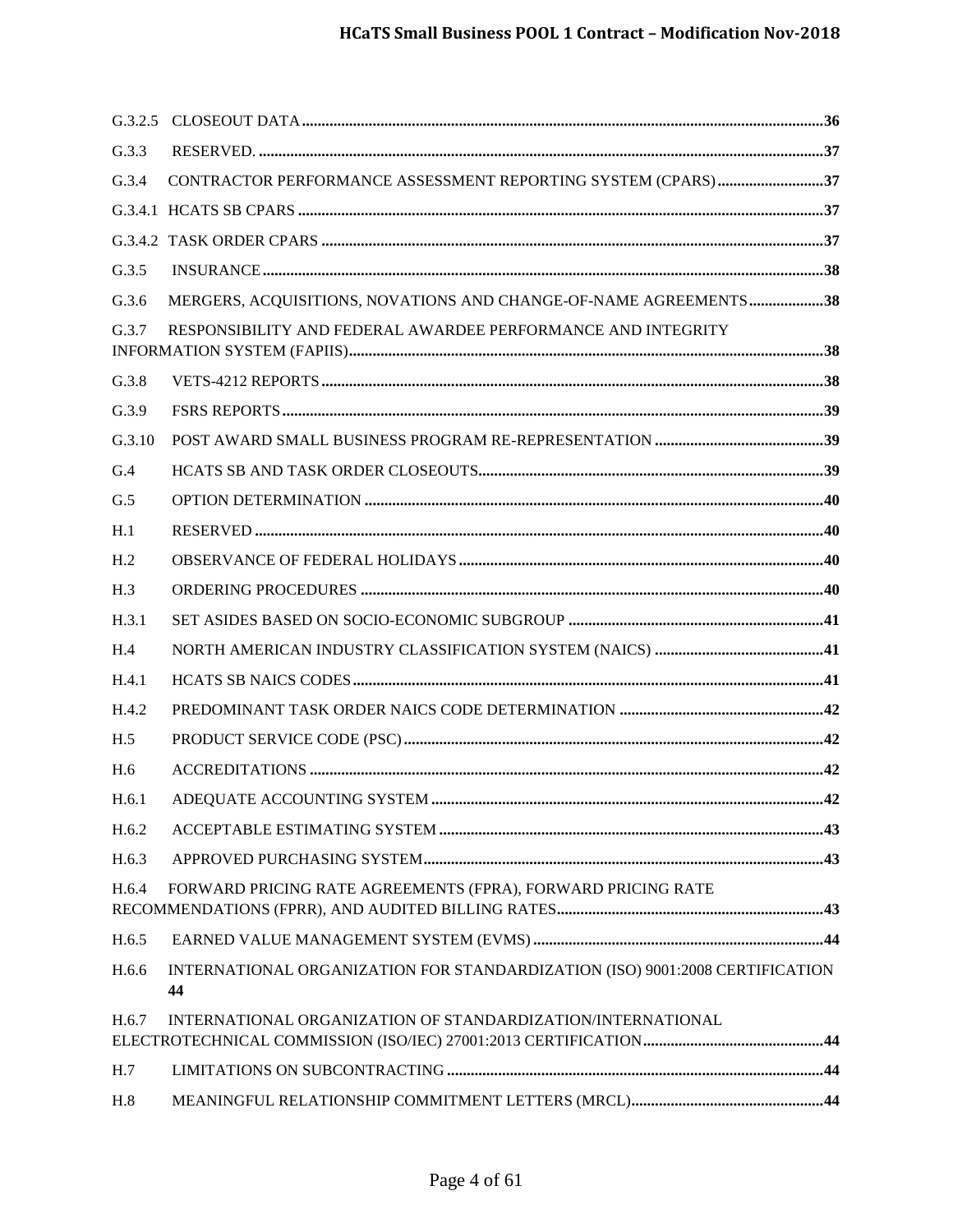G.3.2.5 CLOSEOUT DATA ....................................................................................................................................36

G.3.3 RESERVED. ..............................................................................................................................................37

G.3.4 CONTRACTOR PERFORMANCE ASSESSMENT REPORTING SYSTEM (CPARS) ...........................37

G.3.4.1 HCATS SB CPARS .....................................................................................................................................37

G.3.4.2 TASK ORDER CPARS ...............................................................................................................................37

G.3.5 INSURANCE ..............................................................................................................................................38

G.3.6 MERGERS, ACQUISITIONS, NOVATIONS AND CHANGE-OF-NAME AGREEMENTS ...................38

G.3.7 RESPONSIBILITY AND FEDERAL AWARDEE PERFORMANCE AND INTEGRITY INFORMATION SYSTEM (FAPIIS).........................................................................................................................38

G.3.8 VETS-4212 REPORTS ...............................................................................................................................38

G.3.9 FSRS REPORTS .........................................................................................................................................39

G.3.10 POST AWARD SMALL BUSINESS PROGRAM RE-REPRESENTATION ............................................39

G.4 HCATS SB AND TASK ORDER CLOSEOUTS........................................................................................39

G.5 OPTION DETERMINATION .....................................................................................................................40

H.1 RESERVED .................................................................................................................................................40

H.2 OBSERVANCE OF FEDERAL HOLIDAYS .............................................................................................40

H.3 ORDERING PROCEDURES .....................................................................................................................40

H.3.1 SET ASIDES BASED ON SOCIO-ECONOMIC SUBGROUP .................................................................41

H.4 NORTH AMERICAN INDUSTRY CLASSIFICATION SYSTEM (NAICS) ............................................41

H.4.1 HCATS SB NAICS CODES .......................................................................................................................41

H.4.2 PREDOMINANT TASK ORDER NAICS CODE DETERMINATION .....................................................42

H.5 PRODUCT SERVICE CODE (PSC) ...........................................................................................................42

H.6 ACCREDITATIONS ...................................................................................................................................42

H.6.1 ADEQUATE ACCOUNTING SYSTEM ....................................................................................................42

H.6.2 ACCEPTABLE ESTIMATING SYSTEM ..................................................................................................43

H.6.3 APPROVED PURCHASING SYSTEM......................................................................................................43

H.6.4 FORWARD PRICING RATE AGREEMENTS (FPRA), FORWARD PRICING RATE RECOMMENDATIONS (FPRR), AND AUDITED BILLING RATES....................................................................43

H.6.5 EARNED VALUE MANAGEMENT SYSTEM (EVMS) ..........................................................................44

H.6.6 INTERNATIONAL ORGANIZATION FOR STANDARDIZATION (ISO) 9001:2008 CERTIFICATION 44

H.6.7 INTERNATIONAL ORGANIZATION OF STANDARDIZATION/INTERNATIONAL ELECTROTECHNICAL COMMISSION (ISO/IEC) 27001:2013 CERTIFICATION..............................................44

H.7 LIMITATIONS ON SUBCONTRACTING ................................................................................................44

H.8 MEANINGFUL RELATIONSHIP COMMITMENT LETTERS (MRCL).................................................44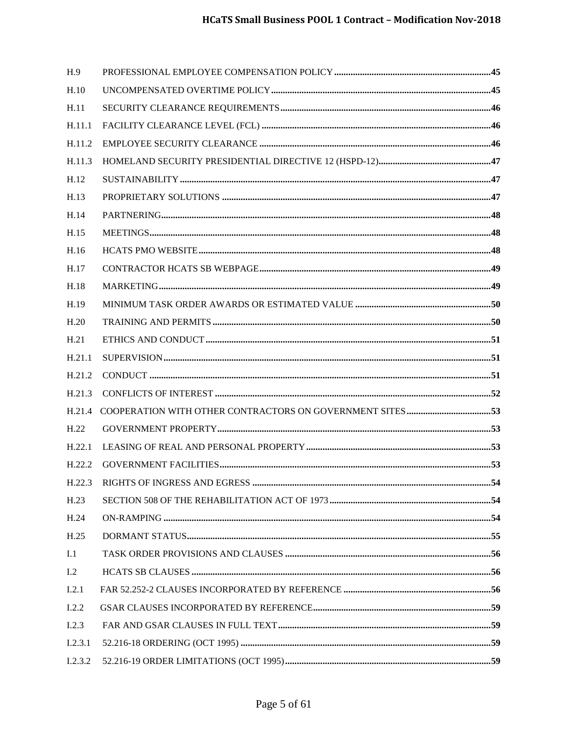| | | |
|---|---|---|
| H.9 | PROFESSIONAL EMPLOYEE COMPENSATION POLICY | 45 |
| H.10 | UNCOMPENSATED OVERTIME POLICY | 45 |
| H.11 | SECURITY CLEARANCE REQUIREMENTS | 46 |
| H.11.1 | FACILITY CLEARANCE LEVEL (FCL) | 46 |
| H.11.2 | EMPLOYEE SECURITY CLEARANCE | 46 |
| H.11.3 | HOMELAND SECURITY PRESIDENTIAL DIRECTIVE 12 (HSPD-12) | 47 |
| H.12 | SUSTAINABILITY | 47 |
| H.13 | PROPRIETARY SOLUTIONS | 47 |
| H.14 | PARTNERING | 48 |
| H.15 | MEETINGS | 48 |
| H.16 | HCATS PMO WEBSITE | 48 |
| H.17 | CONTRACTOR HCATS SB WEBPAGE | 49 |
| H.18 | MARKETING | 49 |
| H.19 | MINIMUM TASK ORDER AWARDS OR ESTIMATED VALUE | 50 |
| H.20 | TRAINING AND PERMITS | 50 |
| H.21 | ETHICS AND CONDUCT | 51 |
| H.21.1 | SUPERVISION | 51 |
| H.21.2 | CONDUCT | 51 |
| H.21.3 | CONFLICTS OF INTEREST | 52 |
| H.21.4 | COOPERATION WITH OTHER CONTRACTORS ON GOVERNMENT SITES | 53 |
| H.22 | GOVERNMENT PROPERTY | 53 |
| H.22.1 | LEASING OF REAL AND PERSONAL PROPERTY | 53 |
| H.22.2 | GOVERNMENT FACILITIES | 53 |
| H.22.3 | RIGHTS OF INGRESS AND EGRESS | 54 |
| H.23 | SECTION 508 OF THE REHABILITATION ACT OF 1973 | 54 |
| H.24 | ON-RAMPING | 54 |
| H.25 | DORMANT STATUS | 55 |
| I.1 | TASK ORDER PROVISIONS AND CLAUSES | 56 |
| I.2 | HCATS SB CLAUSES | 56 |
| I.2.1 | FAR 52.252-2 CLAUSES INCORPORATED BY REFERENCE | 56 |
| I.2.2 | GSAR CLAUSES INCORPORATED BY REFERENCE | 59 |
| I.2.3 | FAR AND GSAR CLAUSES IN FULL TEXT | 59 |
| I.2.3.1 | 52.216-18 ORDERING (OCT 1995) | 59 |
| I.2.3.2 | 52.216-19 ORDER LIMITATIONS (OCT 1995) | 59 |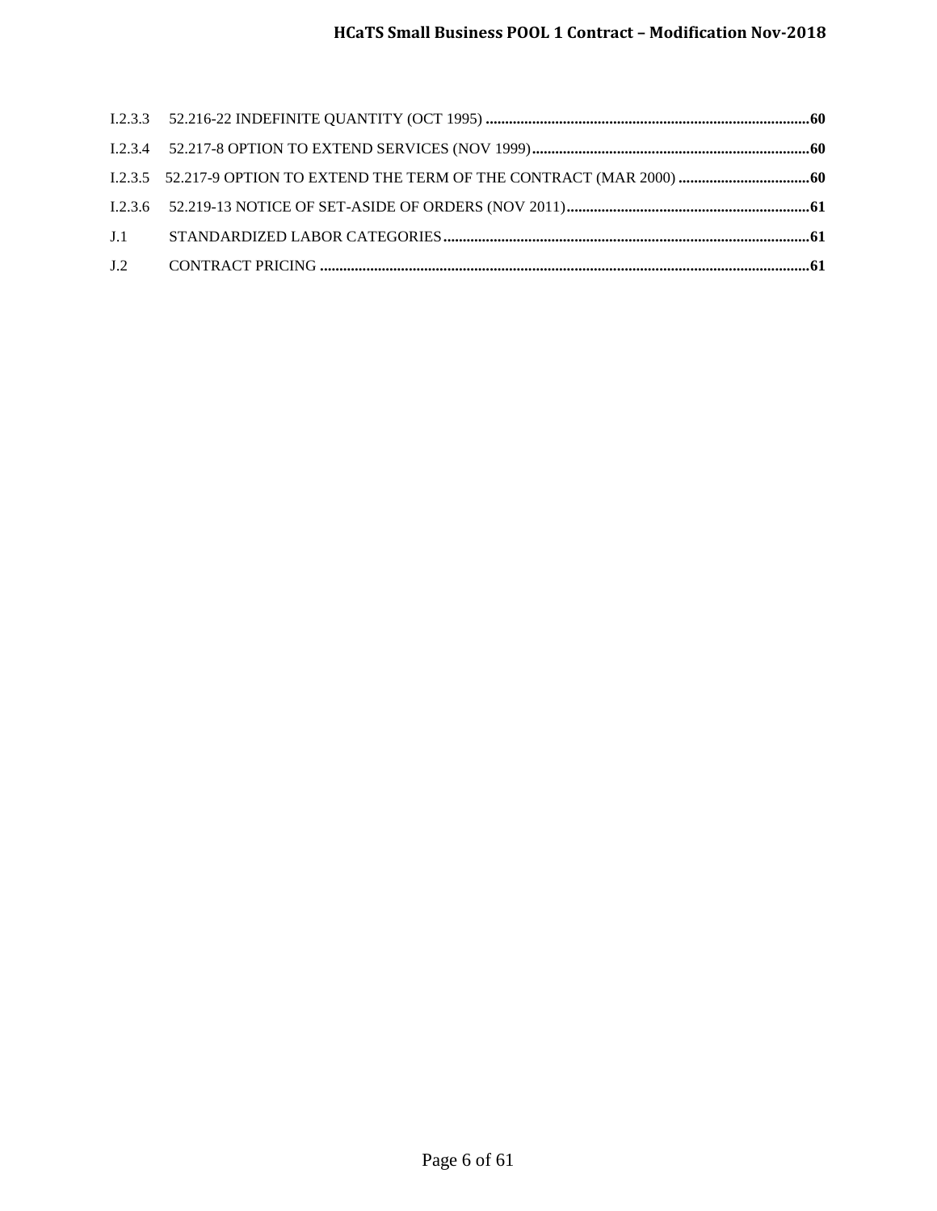I.2.3.3 52.216-22 INDEFINITE QUANTITY (OCT 1995) ....................................................................................60

I.2.3.4 52.217-8 OPTION TO EXTEND SERVICES (NOV 1999).........................................................................60

I.2.3.5 52.217-9 OPTION TO EXTEND THE TERM OF THE CONTRACT (MAR 2000) ..................................60

I.2.3.6 52.219-13 NOTICE OF SET-ASIDE OF ORDERS (NOV 2011)...............................................................61

J.1 STANDARDIZED LABOR CATEGORIES..............................................................................................61

J.2 CONTRACT PRICING ..............................................................................................................................61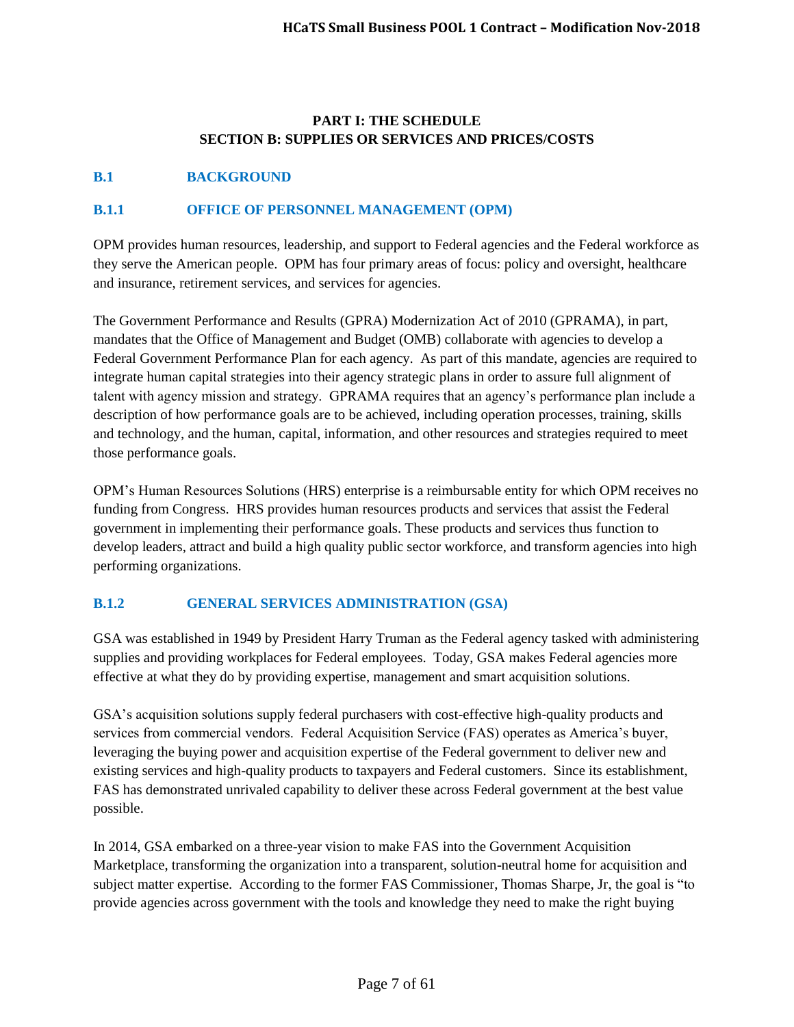**PART I: THE SCHEDULE**
**SECTION B: SUPPLIES OR SERVICES AND PRICES/COSTS**

## B.1 BACKGROUND

### B.1.1 OFFICE OF PERSONNEL MANAGEMENT (OPM)

OPM provides human resources, leadership, and support to Federal agencies and the Federal workforce as they serve the American people. OPM has four primary areas of focus: policy and oversight, healthcare and insurance, retirement services, and services for agencies.

The Government Performance and Results (GPRA) Modernization Act of 2010 (GPRAMA), in part, mandates that the Office of Management and Budget (OMB) collaborate with agencies to develop a Federal Government Performance Plan for each agency. As part of this mandate, agencies are required to integrate human capital strategies into their agency strategic plans in order to assure full alignment of talent with agency mission and strategy. GPRAMA requires that an agency's performance plan include a description of how performance goals are to be achieved, including operation processes, training, skills and technology, and the human, capital, information, and other resources and strategies required to meet those performance goals.

OPM's Human Resources Solutions (HRS) enterprise is a reimbursable entity for which OPM receives no funding from Congress. HRS provides human resources products and services that assist the Federal government in implementing their performance goals. These products and services thus function to develop leaders, attract and build a high quality public sector workforce, and transform agencies into high performing organizations.

### B.1.2 GENERAL SERVICES ADMINISTRATION (GSA)

GSA was established in 1949 by President Harry Truman as the Federal agency tasked with administering supplies and providing workplaces for Federal employees. Today, GSA makes Federal agencies more effective at what they do by providing expertise, management and smart acquisition solutions.

GSA's acquisition solutions supply federal purchasers with cost-effective high-quality products and services from commercial vendors. Federal Acquisition Service (FAS) operates as America's buyer, leveraging the buying power and acquisition expertise of the Federal government to deliver new and existing services and high-quality products to taxpayers and Federal customers. Since its establishment, FAS has demonstrated unrivaled capability to deliver these across Federal government at the best value possible.

In 2014, GSA embarked on a three-year vision to make FAS into the Government Acquisition Marketplace, transforming the organization into a transparent, solution-neutral home for acquisition and subject matter expertise. According to the former FAS Commissioner, Thomas Sharpe, Jr, the goal is "to provide agencies across government with the tools and knowledge they need to make the right buying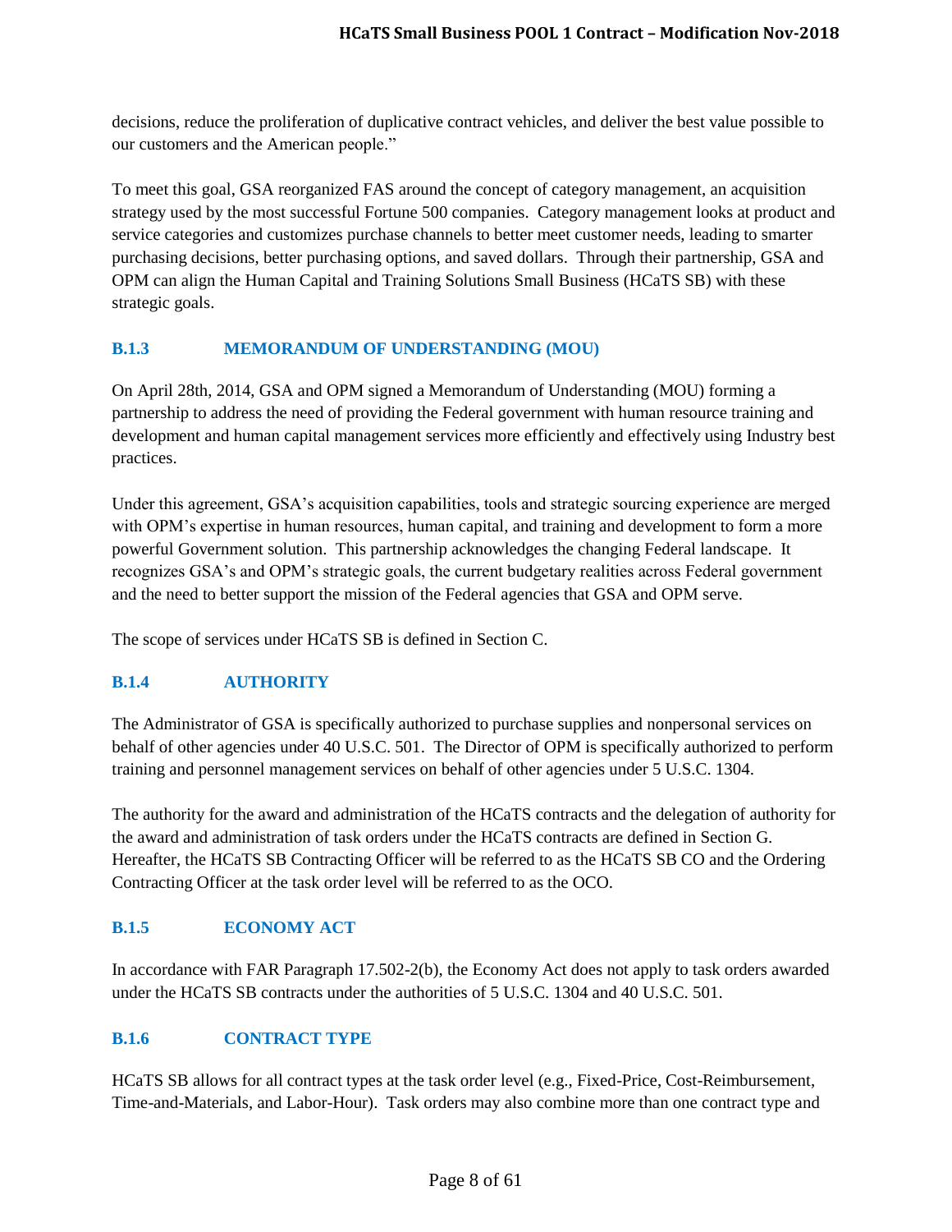decisions, reduce the proliferation of duplicative contract vehicles, and deliver the best value possible to our customers and the American people."

To meet this goal, GSA reorganized FAS around the concept of category management, an acquisition strategy used by the most successful Fortune 500 companies. Category management looks at product and service categories and customizes purchase channels to better meet customer needs, leading to smarter purchasing decisions, better purchasing options, and saved dollars. Through their partnership, GSA and OPM can align the Human Capital and Training Solutions Small Business (HCaTS SB) with these strategic goals.

### B.1.3 MEMORANDUM OF UNDERSTANDING (MOU)

On April 28th, 2014, GSA and OPM signed a Memorandum of Understanding (MOU) forming a partnership to address the need of providing the Federal government with human resource training and development and human capital management services more efficiently and effectively using Industry best practices.

Under this agreement, GSA's acquisition capabilities, tools and strategic sourcing experience are merged with OPM's expertise in human resources, human capital, and training and development to form a more powerful Government solution. This partnership acknowledges the changing Federal landscape. It recognizes GSA's and OPM's strategic goals, the current budgetary realities across Federal government and the need to better support the mission of the Federal agencies that GSA and OPM serve.

The scope of services under HCaTS SB is defined in Section C.

### B.1.4 AUTHORITY

The Administrator of GSA is specifically authorized to purchase supplies and nonpersonal services on behalf of other agencies under 40 U.S.C. 501. The Director of OPM is specifically authorized to perform training and personnel management services on behalf of other agencies under 5 U.S.C. 1304.

The authority for the award and administration of the HCaTS contracts and the delegation of authority for the award and administration of task orders under the HCaTS contracts are defined in Section G. Hereafter, the HCaTS SB Contracting Officer will be referred to as the HCaTS SB CO and the Ordering Contracting Officer at the task order level will be referred to as the OCO.

### B.1.5 ECONOMY ACT

In accordance with FAR Paragraph 17.502-2(b), the Economy Act does not apply to task orders awarded under the HCaTS SB contracts under the authorities of 5 U.S.C. 1304 and 40 U.S.C. 501.

### B.1.6 CONTRACT TYPE

HCaTS SB allows for all contract types at the task order level (e.g., Fixed-Price, Cost-Reimbursement, Time-and-Materials, and Labor-Hour). Task orders may also combine more than one contract type and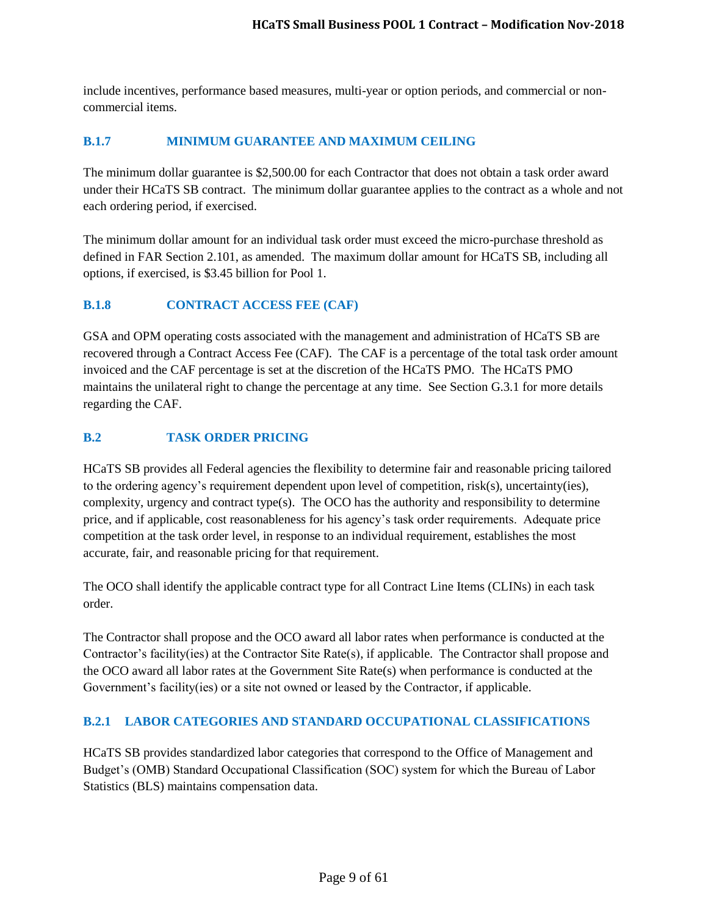include incentives, performance based measures, multi-year or option periods, and commercial or non-commercial items.

### B.1.7 MINIMUM GUARANTEE AND MAXIMUM CEILING

The minimum dollar guarantee is $2,500.00 for each Contractor that does not obtain a task order award under their HCaTS SB contract. The minimum dollar guarantee applies to the contract as a whole and not each ordering period, if exercised.

The minimum dollar amount for an individual task order must exceed the micro-purchase threshold as defined in FAR Section 2.101, as amended. The maximum dollar amount for HCaTS SB, including all options, if exercised, is $3.45 billion for Pool 1.

### B.1.8 CONTRACT ACCESS FEE (CAF)

GSA and OPM operating costs associated with the management and administration of HCaTS SB are recovered through a Contract Access Fee (CAF). The CAF is a percentage of the total task order amount invoiced and the CAF percentage is set at the discretion of the HCaTS PMO. The HCaTS PMO maintains the unilateral right to change the percentage at any time. See Section G.3.1 for more details regarding the CAF.

## B.2 TASK ORDER PRICING

HCaTS SB provides all Federal agencies the flexibility to determine fair and reasonable pricing tailored to the ordering agency's requirement dependent upon level of competition, risk(s), uncertainty(ies), complexity, urgency and contract type(s). The OCO has the authority and responsibility to determine price, and if applicable, cost reasonableness for his agency's task order requirements. Adequate price competition at the task order level, in response to an individual requirement, establishes the most accurate, fair, and reasonable pricing for that requirement.

The OCO shall identify the applicable contract type for all Contract Line Items (CLINs) in each task order.

The Contractor shall propose and the OCO award all labor rates when performance is conducted at the Contractor's facility(ies) at the Contractor Site Rate(s), if applicable. The Contractor shall propose and the OCO award all labor rates at the Government Site Rate(s) when performance is conducted at the Government's facility(ies) or a site not owned or leased by the Contractor, if applicable.

### B.2.1 LABOR CATEGORIES AND STANDARD OCCUPATIONAL CLASSIFICATIONS

HCaTS SB provides standardized labor categories that correspond to the Office of Management and Budget's (OMB) Standard Occupational Classification (SOC) system for which the Bureau of Labor Statistics (BLS) maintains compensation data.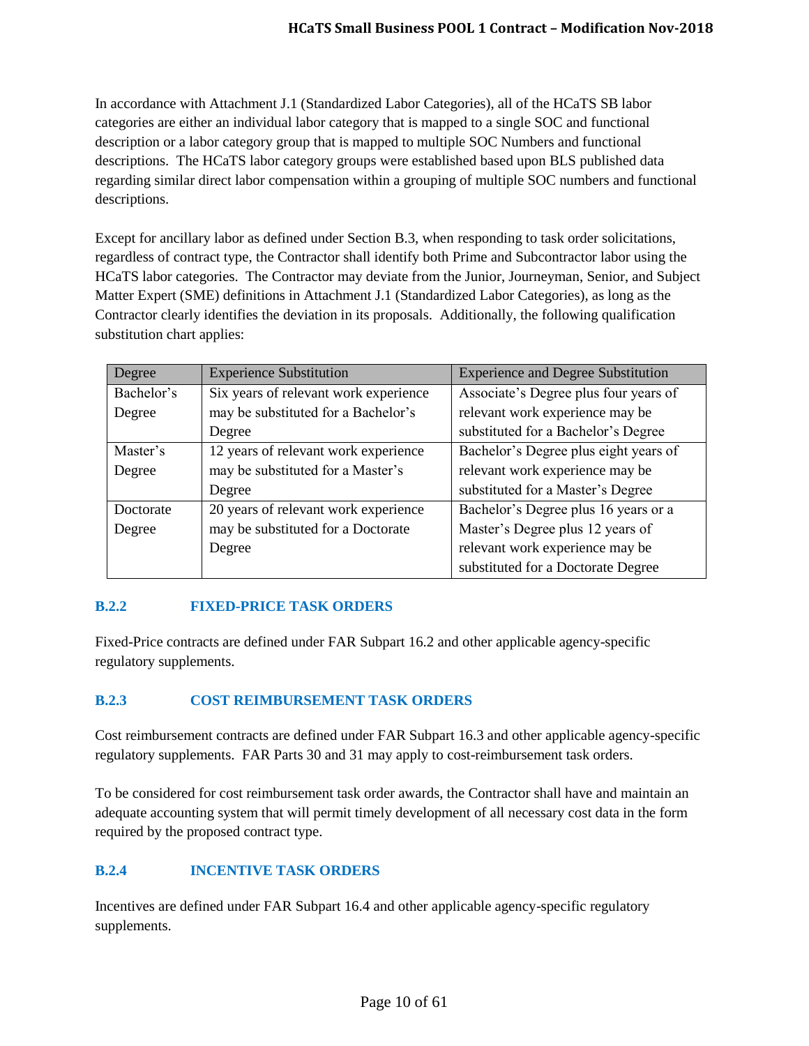In accordance with Attachment J.1 (Standardized Labor Categories), all of the HCaTS SB labor categories are either an individual labor category that is mapped to a single SOC and functional description or a labor category group that is mapped to multiple SOC Numbers and functional descriptions. The HCaTS labor category groups were established based upon BLS published data regarding similar direct labor compensation within a grouping of multiple SOC numbers and functional descriptions.

Except for ancillary labor as defined under Section B.3, when responding to task order solicitations, regardless of contract type, the Contractor shall identify both Prime and Subcontractor labor using the HCaTS labor categories. The Contractor may deviate from the Junior, Journeyman, Senior, and Subject Matter Expert (SME) definitions in Attachment J.1 (Standardized Labor Categories), as long as the Contractor clearly identifies the deviation in its proposals. Additionally, the following qualification substitution chart applies:

| Degree | Experience Substitution | Experience and Degree Substitution |
|---|---|---|
| Bachelor's Degree | Six years of relevant work experience may be substituted for a Bachelor's Degree | Associate's Degree plus four years of relevant work experience may be substituted for a Bachelor's Degree |
| Master's Degree | 12 years of relevant work experience may be substituted for a Master's Degree | Bachelor's Degree plus eight years of relevant work experience may be substituted for a Master's Degree |
| Doctorate Degree | 20 years of relevant work experience may be substituted for a Doctorate Degree | Bachelor's Degree plus 16 years or a Master's Degree plus 12 years of relevant work experience may be substituted for a Doctorate Degree |

### B.2.2 FIXED-PRICE TASK ORDERS

Fixed-Price contracts are defined under FAR Subpart 16.2 and other applicable agency-specific regulatory supplements.

### B.2.3 COST REIMBURSEMENT TASK ORDERS

Cost reimbursement contracts are defined under FAR Subpart 16.3 and other applicable agency-specific regulatory supplements. FAR Parts 30 and 31 may apply to cost-reimbursement task orders.

To be considered for cost reimbursement task order awards, the Contractor shall have and maintain an adequate accounting system that will permit timely development of all necessary cost data in the form required by the proposed contract type.

### B.2.4 INCENTIVE TASK ORDERS

Incentives are defined under FAR Subpart 16.4 and other applicable agency-specific regulatory supplements.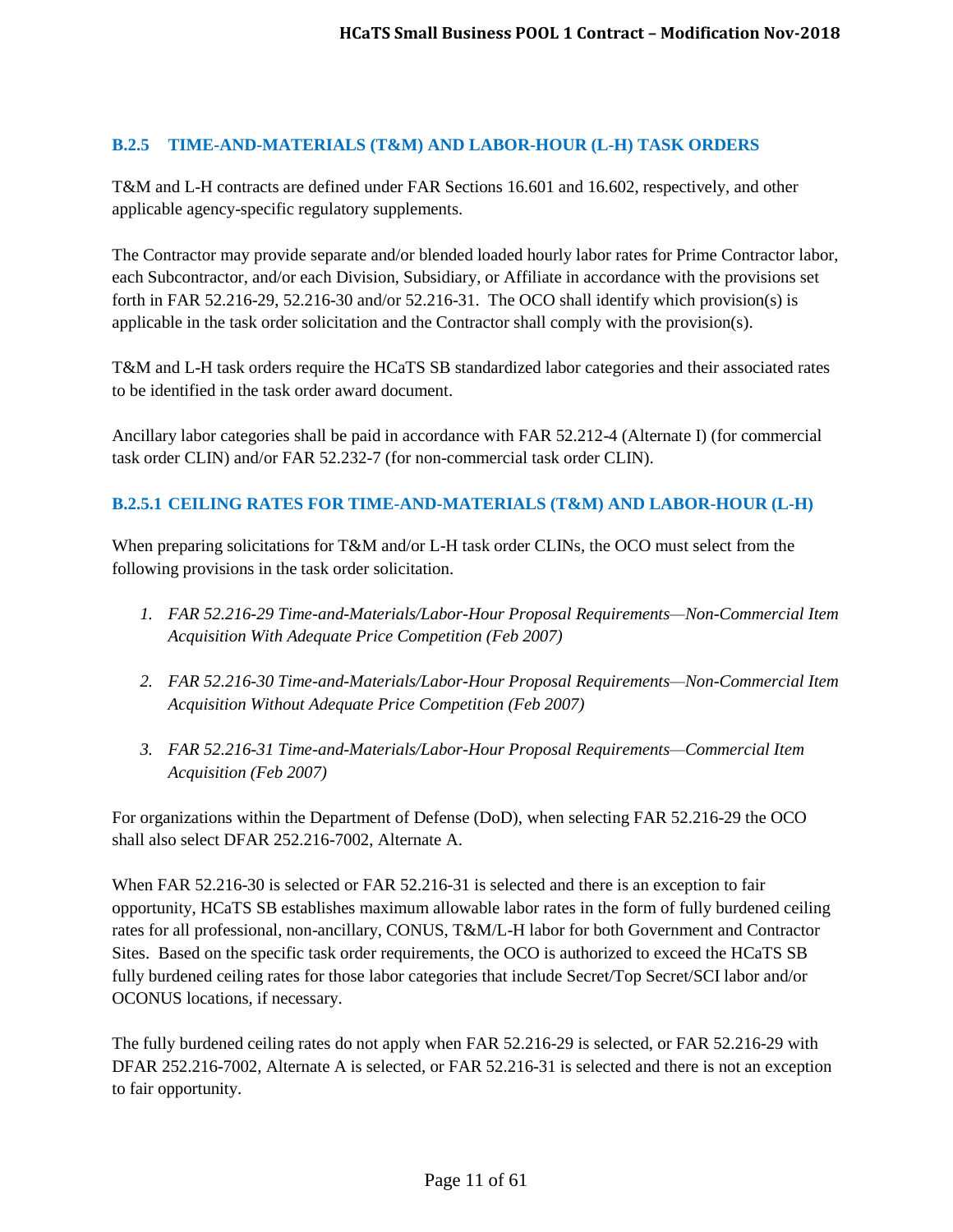### B.2.5 TIME-AND-MATERIALS (T&M) AND LABOR-HOUR (L-H) TASK ORDERS

T&M and L-H contracts are defined under FAR Sections 16.601 and 16.602, respectively, and other applicable agency-specific regulatory supplements.

The Contractor may provide separate and/or blended loaded hourly labor rates for Prime Contractor labor, each Subcontractor, and/or each Division, Subsidiary, or Affiliate in accordance with the provisions set forth in FAR 52.216-29, 52.216-30 and/or 52.216-31. The OCO shall identify which provision(s) is applicable in the task order solicitation and the Contractor shall comply with the provision(s).

T&M and L-H task orders require the HCaTS SB standardized labor categories and their associated rates to be identified in the task order award document.

Ancillary labor categories shall be paid in accordance with FAR 52.212-4 (Alternate I) (for commercial task order CLIN) and/or FAR 52.232-7 (for non-commercial task order CLIN).

#### B.2.5.1 CEILING RATES FOR TIME-AND-MATERIALS (T&M) AND LABOR-HOUR (L-H)

When preparing solicitations for T&M and/or L-H task order CLINs, the OCO must select from the following provisions in the task order solicitation.

1. *FAR 52.216-29 Time-and-Materials/Labor-Hour Proposal Requirements—Non-Commercial Item Acquisition With Adequate Price Competition (Feb 2007)*

2. *FAR 52.216-30 Time-and-Materials/Labor-Hour Proposal Requirements—Non-Commercial Item Acquisition Without Adequate Price Competition (Feb 2007)*

3. *FAR 52.216-31 Time-and-Materials/Labor-Hour Proposal Requirements—Commercial Item Acquisition (Feb 2007)*

For organizations within the Department of Defense (DoD), when selecting FAR 52.216-29 the OCO shall also select DFAR 252.216-7002, Alternate A.

When FAR 52.216-30 is selected or FAR 52.216-31 is selected and there is an exception to fair opportunity, HCaTS SB establishes maximum allowable labor rates in the form of fully burdened ceiling rates for all professional, non-ancillary, CONUS, T&M/L-H labor for both Government and Contractor Sites. Based on the specific task order requirements, the OCO is authorized to exceed the HCaTS SB fully burdened ceiling rates for those labor categories that include Secret/Top Secret/SCI labor and/or OCONUS locations, if necessary.

The fully burdened ceiling rates do not apply when FAR 52.216-29 is selected, or FAR 52.216-29 with DFAR 252.216-7002, Alternate A is selected, or FAR 52.216-31 is selected and there is not an exception to fair opportunity.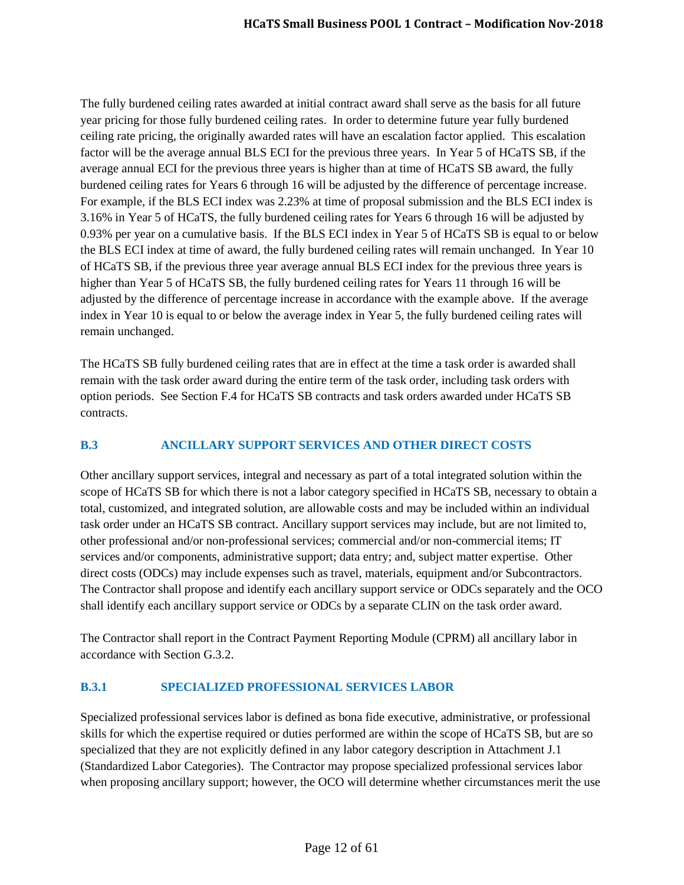The fully burdened ceiling rates awarded at initial contract award shall serve as the basis for all future year pricing for those fully burdened ceiling rates. In order to determine future year fully burdened ceiling rate pricing, the originally awarded rates will have an escalation factor applied. This escalation factor will be the average annual BLS ECI for the previous three years. In Year 5 of HCaTS SB, if the average annual ECI for the previous three years is higher than at time of HCaTS SB award, the fully burdened ceiling rates for Years 6 through 16 will be adjusted by the difference of percentage increase. For example, if the BLS ECI index was 2.23% at time of proposal submission and the BLS ECI index is 3.16% in Year 5 of HCaTS, the fully burdened ceiling rates for Years 6 through 16 will be adjusted by 0.93% per year on a cumulative basis. If the BLS ECI index in Year 5 of HCaTS SB is equal to or below the BLS ECI index at time of award, the fully burdened ceiling rates will remain unchanged. In Year 10 of HCaTS SB, if the previous three year average annual BLS ECI index for the previous three years is higher than Year 5 of HCaTS SB, the fully burdened ceiling rates for Years 11 through 16 will be adjusted by the difference of percentage increase in accordance with the example above. If the average index in Year 10 is equal to or below the average index in Year 5, the fully burdened ceiling rates will remain unchanged.

The HCaTS SB fully burdened ceiling rates that are in effect at the time a task order is awarded shall remain with the task order award during the entire term of the task order, including task orders with option periods. See Section F.4 for HCaTS SB contracts and task orders awarded under HCaTS SB contracts.

## B.3 ANCILLARY SUPPORT SERVICES AND OTHER DIRECT COSTS

Other ancillary support services, integral and necessary as part of a total integrated solution within the scope of HCaTS SB for which there is not a labor category specified in HCaTS SB, necessary to obtain a total, customized, and integrated solution, are allowable costs and may be included within an individual task order under an HCaTS SB contract. Ancillary support services may include, but are not limited to, other professional and/or non-professional services; commercial and/or non-commercial items; IT services and/or components, administrative support; data entry; and, subject matter expertise. Other direct costs (ODCs) may include expenses such as travel, materials, equipment and/or Subcontractors. The Contractor shall propose and identify each ancillary support service or ODCs separately and the OCO shall identify each ancillary support service or ODCs by a separate CLIN on the task order award.

The Contractor shall report in the Contract Payment Reporting Module (CPRM) all ancillary labor in accordance with Section G.3.2.

### B.3.1 SPECIALIZED PROFESSIONAL SERVICES LABOR

Specialized professional services labor is defined as bona fide executive, administrative, or professional skills for which the expertise required or duties performed are within the scope of HCaTS SB, but are so specialized that they are not explicitly defined in any labor category description in Attachment J.1 (Standardized Labor Categories). The Contractor may propose specialized professional services labor when proposing ancillary support; however, the OCO will determine whether circumstances merit the use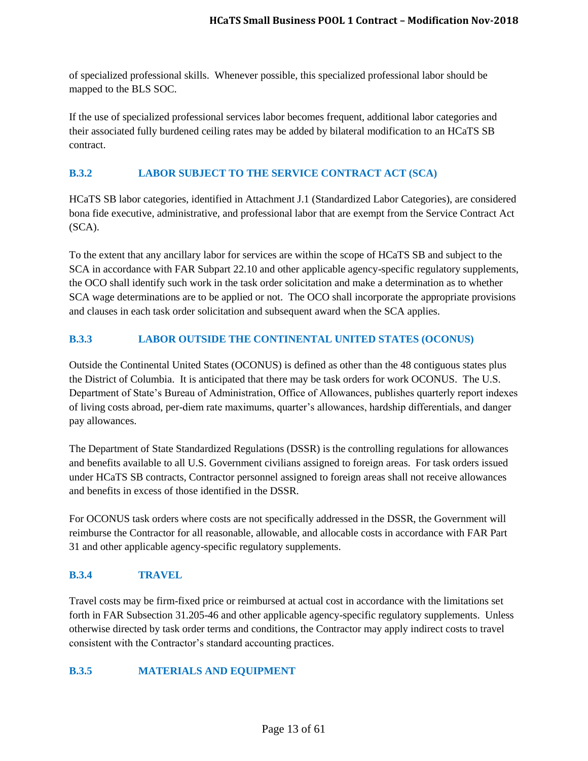of specialized professional skills. Whenever possible, this specialized professional labor should be mapped to the BLS SOC.

If the use of specialized professional services labor becomes frequent, additional labor categories and their associated fully burdened ceiling rates may be added by bilateral modification to an HCaTS SB contract.

### B.3.2 LABOR SUBJECT TO THE SERVICE CONTRACT ACT (SCA)

HCaTS SB labor categories, identified in Attachment J.1 (Standardized Labor Categories), are considered bona fide executive, administrative, and professional labor that are exempt from the Service Contract Act (SCA).

To the extent that any ancillary labor for services are within the scope of HCaTS SB and subject to the SCA in accordance with FAR Subpart 22.10 and other applicable agency-specific regulatory supplements, the OCO shall identify such work in the task order solicitation and make a determination as to whether SCA wage determinations are to be applied or not. The OCO shall incorporate the appropriate provisions and clauses in each task order solicitation and subsequent award when the SCA applies.

### B.3.3 LABOR OUTSIDE THE CONTINENTAL UNITED STATES (OCONUS)

Outside the Continental United States (OCONUS) is defined as other than the 48 contiguous states plus the District of Columbia. It is anticipated that there may be task orders for work OCONUS. The U.S. Department of State's Bureau of Administration, Office of Allowances, publishes quarterly report indexes of living costs abroad, per-diem rate maximums, quarter's allowances, hardship differentials, and danger pay allowances.

The Department of State Standardized Regulations (DSSR) is the controlling regulations for allowances and benefits available to all U.S. Government civilians assigned to foreign areas. For task orders issued under HCaTS SB contracts, Contractor personnel assigned to foreign areas shall not receive allowances and benefits in excess of those identified in the DSSR.

For OCONUS task orders where costs are not specifically addressed in the DSSR, the Government will reimburse the Contractor for all reasonable, allowable, and allocable costs in accordance with FAR Part 31 and other applicable agency-specific regulatory supplements.

### B.3.4 TRAVEL

Travel costs may be firm-fixed price or reimbursed at actual cost in accordance with the limitations set forth in FAR Subsection 31.205-46 and other applicable agency-specific regulatory supplements. Unless otherwise directed by task order terms and conditions, the Contractor may apply indirect costs to travel consistent with the Contractor's standard accounting practices.

### B.3.5 MATERIALS AND EQUIPMENT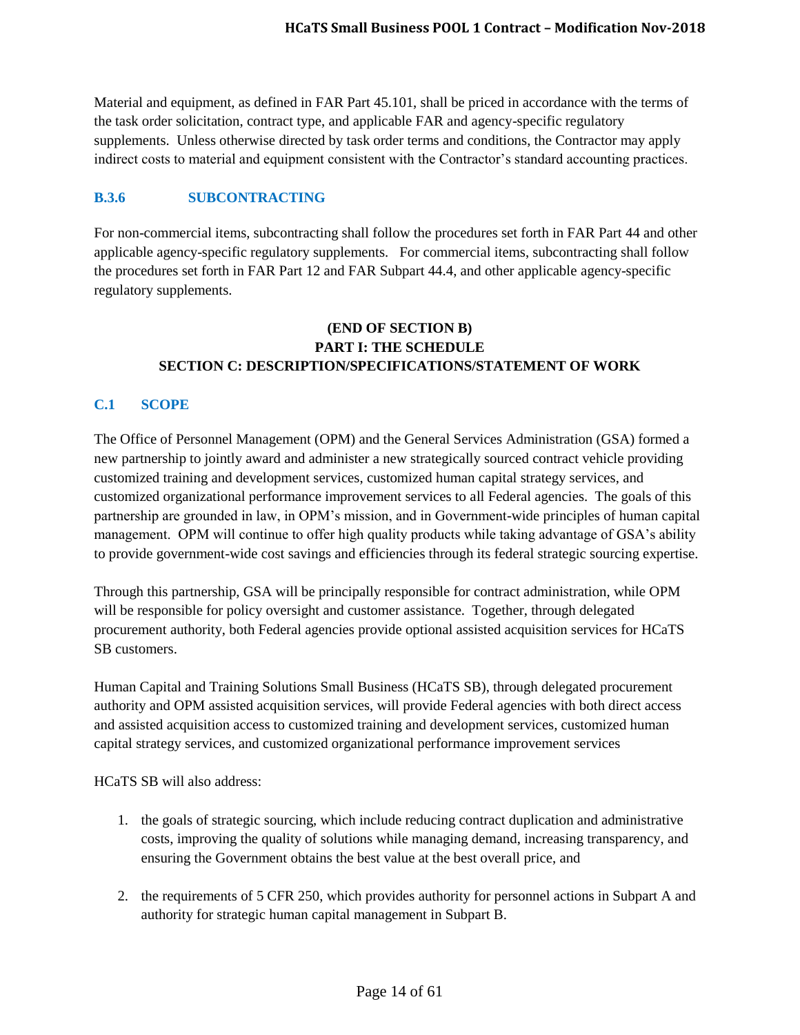Material and equipment, as defined in FAR Part 45.101, shall be priced in accordance with the terms of the task order solicitation, contract type, and applicable FAR and agency-specific regulatory supplements. Unless otherwise directed by task order terms and conditions, the Contractor may apply indirect costs to material and equipment consistent with the Contractor's standard accounting practices.

### B.3.6 SUBCONTRACTING

For non-commercial items, subcontracting shall follow the procedures set forth in FAR Part 44 and other applicable agency-specific regulatory supplements. For commercial items, subcontracting shall follow the procedures set forth in FAR Part 12 and FAR Subpart 44.4, and other applicable agency-specific regulatory supplements.

**(END OF SECTION B)**

**PART I: THE SCHEDULE**

## SECTION C: DESCRIPTION/SPECIFICATIONS/STATEMENT OF WORK

### C.1 SCOPE

The Office of Personnel Management (OPM) and the General Services Administration (GSA) formed a new partnership to jointly award and administer a new strategically sourced contract vehicle providing customized training and development services, customized human capital strategy services, and customized organizational performance improvement services to all Federal agencies. The goals of this partnership are grounded in law, in OPM's mission, and in Government-wide principles of human capital management. OPM will continue to offer high quality products while taking advantage of GSA's ability to provide government-wide cost savings and efficiencies through its federal strategic sourcing expertise.

Through this partnership, GSA will be principally responsible for contract administration, while OPM will be responsible for policy oversight and customer assistance. Together, through delegated procurement authority, both Federal agencies provide optional assisted acquisition services for HCaTS SB customers.

Human Capital and Training Solutions Small Business (HCaTS SB), through delegated procurement authority and OPM assisted acquisition services, will provide Federal agencies with both direct access and assisted acquisition access to customized training and development services, customized human capital strategy services, and customized organizational performance improvement services

HCaTS SB will also address:

1. the goals of strategic sourcing, which include reducing contract duplication and administrative costs, improving the quality of solutions while managing demand, increasing transparency, and ensuring the Government obtains the best value at the best overall price, and

2. the requirements of 5 CFR 250, which provides authority for personnel actions in Subpart A and authority for strategic human capital management in Subpart B.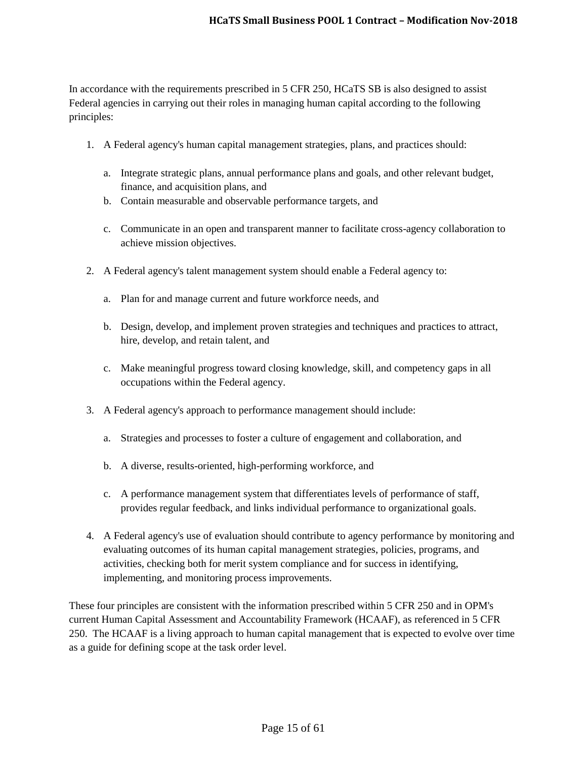In accordance with the requirements prescribed in 5 CFR 250, HCaTS SB is also designed to assist Federal agencies in carrying out their roles in managing human capital according to the following principles:

1. A Federal agency's human capital management strategies, plans, and practices should:

    a. Integrate strategic plans, annual performance plans and goals, and other relevant budget, finance, and acquisition plans, and
    b. Contain measurable and observable performance targets, and
    c. Communicate in an open and transparent manner to facilitate cross-agency collaboration to achieve mission objectives.

2. A Federal agency's talent management system should enable a Federal agency to:

    a. Plan for and manage current and future workforce needs, and
    b. Design, develop, and implement proven strategies and techniques and practices to attract, hire, develop, and retain talent, and
    c. Make meaningful progress toward closing knowledge, skill, and competency gaps in all occupations within the Federal agency.

3. A Federal agency's approach to performance management should include:

    a. Strategies and processes to foster a culture of engagement and collaboration, and
    b. A diverse, results-oriented, high-performing workforce, and
    c. A performance management system that differentiates levels of performance of staff, provides regular feedback, and links individual performance to organizational goals.

4. A Federal agency's use of evaluation should contribute to agency performance by monitoring and evaluating outcomes of its human capital management strategies, policies, programs, and activities, checking both for merit system compliance and for success in identifying, implementing, and monitoring process improvements.

These four principles are consistent with the information prescribed within 5 CFR 250 and in OPM's current Human Capital Assessment and Accountability Framework (HCAAF), as referenced in 5 CFR 250. The HCAAF is a living approach to human capital management that is expected to evolve over time as a guide for defining scope at the task order level.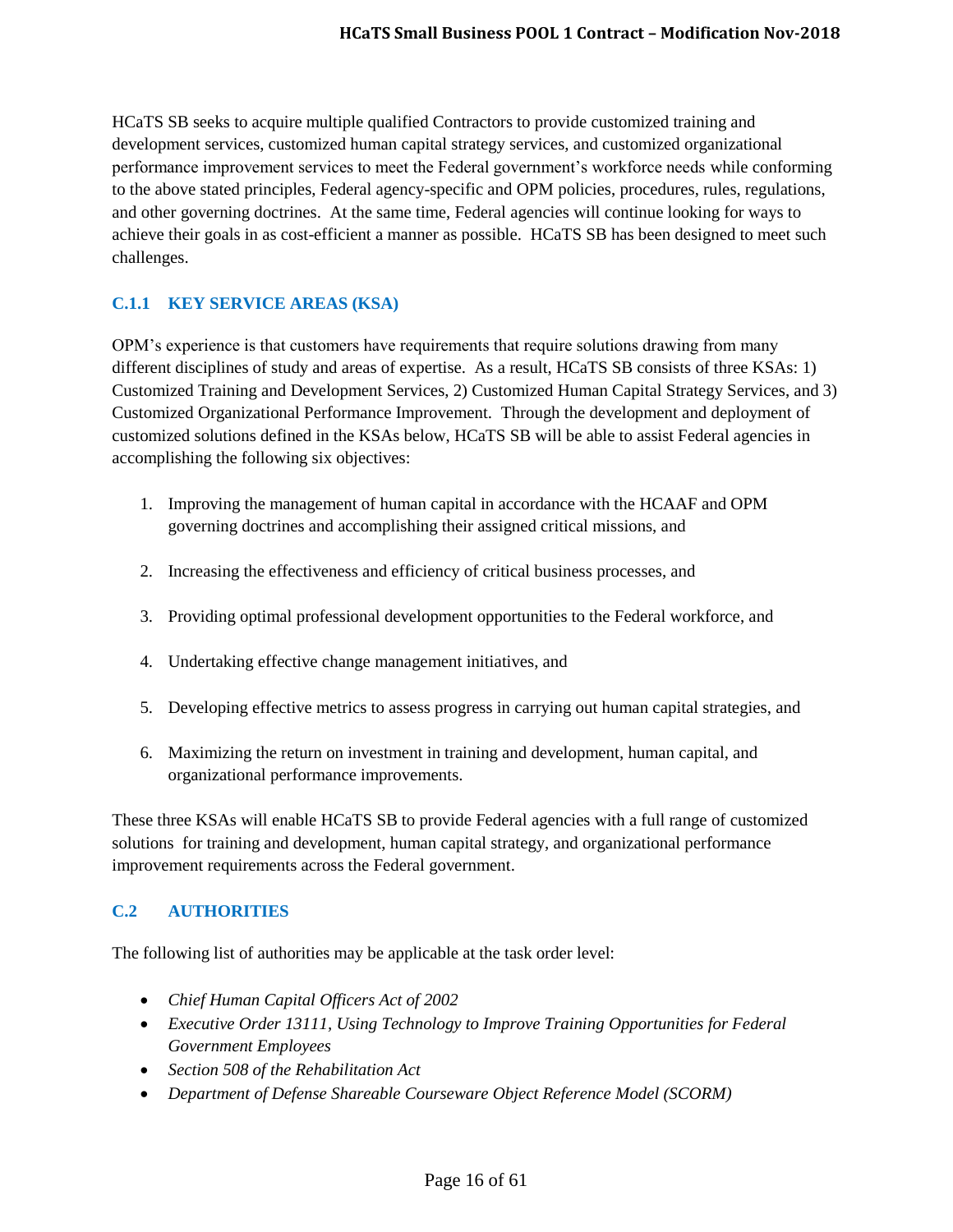HCaTS SB seeks to acquire multiple qualified Contractors to provide customized training and development services, customized human capital strategy services, and customized organizational performance improvement services to meet the Federal government's workforce needs while conforming to the above stated principles, Federal agency-specific and OPM policies, procedures, rules, regulations, and other governing doctrines. At the same time, Federal agencies will continue looking for ways to achieve their goals in as cost-efficient a manner as possible. HCaTS SB has been designed to meet such challenges.

### C.1.1 KEY SERVICE AREAS (KSA)

OPM's experience is that customers have requirements that require solutions drawing from many different disciplines of study and areas of expertise. As a result, HCaTS SB consists of three KSAs: 1) Customized Training and Development Services, 2) Customized Human Capital Strategy Services, and 3) Customized Organizational Performance Improvement. Through the development and deployment of customized solutions defined in the KSAs below, HCaTS SB will be able to assist Federal agencies in accomplishing the following six objectives:

1. Improving the management of human capital in accordance with the HCAAF and OPM governing doctrines and accomplishing their assigned critical missions, and
2. Increasing the effectiveness and efficiency of critical business processes, and
3. Providing optimal professional development opportunities to the Federal workforce, and
4. Undertaking effective change management initiatives, and
5. Developing effective metrics to assess progress in carrying out human capital strategies, and
6. Maximizing the return on investment in training and development, human capital, and organizational performance improvements.

These three KSAs will enable HCaTS SB to provide Federal agencies with a full range of customized solutions for training and development, human capital strategy, and organizational performance improvement requirements across the Federal government.

## C.2 AUTHORITIES

The following list of authorities may be applicable at the task order level:

- *Chief Human Capital Officers Act of 2002*
- *Executive Order 13111, Using Technology to Improve Training Opportunities for Federal Government Employees*
- *Section 508 of the Rehabilitation Act*
- *Department of Defense Shareable Courseware Object Reference Model (SCORM)*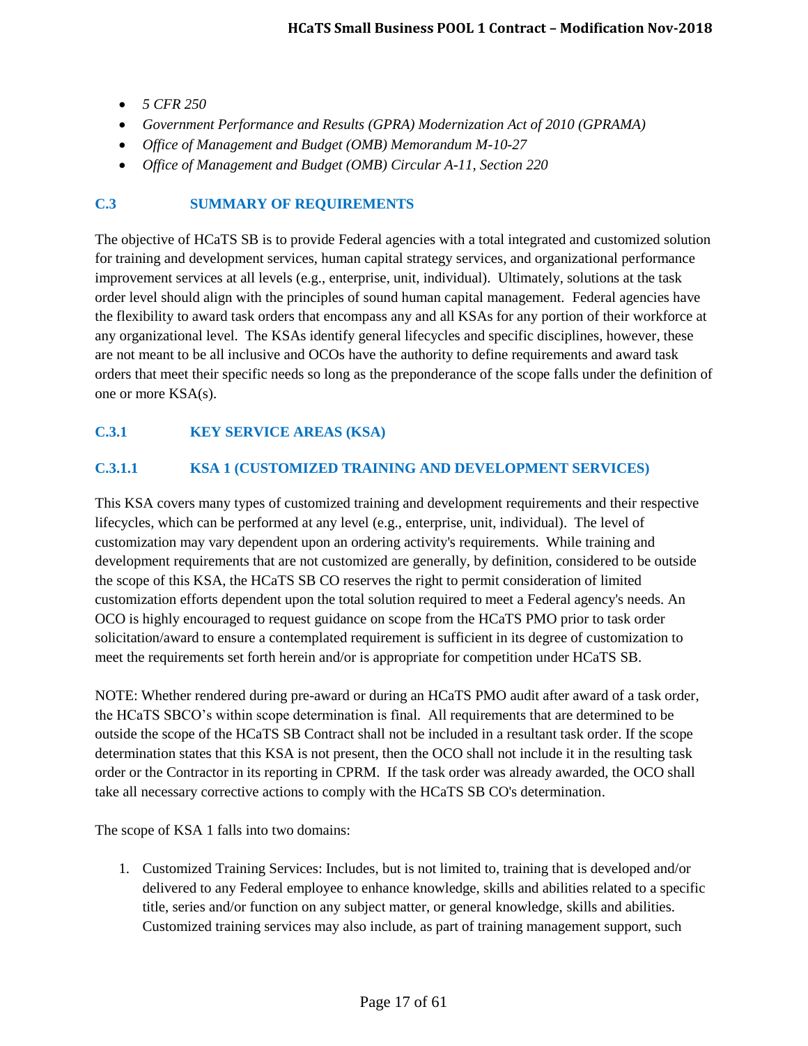- *5 CFR 250*
- *Government Performance and Results (GPRA) Modernization Act of 2010 (GPRAMA)*
- *Office of Management and Budget (OMB) Memorandum M-10-27*
- *Office of Management and Budget (OMB) Circular A-11, Section 220*

## C.3 SUMMARY OF REQUIREMENTS

The objective of HCaTS SB is to provide Federal agencies with a total integrated and customized solution for training and development services, human capital strategy services, and organizational performance improvement services at all levels (e.g., enterprise, unit, individual). Ultimately, solutions at the task order level should align with the principles of sound human capital management. Federal agencies have the flexibility to award task orders that encompass any and all KSAs for any portion of their workforce at any organizational level. The KSAs identify general lifecycles and specific disciplines, however, these are not meant to be all inclusive and OCOs have the authority to define requirements and award task orders that meet their specific needs so long as the preponderance of the scope falls under the definition of one or more KSA(s).

### C.3.1 KEY SERVICE AREAS (KSA)

#### C.3.1.1 KSA 1 (CUSTOMIZED TRAINING AND DEVELOPMENT SERVICES)

This KSA covers many types of customized training and development requirements and their respective lifecycles, which can be performed at any level (e.g., enterprise, unit, individual). The level of customization may vary dependent upon an ordering activity's requirements. While training and development requirements that are not customized are generally, by definition, considered to be outside the scope of this KSA, the HCaTS SB CO reserves the right to permit consideration of limited customization efforts dependent upon the total solution required to meet a Federal agency's needs. An OCO is highly encouraged to request guidance on scope from the HCaTS PMO prior to task order solicitation/award to ensure a contemplated requirement is sufficient in its degree of customization to meet the requirements set forth herein and/or is appropriate for competition under HCaTS SB.

NOTE: Whether rendered during pre-award or during an HCaTS PMO audit after award of a task order, the HCaTS SBCO's within scope determination is final. All requirements that are determined to be outside the scope of the HCaTS SB Contract shall not be included in a resultant task order. If the scope determination states that this KSA is not present, then the OCO shall not include it in the resulting task order or the Contractor in its reporting in CPRM. If the task order was already awarded, the OCO shall take all necessary corrective actions to comply with the HCaTS SB CO's determination.

The scope of KSA 1 falls into two domains:

1. Customized Training Services: Includes, but is not limited to, training that is developed and/or delivered to any Federal employee to enhance knowledge, skills and abilities related to a specific title, series and/or function on any subject matter, or general knowledge, skills and abilities. Customized training services may also include, as part of training management support, such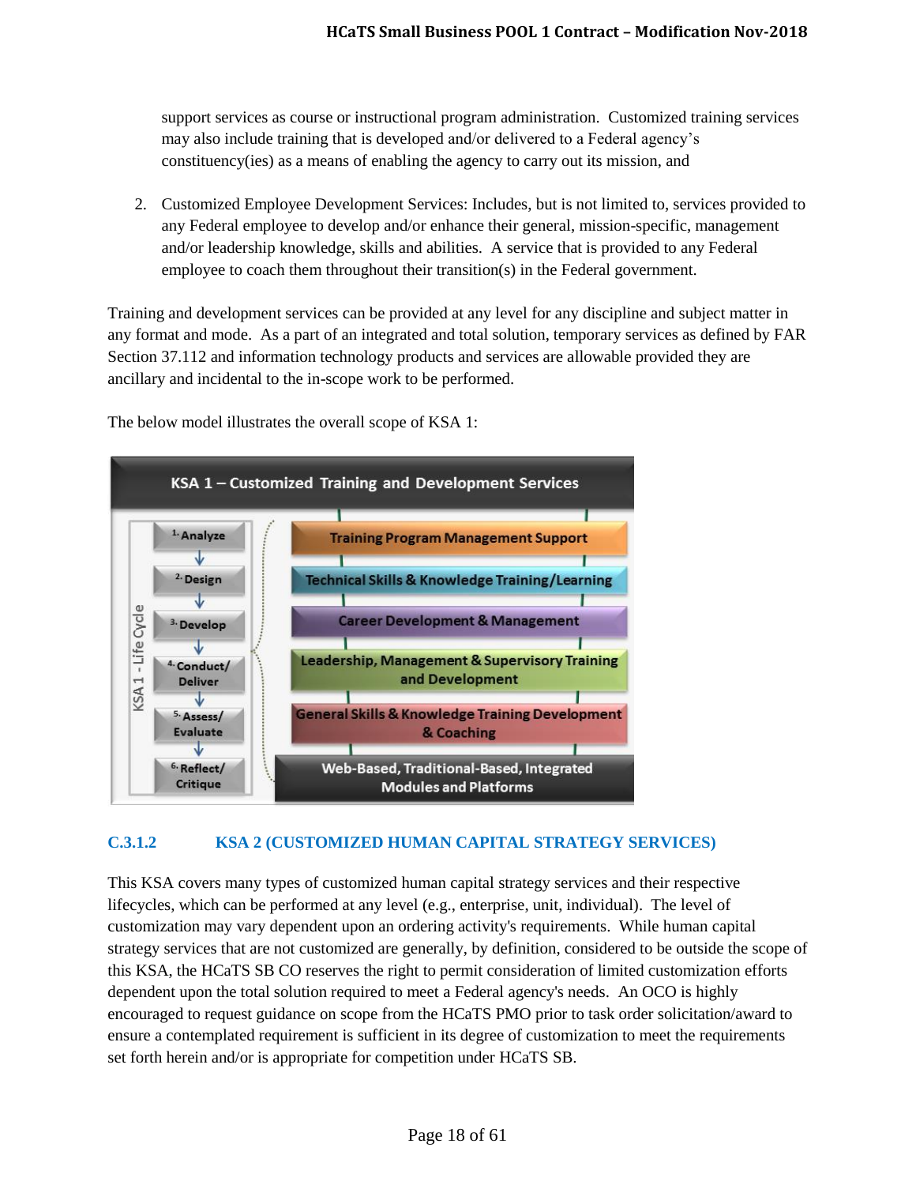support services as course or instructional program administration. Customized training services may also include training that is developed and/or delivered to a Federal agency's constituency(ies) as a means of enabling the agency to carry out its mission, and

2. Customized Employee Development Services: Includes, but is not limited to, services provided to any Federal employee to develop and/or enhance their general, mission-specific, management and/or leadership knowledge, skills and abilities. A service that is provided to any Federal employee to coach them throughout their transition(s) in the Federal government.

Training and development services can be provided at any level for any discipline and subject matter in any format and mode. As a part of an integrated and total solution, temporary services as defined by FAR Section 37.112 and information technology products and services are allowable provided they are ancillary and incidental to the in-scope work to be performed.

The below model illustrates the overall scope of KSA 1:

**KSA 1 – Customized Training and Development Services**

KSA 1 - Life Cycle:
1. Analyze
2. Design
3. Develop
4. Conduct/Deliver
5. Assess/Evaluate
6. Reflect/Critique

- Training Program Management Support
- Technical Skills & Knowledge Training/Learning
- Career Development & Management
- Leadership, Management & Supervisory Training and Development
- General Skills & Knowledge Training Development & Coaching
- Web-Based, Traditional-Based, Integrated Modules and Platforms

### C.3.1.2 KSA 2 (CUSTOMIZED HUMAN CAPITAL STRATEGY SERVICES)

This KSA covers many types of customized human capital strategy services and their respective lifecycles, which can be performed at any level (e.g., enterprise, unit, individual). The level of customization may vary dependent upon an ordering activity's requirements. While human capital strategy services that are not customized are generally, by definition, considered to be outside the scope of this KSA, the HCaTS SB CO reserves the right to permit consideration of limited customization efforts dependent upon the total solution required to meet a Federal agency's needs. An OCO is highly encouraged to request guidance on scope from the HCaTS PMO prior to task order solicitation/award to ensure a contemplated requirement is sufficient in its degree of customization to meet the requirements set forth herein and/or is appropriate for competition under HCaTS SB.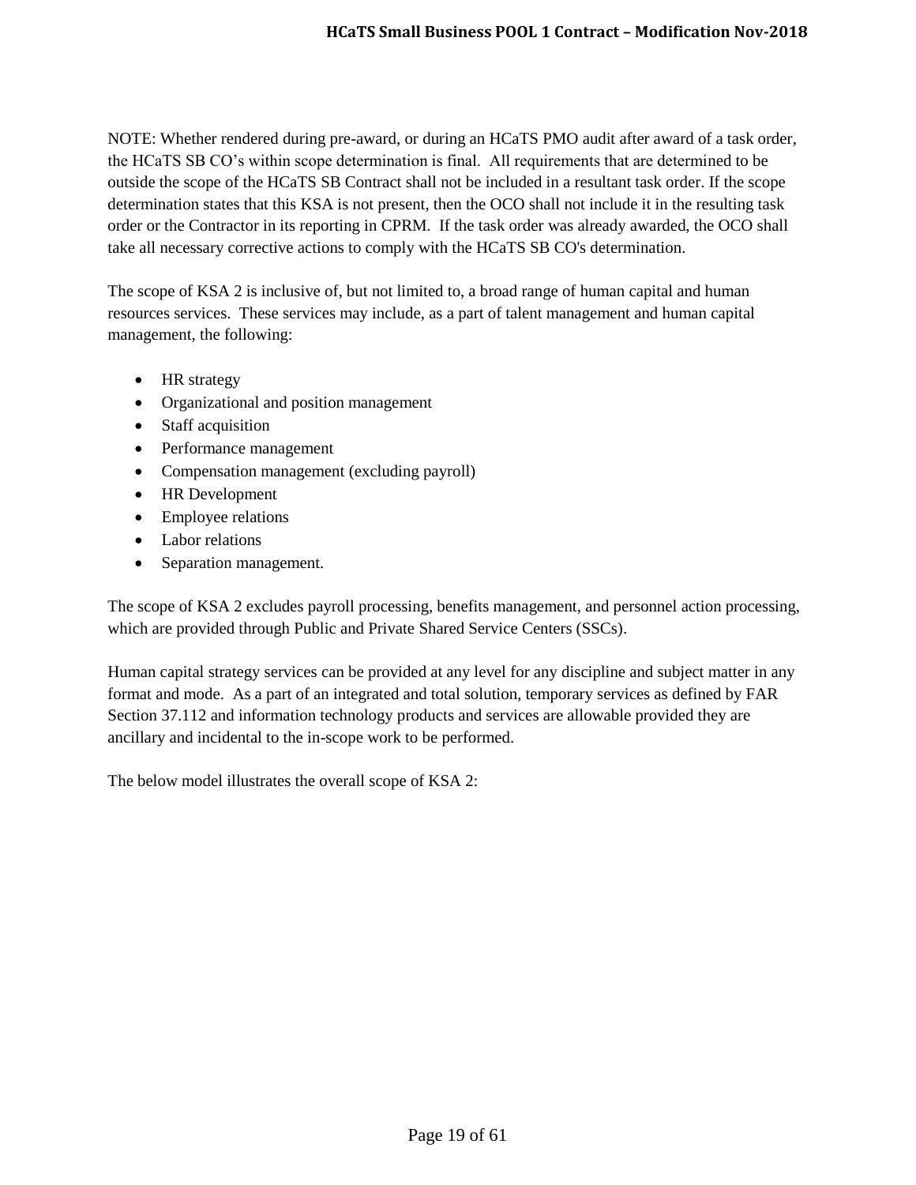NOTE: Whether rendered during pre-award, or during an HCaTS PMO audit after award of a task order, the HCaTS SB CO's within scope determination is final. All requirements that are determined to be outside the scope of the HCaTS SB Contract shall not be included in a resultant task order. If the scope determination states that this KSA is not present, then the OCO shall not include it in the resulting task order or the Contractor in its reporting in CPRM. If the task order was already awarded, the OCO shall take all necessary corrective actions to comply with the HCaTS SB CO's determination.

The scope of KSA 2 is inclusive of, but not limited to, a broad range of human capital and human resources services. These services may include, as a part of talent management and human capital management, the following:

- HR strategy
- Organizational and position management
- Staff acquisition
- Performance management
- Compensation management (excluding payroll)
- HR Development
- Employee relations
- Labor relations
- Separation management.

The scope of KSA 2 excludes payroll processing, benefits management, and personnel action processing, which are provided through Public and Private Shared Service Centers (SSCs).

Human capital strategy services can be provided at any level for any discipline and subject matter in any format and mode. As a part of an integrated and total solution, temporary services as defined by FAR Section 37.112 and information technology products and services are allowable provided they are ancillary and incidental to the in-scope work to be performed.

The below model illustrates the overall scope of KSA 2: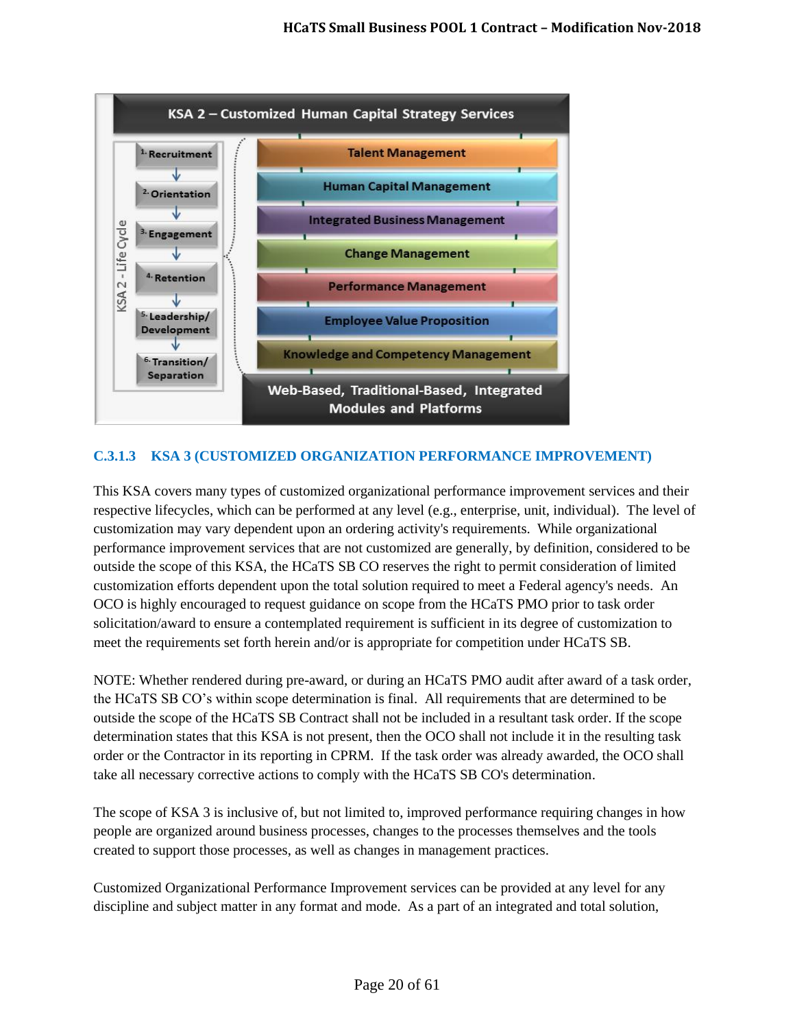**KSA 2 – Customized Human Capital Strategy Services**

KSA 2 - Life Cycle:

1. Recruitment
2. Orientation
3. Engagement
4. Retention
5. Leadership/ Development
6. Transition/ Separation

- Talent Management
- Human Capital Management
- Integrated Business Management
- Change Management
- Performance Management
- Employee Value Proposition
- Knowledge and Competency Management

Web-Based, Traditional-Based, Integrated Modules and Platforms

### C.3.1.3 KSA 3 (CUSTOMIZED ORGANIZATION PERFORMANCE IMPROVEMENT)

This KSA covers many types of customized organizational performance improvement services and their respective lifecycles, which can be performed at any level (e.g., enterprise, unit, individual). The level of customization may vary dependent upon an ordering activity's requirements. While organizational performance improvement services that are not customized are generally, by definition, considered to be outside the scope of this KSA, the HCaTS SB CO reserves the right to permit consideration of limited customization efforts dependent upon the total solution required to meet a Federal agency's needs. An OCO is highly encouraged to request guidance on scope from the HCaTS PMO prior to task order solicitation/award to ensure a contemplated requirement is sufficient in its degree of customization to meet the requirements set forth herein and/or is appropriate for competition under HCaTS SB.

NOTE: Whether rendered during pre-award, or during an HCaTS PMO audit after award of a task order, the HCaTS SB CO's within scope determination is final. All requirements that are determined to be outside the scope of the HCaTS SB Contract shall not be included in a resultant task order. If the scope determination states that this KSA is not present, then the OCO shall not include it in the resulting task order or the Contractor in its reporting in CPRM. If the task order was already awarded, the OCO shall take all necessary corrective actions to comply with the HCaTS SB CO's determination.

The scope of KSA 3 is inclusive of, but not limited to, improved performance requiring changes in how people are organized around business processes, changes to the processes themselves and the tools created to support those processes, as well as changes in management practices.

Customized Organizational Performance Improvement services can be provided at any level for any discipline and subject matter in any format and mode. As a part of an integrated and total solution,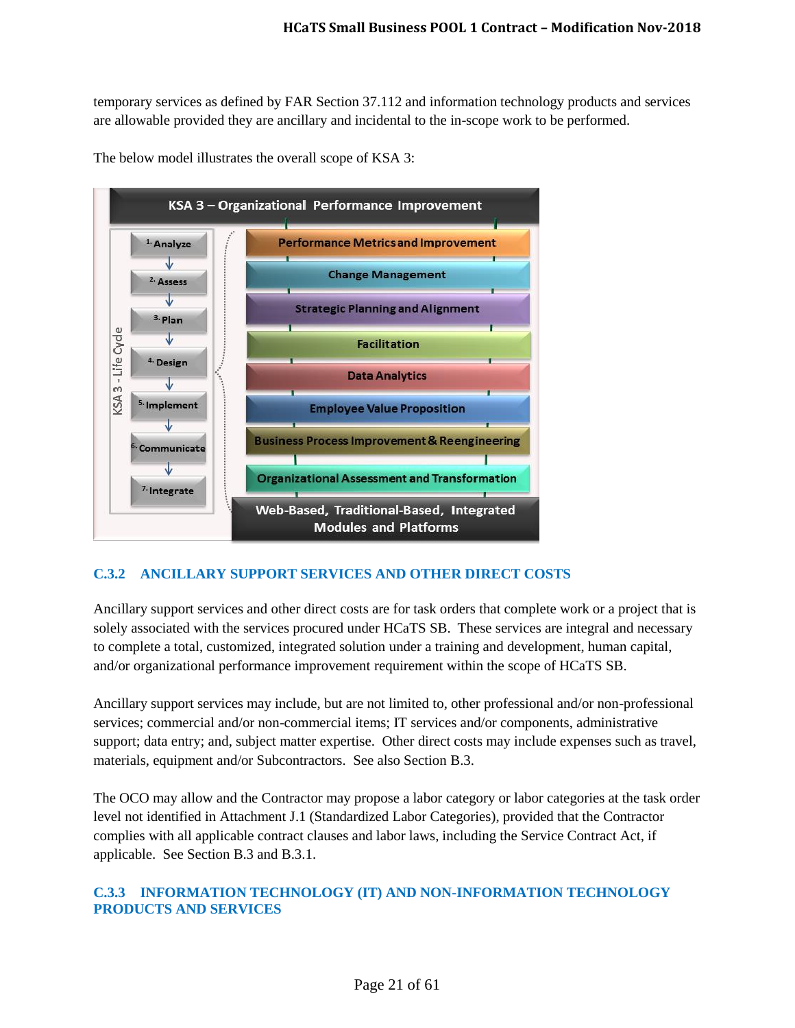temporary services as defined by FAR Section 37.112 and information technology products and services are allowable provided they are ancillary and incidental to the in-scope work to be performed.

The below model illustrates the overall scope of KSA 3:

**KSA 3 – Organizational Performance Improvement**

KSA 3 - Life Cycle:

1. Analyze
2. Assess
3. Plan
4. Design
5. Implement
6. Communicate
7. Integrate

- Performance Metrics and Improvement
- Change Management
- Strategic Planning and Alignment
- Facilitation
- Data Analytics
- Employee Value Proposition
- Business Process Improvement & Reengineering
- Organizational Assessment and Transformation

Web-Based, Traditional-Based, Integrated Modules and Platforms

## C.3.2 ANCILLARY SUPPORT SERVICES AND OTHER DIRECT COSTS

Ancillary support services and other direct costs are for task orders that complete work or a project that is solely associated with the services procured under HCaTS SB. These services are integral and necessary to complete a total, customized, integrated solution under a training and development, human capital, and/or organizational performance improvement requirement within the scope of HCaTS SB.

Ancillary support services may include, but are not limited to, other professional and/or non-professional services; commercial and/or non-commercial items; IT services and/or components, administrative support; data entry; and, subject matter expertise. Other direct costs may include expenses such as travel, materials, equipment and/or Subcontractors. See also Section B.3.

The OCO may allow and the Contractor may propose a labor category or labor categories at the task order level not identified in Attachment J.1 (Standardized Labor Categories), provided that the Contractor complies with all applicable contract clauses and labor laws, including the Service Contract Act, if applicable. See Section B.3 and B.3.1.

## C.3.3 INFORMATION TECHNOLOGY (IT) AND NON-INFORMATION TECHNOLOGY PRODUCTS AND SERVICES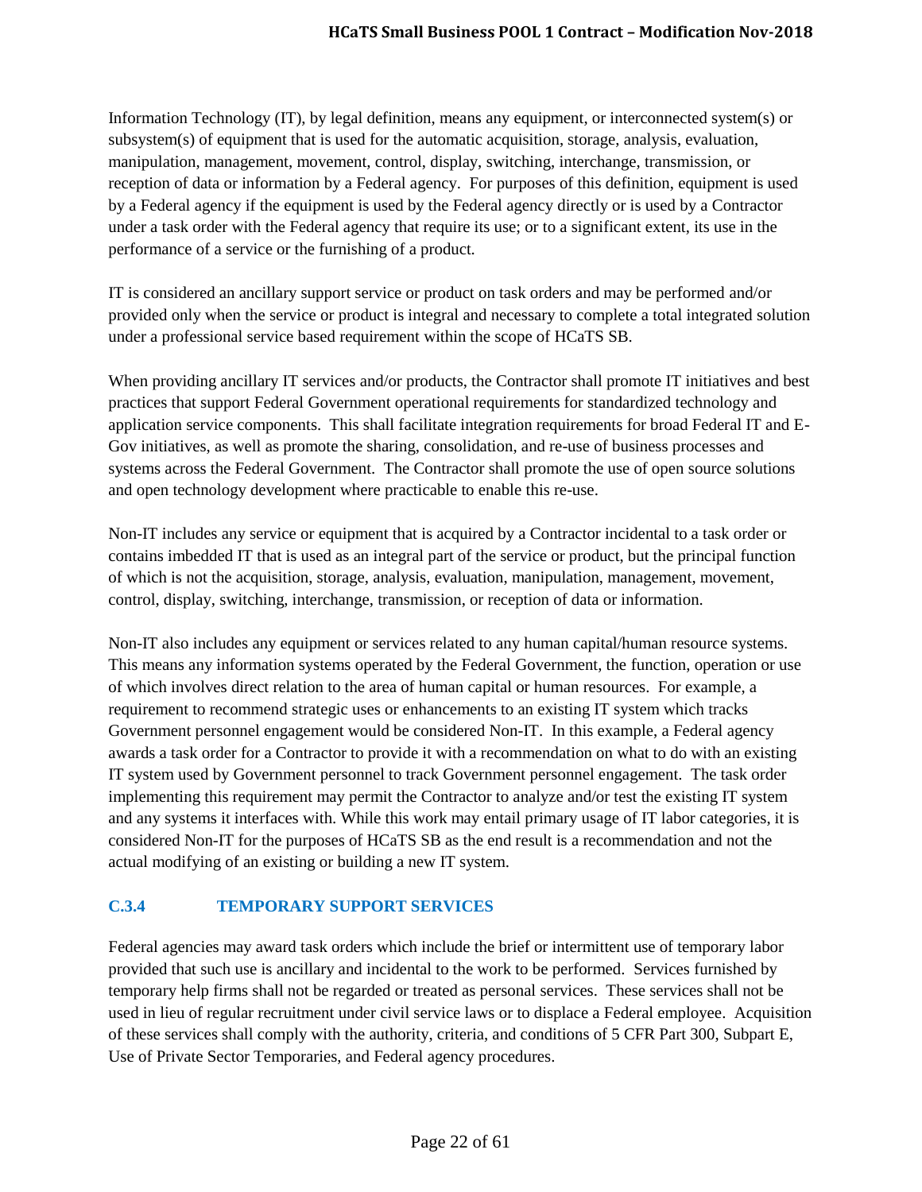Information Technology (IT), by legal definition, means any equipment, or interconnected system(s) or subsystem(s) of equipment that is used for the automatic acquisition, storage, analysis, evaluation, manipulation, management, movement, control, display, switching, interchange, transmission, or reception of data or information by a Federal agency. For purposes of this definition, equipment is used by a Federal agency if the equipment is used by the Federal agency directly or is used by a Contractor under a task order with the Federal agency that require its use; or to a significant extent, its use in the performance of a service or the furnishing of a product.

IT is considered an ancillary support service or product on task orders and may be performed and/or provided only when the service or product is integral and necessary to complete a total integrated solution under a professional service based requirement within the scope of HCaTS SB.

When providing ancillary IT services and/or products, the Contractor shall promote IT initiatives and best practices that support Federal Government operational requirements for standardized technology and application service components. This shall facilitate integration requirements for broad Federal IT and E-Gov initiatives, as well as promote the sharing, consolidation, and re-use of business processes and systems across the Federal Government. The Contractor shall promote the use of open source solutions and open technology development where practicable to enable this re-use.

Non-IT includes any service or equipment that is acquired by a Contractor incidental to a task order or contains imbedded IT that is used as an integral part of the service or product, but the principal function of which is not the acquisition, storage, analysis, evaluation, manipulation, management, movement, control, display, switching, interchange, transmission, or reception of data or information.

Non-IT also includes any equipment or services related to any human capital/human resource systems. This means any information systems operated by the Federal Government, the function, operation or use of which involves direct relation to the area of human capital or human resources. For example, a requirement to recommend strategic uses or enhancements to an existing IT system which tracks Government personnel engagement would be considered Non-IT. In this example, a Federal agency awards a task order for a Contractor to provide it with a recommendation on what to do with an existing IT system used by Government personnel to track Government personnel engagement. The task order implementing this requirement may permit the Contractor to analyze and/or test the existing IT system and any systems it interfaces with. While this work may entail primary usage of IT labor categories, it is considered Non-IT for the purposes of HCaTS SB as the end result is a recommendation and not the actual modifying of an existing or building a new IT system.

### C.3.4 TEMPORARY SUPPORT SERVICES

Federal agencies may award task orders which include the brief or intermittent use of temporary labor provided that such use is ancillary and incidental to the work to be performed. Services furnished by temporary help firms shall not be regarded or treated as personal services. These services shall not be used in lieu of regular recruitment under civil service laws or to displace a Federal employee. Acquisition of these services shall comply with the authority, criteria, and conditions of 5 CFR Part 300, Subpart E, Use of Private Sector Temporaries, and Federal agency procedures.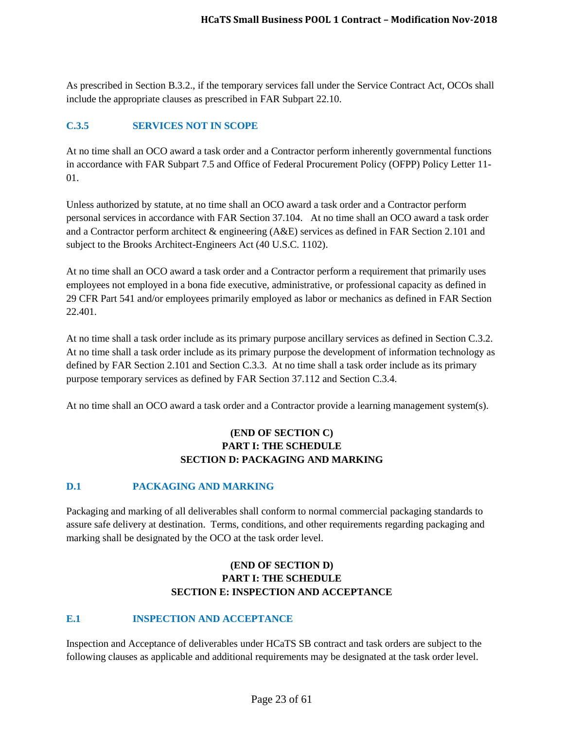As prescribed in Section B.3.2., if the temporary services fall under the Service Contract Act, OCOs shall include the appropriate clauses as prescribed in FAR Subpart 22.10.

### C.3.5 SERVICES NOT IN SCOPE

At no time shall an OCO award a task order and a Contractor perform inherently governmental functions in accordance with FAR Subpart 7.5 and Office of Federal Procurement Policy (OFPP) Policy Letter 11-01.

Unless authorized by statute, at no time shall an OCO award a task order and a Contractor perform personal services in accordance with FAR Section 37.104. At no time shall an OCO award a task order and a Contractor perform architect & engineering (A&E) services as defined in FAR Section 2.101 and subject to the Brooks Architect-Engineers Act (40 U.S.C. 1102).

At no time shall an OCO award a task order and a Contractor perform a requirement that primarily uses employees not employed in a bona fide executive, administrative, or professional capacity as defined in 29 CFR Part 541 and/or employees primarily employed as labor or mechanics as defined in FAR Section 22.401.

At no time shall a task order include as its primary purpose ancillary services as defined in Section C.3.2. At no time shall a task order include as its primary purpose the development of information technology as defined by FAR Section 2.101 and Section C.3.3. At no time shall a task order include as its primary purpose temporary services as defined by FAR Section 37.112 and Section C.3.4.

At no time shall an OCO award a task order and a Contractor provide a learning management system(s).

**(END OF SECTION C)**
**PART I: THE SCHEDULE**
**SECTION D: PACKAGING AND MARKING**

### D.1 PACKAGING AND MARKING

Packaging and marking of all deliverables shall conform to normal commercial packaging standards to assure safe delivery at destination. Terms, conditions, and other requirements regarding packaging and marking shall be designated by the OCO at the task order level.

**(END OF SECTION D)**
**PART I: THE SCHEDULE**
**SECTION E: INSPECTION AND ACCEPTANCE**

### E.1 INSPECTION AND ACCEPTANCE

Inspection and Acceptance of deliverables under HCaTS SB contract and task orders are subject to the following clauses as applicable and additional requirements may be designated at the task order level.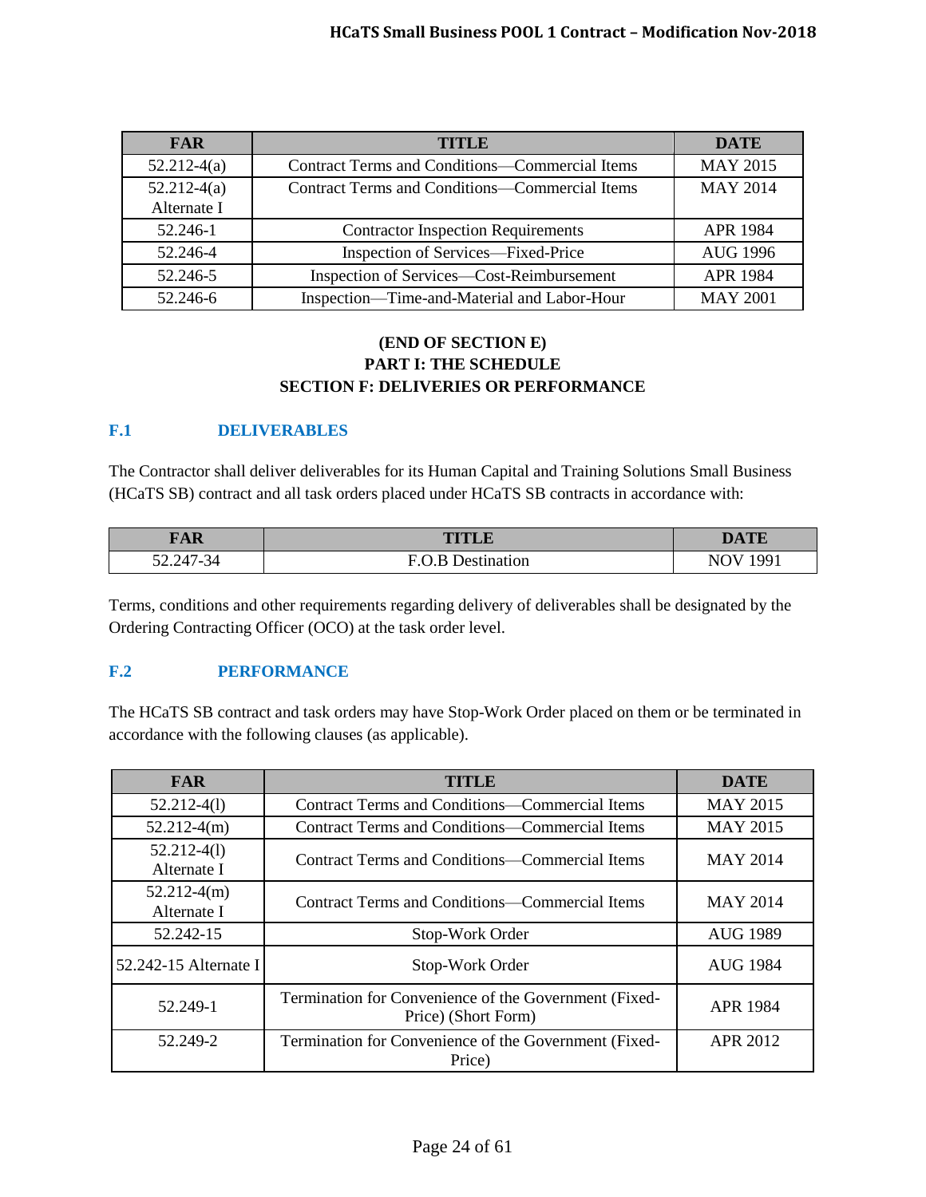| FAR | TITLE | DATE |
|---|---|---|
| 52.212-4(a) | Contract Terms and Conditions—Commercial Items | MAY 2015 |
| 52.212-4(a) Alternate I | Contract Terms and Conditions—Commercial Items | MAY 2014 |
| 52.246-1 | Contractor Inspection Requirements | APR 1984 |
| 52.246-4 | Inspection of Services—Fixed-Price | AUG 1996 |
| 52.246-5 | Inspection of Services—Cost-Reimbursement | APR 1984 |
| 52.246-6 | Inspection—Time-and-Material and Labor-Hour | MAY 2001 |

**(END OF SECTION E)**
**PART I: THE SCHEDULE**
**SECTION F: DELIVERIES OR PERFORMANCE**

## F.1 DELIVERABLES

The Contractor shall deliver deliverables for its Human Capital and Training Solutions Small Business (HCaTS SB) contract and all task orders placed under HCaTS SB contracts in accordance with:

| FAR | TITLE | DATE |
|---|---|---|
| 52.247-34 | F.O.B Destination | NOV 1991 |

Terms, conditions and other requirements regarding delivery of deliverables shall be designated by the Ordering Contracting Officer (OCO) at the task order level.

## F.2 PERFORMANCE

The HCaTS SB contract and task orders may have Stop-Work Order placed on them or be terminated in accordance with the following clauses (as applicable).

| FAR | TITLE | DATE |
|---|---|---|
| 52.212-4(l) | Contract Terms and Conditions—Commercial Items | MAY 2015 |
| 52.212-4(m) | Contract Terms and Conditions—Commercial Items | MAY 2015 |
| 52.212-4(l) Alternate I | Contract Terms and Conditions—Commercial Items | MAY 2014 |
| 52.212-4(m) Alternate I | Contract Terms and Conditions—Commercial Items | MAY 2014 |
| 52.242-15 | Stop-Work Order | AUG 1989 |
| 52.242-15 Alternate I | Stop-Work Order | AUG 1984 |
| 52.249-1 | Termination for Convenience of the Government (Fixed-Price) (Short Form) | APR 1984 |
| 52.249-2 | Termination for Convenience of the Government (Fixed-Price) | APR 2012 |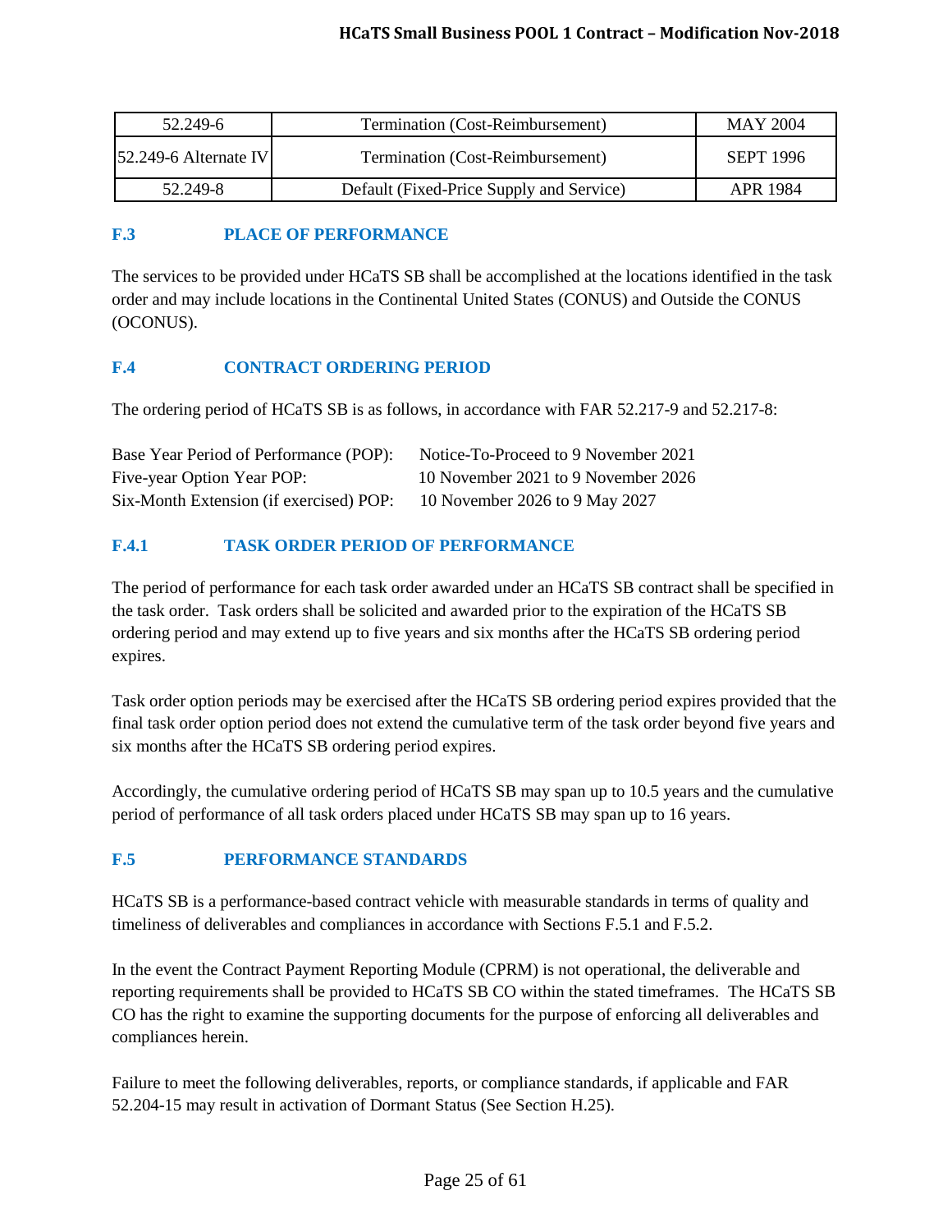| 52.249-6 | Termination (Cost-Reimbursement) | MAY 2004 |
|---|---|---|
| 52.249-6 Alternate IV | Termination (Cost-Reimbursement) | SEPT 1996 |
| 52.249-8 | Default (Fixed-Price Supply and Service) | APR 1984 |

### F.3 PLACE OF PERFORMANCE

The services to be provided under HCaTS SB shall be accomplished at the locations identified in the task order and may include locations in the Continental United States (CONUS) and Outside the CONUS (OCONUS).

### F.4 CONTRACT ORDERING PERIOD

The ordering period of HCaTS SB is as follows, in accordance with FAR 52.217-9 and 52.217-8:

Base Year Period of Performance (POP): Notice-To-Proceed to 9 November 2021
Five-year Option Year POP: 10 November 2021 to 9 November 2026
Six-Month Extension (if exercised) POP: 10 November 2026 to 9 May 2027

### F.4.1 TASK ORDER PERIOD OF PERFORMANCE

The period of performance for each task order awarded under an HCaTS SB contract shall be specified in the task order. Task orders shall be solicited and awarded prior to the expiration of the HCaTS SB ordering period and may extend up to five years and six months after the HCaTS SB ordering period expires.

Task order option periods may be exercised after the HCaTS SB ordering period expires provided that the final task order option period does not extend the cumulative term of the task order beyond five years and six months after the HCaTS SB ordering period expires.

Accordingly, the cumulative ordering period of HCaTS SB may span up to 10.5 years and the cumulative period of performance of all task orders placed under HCaTS SB may span up to 16 years.

### F.5 PERFORMANCE STANDARDS

HCaTS SB is a performance-based contract vehicle with measurable standards in terms of quality and timeliness of deliverables and compliances in accordance with Sections F.5.1 and F.5.2.

In the event the Contract Payment Reporting Module (CPRM) is not operational, the deliverable and reporting requirements shall be provided to HCaTS SB CO within the stated timeframes. The HCaTS SB CO has the right to examine the supporting documents for the purpose of enforcing all deliverables and compliances herein.

Failure to meet the following deliverables, reports, or compliance standards, if applicable and FAR 52.204-15 may result in activation of Dormant Status (See Section H.25).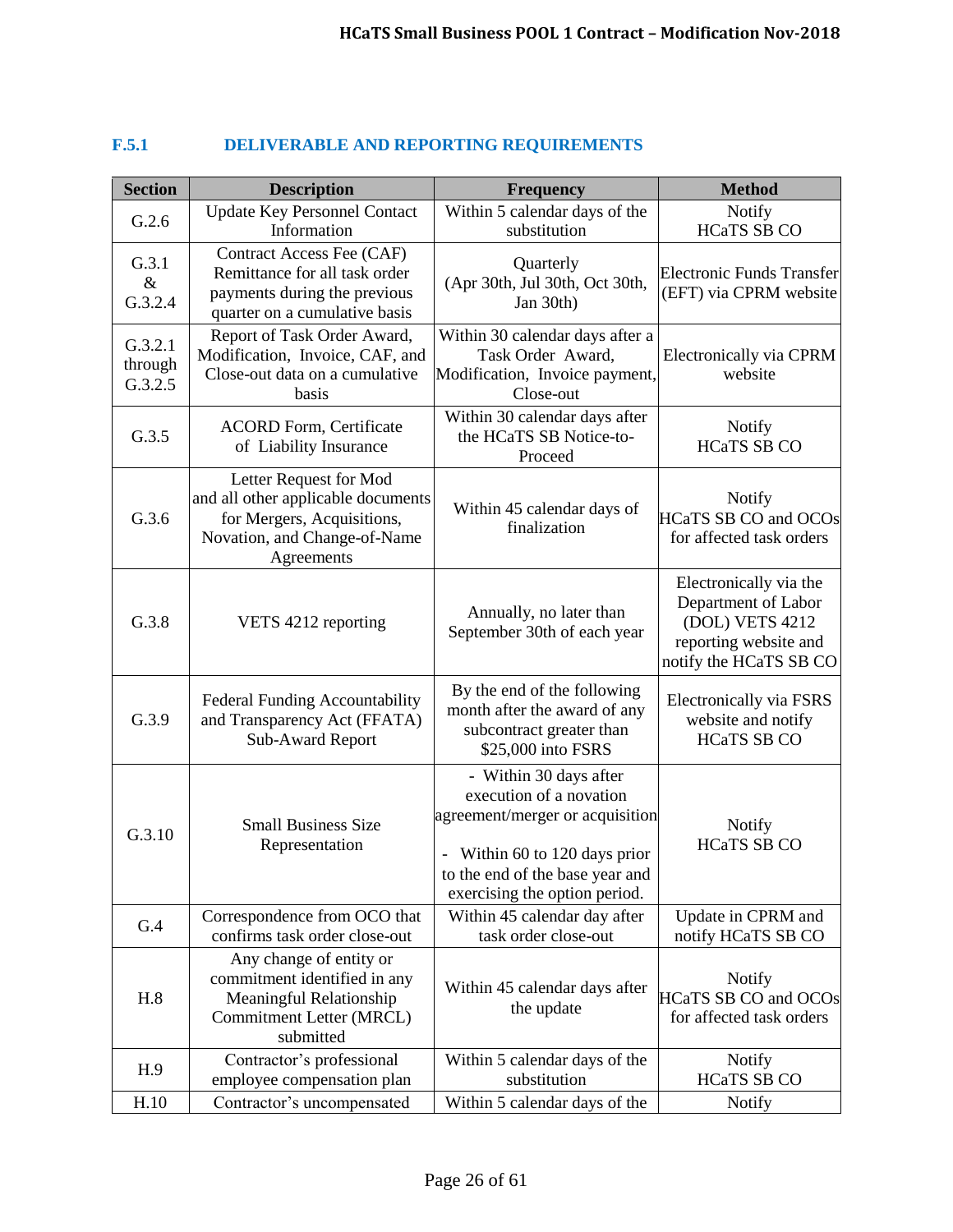### F.5.1 DELIVERABLE AND REPORTING REQUIREMENTS

| Section | Description | Frequency | Method |
|---|---|---|---|
| G.2.6 | Update Key Personnel Contact Information | Within 5 calendar days of the substitution | Notify HCaTS SB CO |
| G.3.1 & G.3.2.4 | Contract Access Fee (CAF) Remittance for all task order payments during the previous quarter on a cumulative basis | Quarterly (Apr 30th, Jul 30th, Oct 30th, Jan 30th) | Electronic Funds Transfer (EFT) via CPRM website |
| G.3.2.1 through G.3.2.5 | Report of Task Order Award, Modification, Invoice, CAF, and Close-out data on a cumulative basis | Within 30 calendar days after a Task Order Award, Modification, Invoice payment, Close-out | Electronically via CPRM website |
| G.3.5 | ACORD Form, Certificate of Liability Insurance | Within 30 calendar days after the HCaTS SB Notice-to-Proceed | Notify HCaTS SB CO |
| G.3.6 | Letter Request for Mod and all other applicable documents for Mergers, Acquisitions, Novation, and Change-of-Name Agreements | Within 45 calendar days of finalization | Notify HCaTS SB CO and OCOs for affected task orders |
| G.3.8 | VETS 4212 reporting | Annually, no later than September 30th of each year | Electronically via the Department of Labor (DOL) VETS 4212 reporting website and notify the HCaTS SB CO |
| G.3.9 | Federal Funding Accountability and Transparency Act (FFATA) Sub-Award Report | By the end of the following month after the award of any subcontract greater than $25,000 into FSRS | Electronically via FSRS website and notify HCaTS SB CO |
| G.3.10 | Small Business Size Representation | - Within 30 days after execution of a novation agreement/merger or acquisition<br><br>- Within 60 to 120 days prior to the end of the base year and exercising the option period. | Notify HCaTS SB CO |
| G.4 | Correspondence from OCO that confirms task order close-out | Within 45 calendar day after task order close-out | Update in CPRM and notify HCaTS SB CO |
| H.8 | Any change of entity or commitment identified in any Meaningful Relationship Commitment Letter (MRCL) submitted | Within 45 calendar days after the update | Notify HCaTS SB CO and OCOs for affected task orders |
| H.9 | Contractor's professional employee compensation plan | Within 5 calendar days of the substitution | Notify HCaTS SB CO |
| H.10 | Contractor's uncompensated | Within 5 calendar days of the | Notify |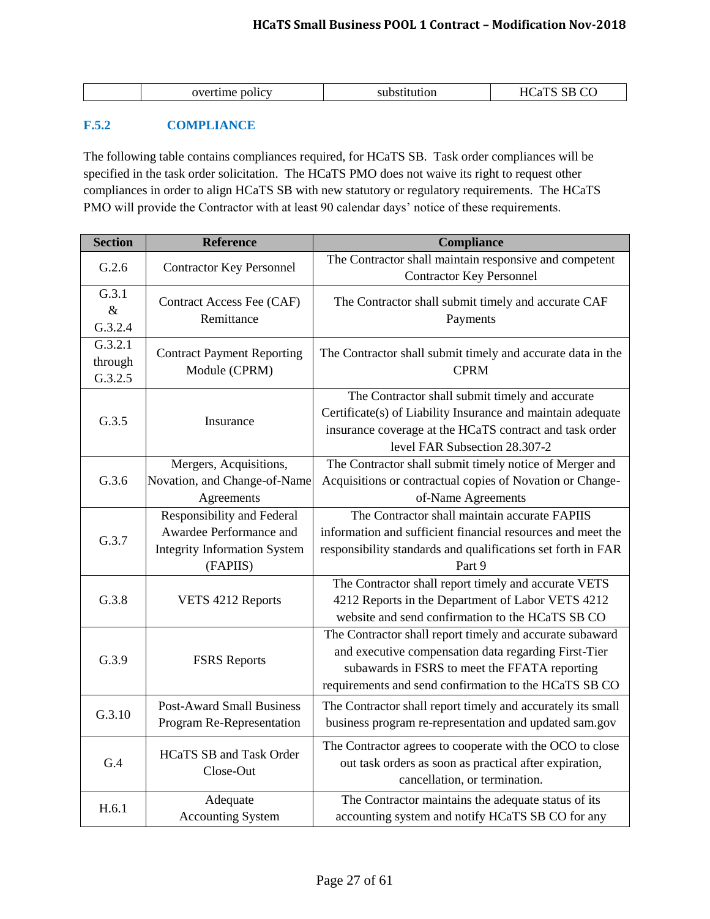| | overtime policy | substitution | HCaTS SB CO |
|---|---|---|---|

### F.5.2 COMPLIANCE

The following table contains compliances required, for HCaTS SB. Task order compliances will be specified in the task order solicitation. The HCaTS PMO does not waive its right to request other compliances in order to align HCaTS SB with new statutory or regulatory requirements. The HCaTS PMO will provide the Contractor with at least 90 calendar days' notice of these requirements.

| Section | Reference | Compliance |
|---|---|---|
| G.2.6 | Contractor Key Personnel | The Contractor shall maintain responsive and competent Contractor Key Personnel |
| G.3.1 & G.3.2.4 | Contract Access Fee (CAF) Remittance | The Contractor shall submit timely and accurate CAF Payments |
| G.3.2.1 through G.3.2.5 | Contract Payment Reporting Module (CPRM) | The Contractor shall submit timely and accurate data in the CPRM |
| G.3.5 | Insurance | The Contractor shall submit timely and accurate Certificate(s) of Liability Insurance and maintain adequate insurance coverage at the HCaTS contract and task order level FAR Subsection 28.307-2 |
| G.3.6 | Mergers, Acquisitions, Novation, and Change-of-Name Agreements | The Contractor shall submit timely notice of Merger and Acquisitions or contractual copies of Novation or Change-of-Name Agreements |
| G.3.7 | Responsibility and Federal Awardee Performance and Integrity Information System (FAPIIS) | The Contractor shall maintain accurate FAPIIS information and sufficient financial resources and meet the responsibility standards and qualifications set forth in FAR Part 9 |
| G.3.8 | VETS 4212 Reports | The Contractor shall report timely and accurate VETS 4212 Reports in the Department of Labor VETS 4212 website and send confirmation to the HCaTS SB CO |
| G.3.9 | FSRS Reports | The Contractor shall report timely and accurate subaward and executive compensation data regarding First-Tier subawards in FSRS to meet the FFATA reporting requirements and send confirmation to the HCaTS SB CO |
| G.3.10 | Post-Award Small Business Program Re-Representation | The Contractor shall report timely and accurately its small business program re-representation and updated sam.gov |
| G.4 | HCaTS SB and Task Order Close-Out | The Contractor agrees to cooperate with the OCO to close out task orders as soon as practical after expiration, cancellation, or termination. |
| H.6.1 | Adequate Accounting System | The Contractor maintains the adequate status of its accounting system and notify HCaTS SB CO for any |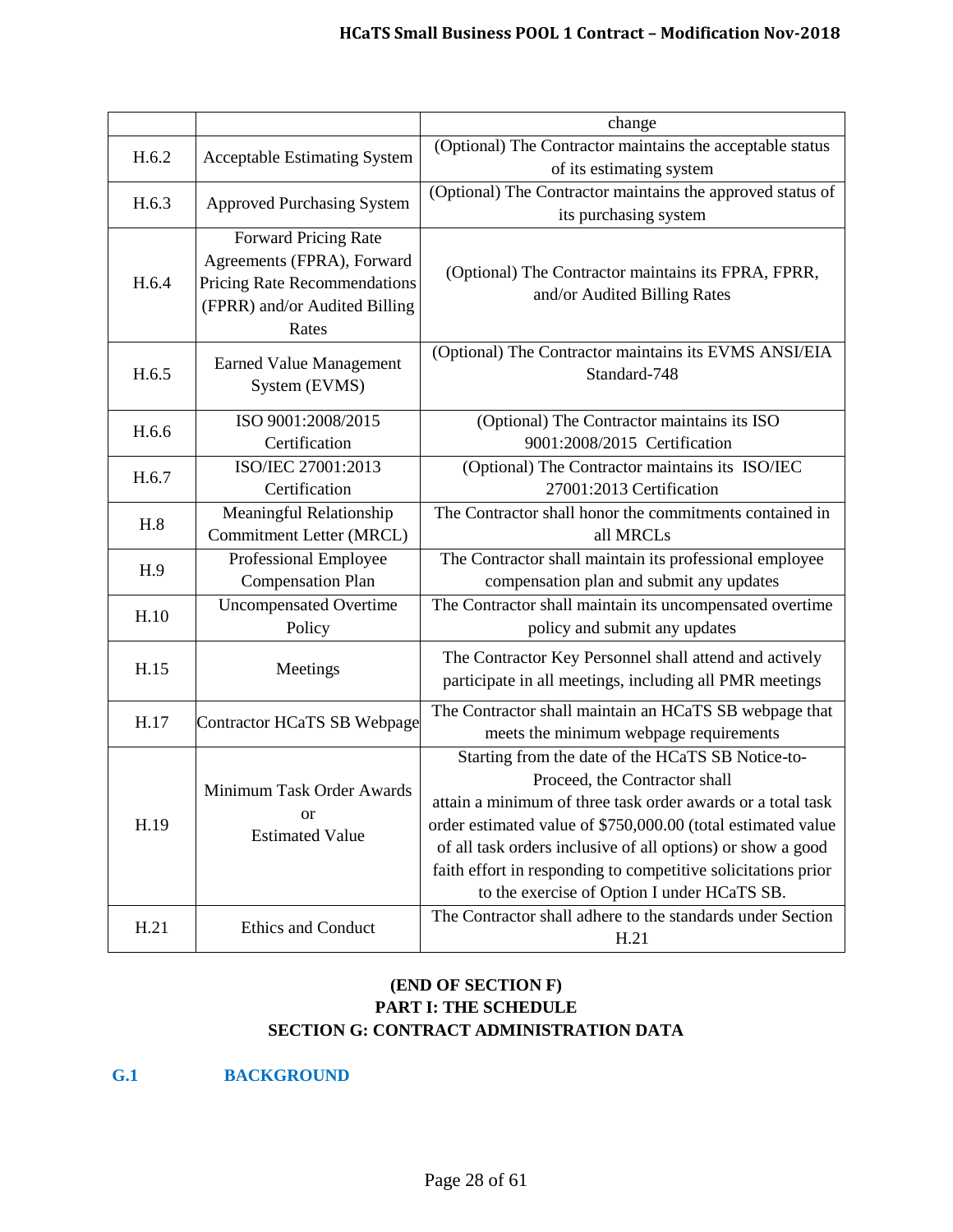| | | change |
|---|---|---|
| H.6.2 | Acceptable Estimating System | (Optional) The Contractor maintains the acceptable status of its estimating system |
| H.6.3 | Approved Purchasing System | (Optional) The Contractor maintains the approved status of its purchasing system |
| H.6.4 | Forward Pricing Rate Agreements (FPRA), Forward Pricing Rate Recommendations (FPRR) and/or Audited Billing Rates | (Optional) The Contractor maintains its FPRA, FPRR, and/or Audited Billing Rates |
| H.6.5 | Earned Value Management System (EVMS) | (Optional) The Contractor maintains its EVMS ANSI/EIA Standard-748 |
| H.6.6 | ISO 9001:2008/2015 Certification | (Optional) The Contractor maintains its ISO 9001:2008/2015 Certification |
| H.6.7 | ISO/IEC 27001:2013 Certification | (Optional) The Contractor maintains its ISO/IEC 27001:2013 Certification |
| H.8 | Meaningful Relationship Commitment Letter (MRCL) | The Contractor shall honor the commitments contained in all MRCLs |
| H.9 | Professional Employee Compensation Plan | The Contractor shall maintain its professional employee compensation plan and submit any updates |
| H.10 | Uncompensated Overtime Policy | The Contractor shall maintain its uncompensated overtime policy and submit any updates |
| H.15 | Meetings | The Contractor Key Personnel shall attend and actively participate in all meetings, including all PMR meetings |
| H.17 | Contractor HCaTS SB Webpage | The Contractor shall maintain an HCaTS SB webpage that meets the minimum webpage requirements |
| H.19 | Minimum Task Order Awards or Estimated Value | Starting from the date of the HCaTS SB Notice-to-Proceed, the Contractor shall attain a minimum of three task order awards or a total task order estimated value of $750,000.00 (total estimated value of all task orders inclusive of all options) or show a good faith effort in responding to competitive solicitations prior to the exercise of Option I under HCaTS SB. |
| H.21 | Ethics and Conduct | The Contractor shall adhere to the standards under Section H.21 |

**(END OF SECTION F)**

**PART I: THE SCHEDULE**

**SECTION G: CONTRACT ADMINISTRATION DATA**

## G.1 BACKGROUND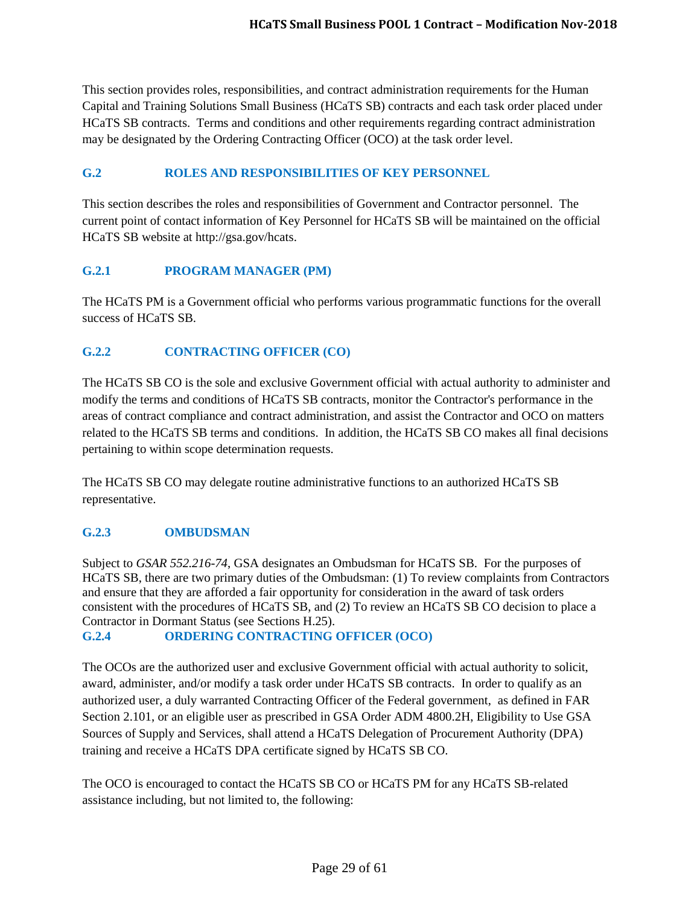This section provides roles, responsibilities, and contract administration requirements for the Human Capital and Training Solutions Small Business (HCaTS SB) contracts and each task order placed under HCaTS SB contracts. Terms and conditions and other requirements regarding contract administration may be designated by the Ordering Contracting Officer (OCO) at the task order level.

## G.2 ROLES AND RESPONSIBILITIES OF KEY PERSONNEL

This section describes the roles and responsibilities of Government and Contractor personnel. The current point of contact information of Key Personnel for HCaTS SB will be maintained on the official HCaTS SB website at http://gsa.gov/hcats.

### G.2.1 PROGRAM MANAGER (PM)

The HCaTS PM is a Government official who performs various programmatic functions for the overall success of HCaTS SB.

### G.2.2 CONTRACTING OFFICER (CO)

The HCaTS SB CO is the sole and exclusive Government official with actual authority to administer and modify the terms and conditions of HCaTS SB contracts, monitor the Contractor's performance in the areas of contract compliance and contract administration, and assist the Contractor and OCO on matters related to the HCaTS SB terms and conditions. In addition, the HCaTS SB CO makes all final decisions pertaining to within scope determination requests.

The HCaTS SB CO may delegate routine administrative functions to an authorized HCaTS SB representative.

### G.2.3 OMBUDSMAN

Subject to *GSAR 552.216-74*, GSA designates an Ombudsman for HCaTS SB. For the purposes of HCaTS SB, there are two primary duties of the Ombudsman: (1) To review complaints from Contractors and ensure that they are afforded a fair opportunity for consideration in the award of task orders consistent with the procedures of HCaTS SB, and (2) To review an HCaTS SB CO decision to place a Contractor in Dormant Status (see Sections H.25).

### G.2.4 ORDERING CONTRACTING OFFICER (OCO)

The OCOs are the authorized user and exclusive Government official with actual authority to solicit, award, administer, and/or modify a task order under HCaTS SB contracts. In order to qualify as an authorized user, a duly warranted Contracting Officer of the Federal government, as defined in FAR Section 2.101, or an eligible user as prescribed in GSA Order ADM 4800.2H, Eligibility to Use GSA Sources of Supply and Services, shall attend a HCaTS Delegation of Procurement Authority (DPA) training and receive a HCaTS DPA certificate signed by HCaTS SB CO.

The OCO is encouraged to contact the HCaTS SB CO or HCaTS PM for any HCaTS SB-related assistance including, but not limited to, the following: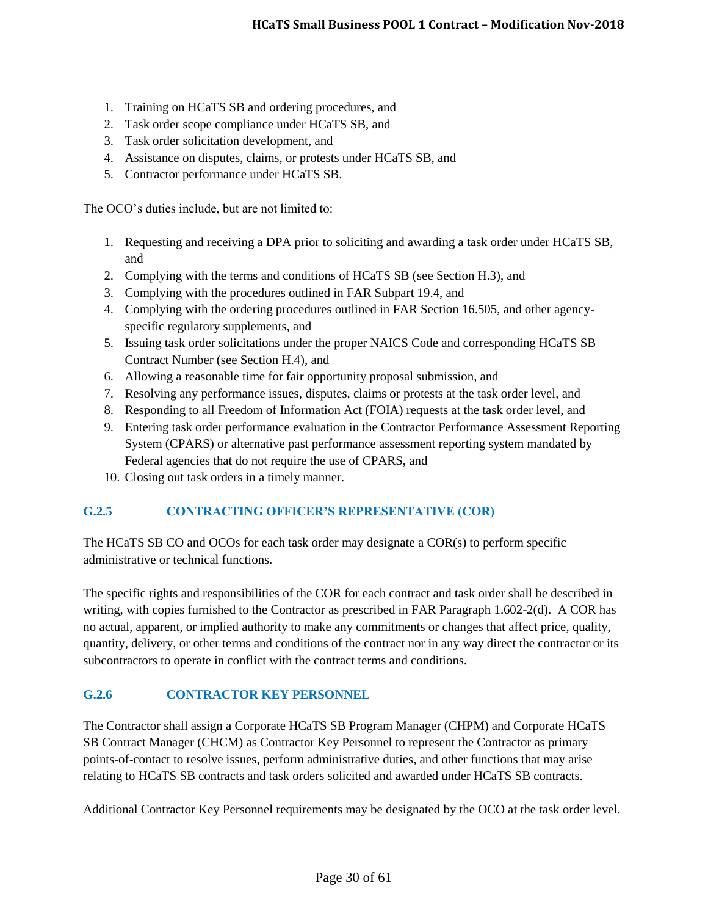1. Training on HCaTS SB and ordering procedures, and
2. Task order scope compliance under HCaTS SB, and
3. Task order solicitation development, and
4. Assistance on disputes, claims, or protests under HCaTS SB, and
5. Contractor performance under HCaTS SB.

The OCO's duties include, but are not limited to:

1. Requesting and receiving a DPA prior to soliciting and awarding a task order under HCaTS SB, and
2. Complying with the terms and conditions of HCaTS SB (see Section H.3), and
3. Complying with the procedures outlined in FAR Subpart 19.4, and
4. Complying with the ordering procedures outlined in FAR Section 16.505, and other agency-specific regulatory supplements, and
5. Issuing task order solicitations under the proper NAICS Code and corresponding HCaTS SB Contract Number (see Section H.4), and
6. Allowing a reasonable time for fair opportunity proposal submission, and
7. Resolving any performance issues, disputes, claims or protests at the task order level, and
8. Responding to all Freedom of Information Act (FOIA) requests at the task order level, and
9. Entering task order performance evaluation in the Contractor Performance Assessment Reporting System (CPARS) or alternative past performance assessment reporting system mandated by Federal agencies that do not require the use of CPARS, and
10. Closing out task orders in a timely manner.

### G.2.5 CONTRACTING OFFICER'S REPRESENTATIVE (COR)

The HCaTS SB CO and OCOs for each task order may designate a COR(s) to perform specific administrative or technical functions.

The specific rights and responsibilities of the COR for each contract and task order shall be described in writing, with copies furnished to the Contractor as prescribed in FAR Paragraph 1.602-2(d). A COR has no actual, apparent, or implied authority to make any commitments or changes that affect price, quality, quantity, delivery, or other terms and conditions of the contract nor in any way direct the contractor or its subcontractors to operate in conflict with the contract terms and conditions.

### G.2.6 CONTRACTOR KEY PERSONNEL

The Contractor shall assign a Corporate HCaTS SB Program Manager (CHPM) and Corporate HCaTS SB Contract Manager (CHCM) as Contractor Key Personnel to represent the Contractor as primary points-of-contact to resolve issues, perform administrative duties, and other functions that may arise relating to HCaTS SB contracts and task orders solicited and awarded under HCaTS SB contracts.

Additional Contractor Key Personnel requirements may be designated by the OCO at the task order level.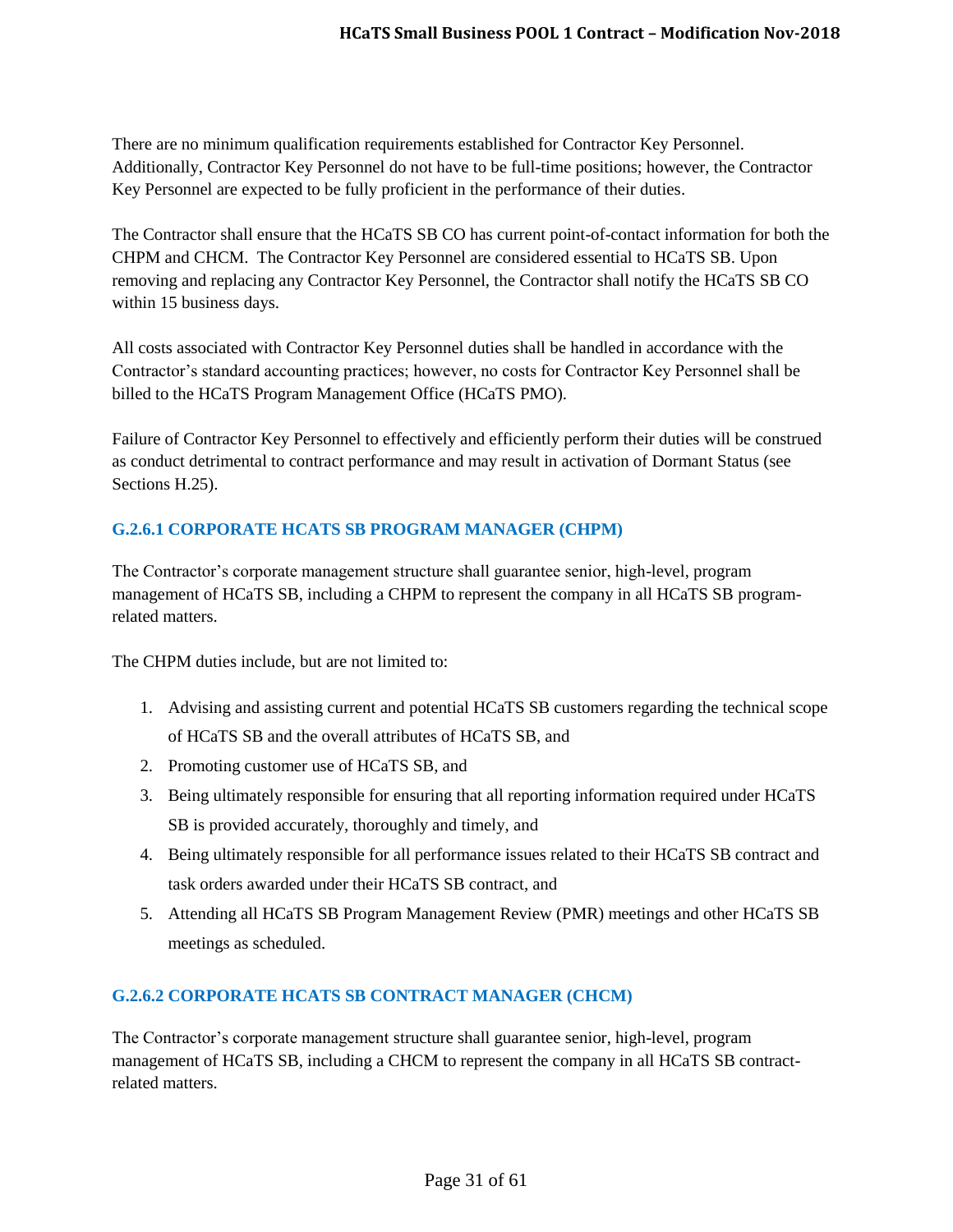There are no minimum qualification requirements established for Contractor Key Personnel. Additionally, Contractor Key Personnel do not have to be full-time positions; however, the Contractor Key Personnel are expected to be fully proficient in the performance of their duties.

The Contractor shall ensure that the HCaTS SB CO has current point-of-contact information for both the CHPM and CHCM. The Contractor Key Personnel are considered essential to HCaTS SB. Upon removing and replacing any Contractor Key Personnel, the Contractor shall notify the HCaTS SB CO within 15 business days.

All costs associated with Contractor Key Personnel duties shall be handled in accordance with the Contractor's standard accounting practices; however, no costs for Contractor Key Personnel shall be billed to the HCaTS Program Management Office (HCaTS PMO).

Failure of Contractor Key Personnel to effectively and efficiently perform their duties will be construed as conduct detrimental to contract performance and may result in activation of Dormant Status (see Sections H.25).

### G.2.6.1 CORPORATE HCATS SB PROGRAM MANAGER (CHPM)

The Contractor's corporate management structure shall guarantee senior, high-level, program management of HCaTS SB, including a CHPM to represent the company in all HCaTS SB program-related matters.

The CHPM duties include, but are not limited to:

1. Advising and assisting current and potential HCaTS SB customers regarding the technical scope of HCaTS SB and the overall attributes of HCaTS SB, and
2. Promoting customer use of HCaTS SB, and
3. Being ultimately responsible for ensuring that all reporting information required under HCaTS SB is provided accurately, thoroughly and timely, and
4. Being ultimately responsible for all performance issues related to their HCaTS SB contract and task orders awarded under their HCaTS SB contract, and
5. Attending all HCaTS SB Program Management Review (PMR) meetings and other HCaTS SB meetings as scheduled.

### G.2.6.2 CORPORATE HCATS SB CONTRACT MANAGER (CHCM)

The Contractor's corporate management structure shall guarantee senior, high-level, program management of HCaTS SB, including a CHCM to represent the company in all HCaTS SB contract-related matters.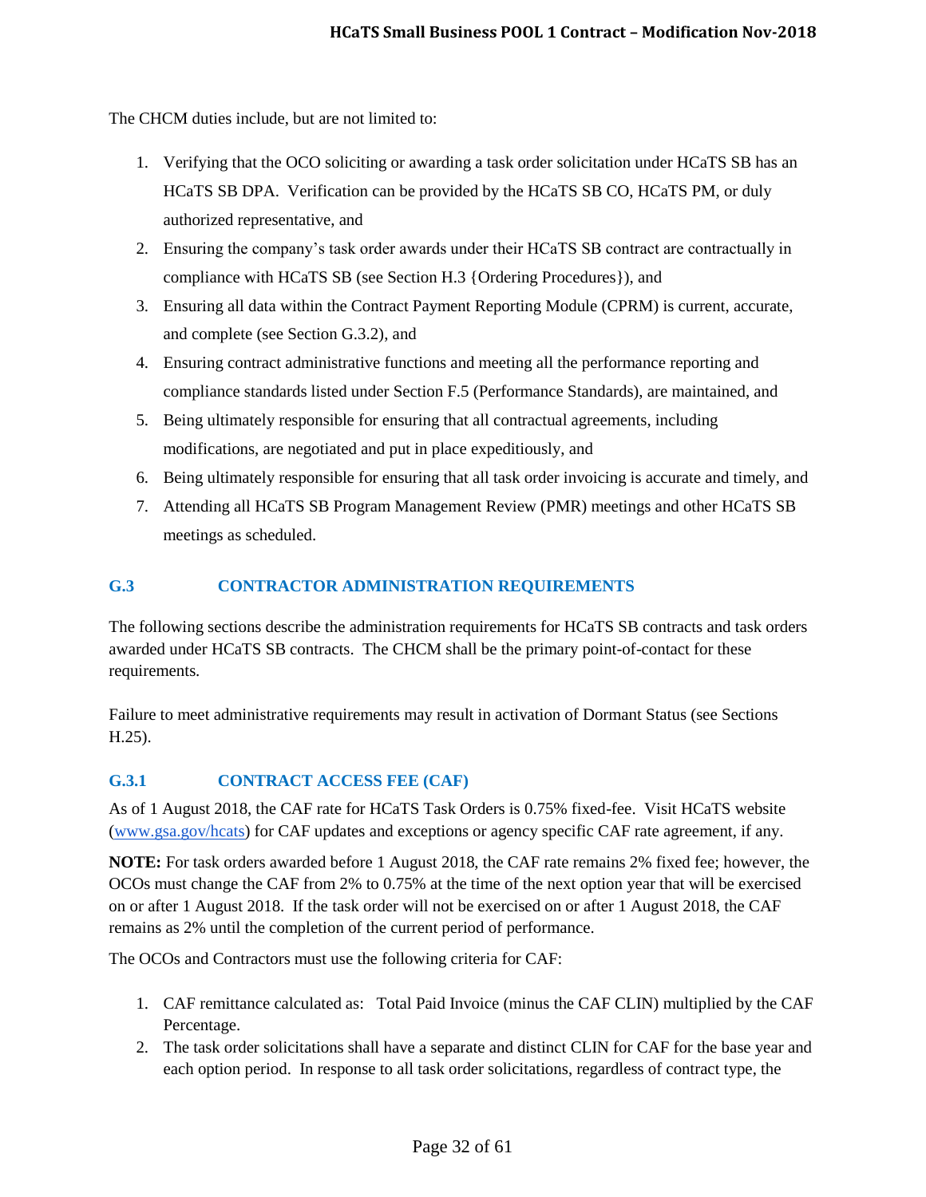The CHCM duties include, but are not limited to:

1. Verifying that the OCO soliciting or awarding a task order solicitation under HCaTS SB has an HCaTS SB DPA. Verification can be provided by the HCaTS SB CO, HCaTS PM, or duly authorized representative, and
2. Ensuring the company's task order awards under their HCaTS SB contract are contractually in compliance with HCaTS SB (see Section H.3 {Ordering Procedures}), and
3. Ensuring all data within the Contract Payment Reporting Module (CPRM) is current, accurate, and complete (see Section G.3.2), and
4. Ensuring contract administrative functions and meeting all the performance reporting and compliance standards listed under Section F.5 (Performance Standards), are maintained, and
5. Being ultimately responsible for ensuring that all contractual agreements, including modifications, are negotiated and put in place expeditiously, and
6. Being ultimately responsible for ensuring that all task order invoicing is accurate and timely, and
7. Attending all HCaTS SB Program Management Review (PMR) meetings and other HCaTS SB meetings as scheduled.

## G.3 CONTRACTOR ADMINISTRATION REQUIREMENTS

The following sections describe the administration requirements for HCaTS SB contracts and task orders awarded under HCaTS SB contracts. The CHCM shall be the primary point-of-contact for these requirements.

Failure to meet administrative requirements may result in activation of Dormant Status (see Sections H.25).

### G.3.1 CONTRACT ACCESS FEE (CAF)

As of 1 August 2018, the CAF rate for HCaTS Task Orders is 0.75% fixed-fee. Visit HCaTS website (www.gsa.gov/hcats) for CAF updates and exceptions or agency specific CAF rate agreement, if any.

**NOTE:** For task orders awarded before 1 August 2018, the CAF rate remains 2% fixed fee; however, the OCOs must change the CAF from 2% to 0.75% at the time of the next option year that will be exercised on or after 1 August 2018. If the task order will not be exercised on or after 1 August 2018, the CAF remains as 2% until the completion of the current period of performance.

The OCOs and Contractors must use the following criteria for CAF:

1. CAF remittance calculated as: Total Paid Invoice (minus the CAF CLIN) multiplied by the CAF Percentage.
2. The task order solicitations shall have a separate and distinct CLIN for CAF for the base year and each option period. In response to all task order solicitations, regardless of contract type, the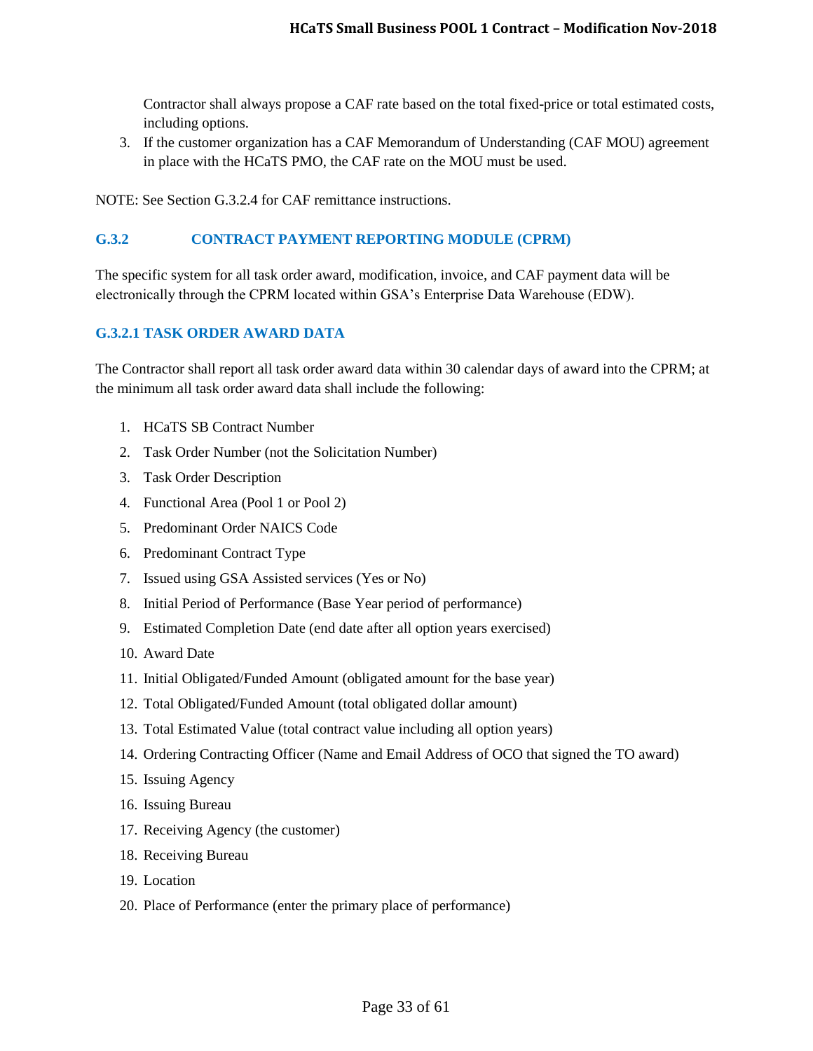Contractor shall always propose a CAF rate based on the total fixed-price or total estimated costs, including options.

3. If the customer organization has a CAF Memorandum of Understanding (CAF MOU) agreement in place with the HCaTS PMO, the CAF rate on the MOU must be used.

NOTE: See Section G.3.2.4 for CAF remittance instructions.

### G.3.2 CONTRACT PAYMENT REPORTING MODULE (CPRM)

The specific system for all task order award, modification, invoice, and CAF payment data will be electronically through the CPRM located within GSA's Enterprise Data Warehouse (EDW).

#### G.3.2.1 TASK ORDER AWARD DATA

The Contractor shall report all task order award data within 30 calendar days of award into the CPRM; at the minimum all task order award data shall include the following:

1. HCaTS SB Contract Number
2. Task Order Number (not the Solicitation Number)
3. Task Order Description
4. Functional Area (Pool 1 or Pool 2)
5. Predominant Order NAICS Code
6. Predominant Contract Type
7. Issued using GSA Assisted services (Yes or No)
8. Initial Period of Performance (Base Year period of performance)
9. Estimated Completion Date (end date after all option years exercised)
10. Award Date
11. Initial Obligated/Funded Amount (obligated amount for the base year)
12. Total Obligated/Funded Amount (total obligated dollar amount)
13. Total Estimated Value (total contract value including all option years)
14. Ordering Contracting Officer (Name and Email Address of OCO that signed the TO award)
15. Issuing Agency
16. Issuing Bureau
17. Receiving Agency (the customer)
18. Receiving Bureau
19. Location
20. Place of Performance (enter the primary place of performance)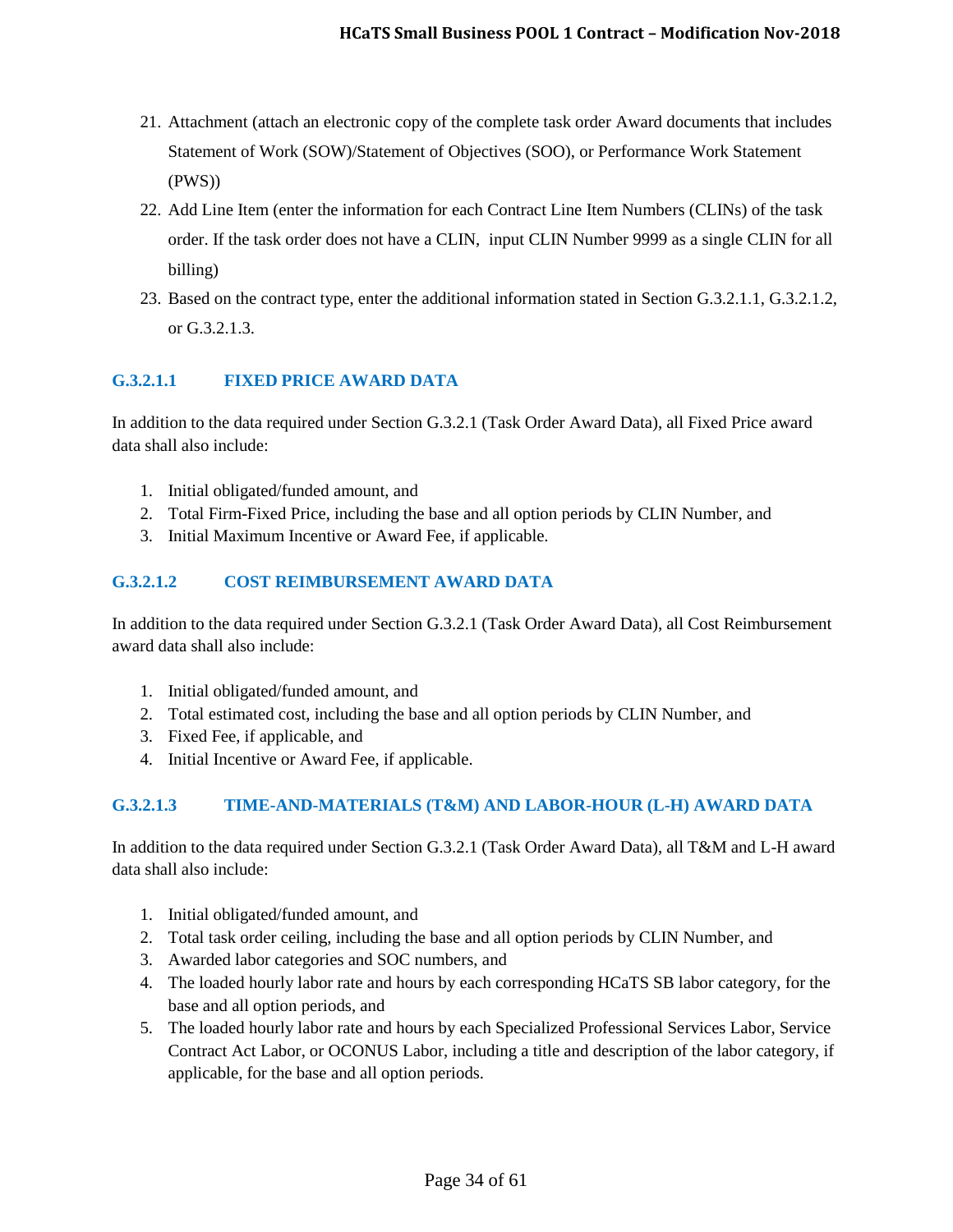21. Attachment (attach an electronic copy of the complete task order Award documents that includes Statement of Work (SOW)/Statement of Objectives (SOO), or Performance Work Statement (PWS))
22. Add Line Item (enter the information for each Contract Line Item Numbers (CLINs) of the task order. If the task order does not have a CLIN, input CLIN Number 9999 as a single CLIN for all billing)
23. Based on the contract type, enter the additional information stated in Section G.3.2.1.1, G.3.2.1.2, or G.3.2.1.3.

### G.3.2.1.1 FIXED PRICE AWARD DATA

In addition to the data required under Section G.3.2.1 (Task Order Award Data), all Fixed Price award data shall also include:

1. Initial obligated/funded amount, and
2. Total Firm-Fixed Price, including the base and all option periods by CLIN Number, and
3. Initial Maximum Incentive or Award Fee, if applicable.

### G.3.2.1.2 COST REIMBURSEMENT AWARD DATA

In addition to the data required under Section G.3.2.1 (Task Order Award Data), all Cost Reimbursement award data shall also include:

1. Initial obligated/funded amount, and
2. Total estimated cost, including the base and all option periods by CLIN Number, and
3. Fixed Fee, if applicable, and
4. Initial Incentive or Award Fee, if applicable.

### G.3.2.1.3 TIME-AND-MATERIALS (T&M) AND LABOR-HOUR (L-H) AWARD DATA

In addition to the data required under Section G.3.2.1 (Task Order Award Data), all T&M and L-H award data shall also include:

1. Initial obligated/funded amount, and
2. Total task order ceiling, including the base and all option periods by CLIN Number, and
3. Awarded labor categories and SOC numbers, and
4. The loaded hourly labor rate and hours by each corresponding HCaTS SB labor category, for the base and all option periods, and
5. The loaded hourly labor rate and hours by each Specialized Professional Services Labor, Service Contract Act Labor, or OCONUS Labor, including a title and description of the labor category, if applicable, for the base and all option periods.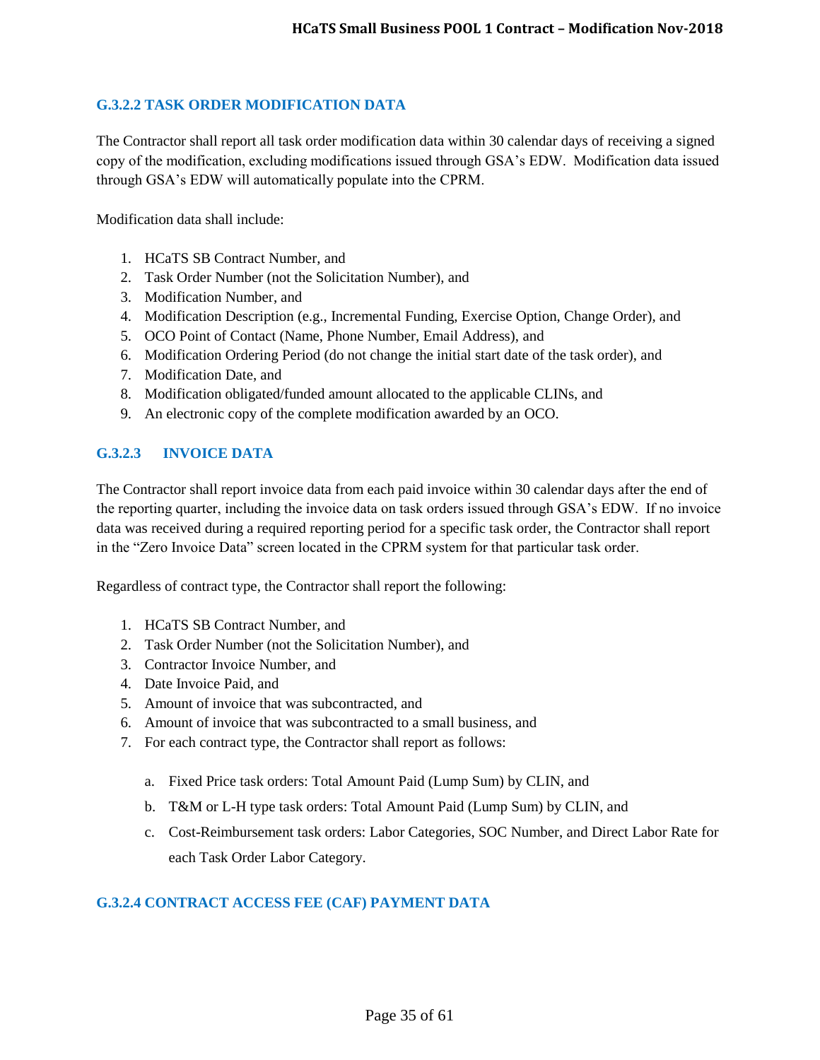#### G.3.2.2 TASK ORDER MODIFICATION DATA

The Contractor shall report all task order modification data within 30 calendar days of receiving a signed copy of the modification, excluding modifications issued through GSA's EDW. Modification data issued through GSA's EDW will automatically populate into the CPRM.

Modification data shall include:

1. HCaTS SB Contract Number, and
2. Task Order Number (not the Solicitation Number), and
3. Modification Number, and
4. Modification Description (e.g., Incremental Funding, Exercise Option, Change Order), and
5. OCO Point of Contact (Name, Phone Number, Email Address), and
6. Modification Ordering Period (do not change the initial start date of the task order), and
7. Modification Date, and
8. Modification obligated/funded amount allocated to the applicable CLINs, and
9. An electronic copy of the complete modification awarded by an OCO.

#### G.3.2.3 INVOICE DATA

The Contractor shall report invoice data from each paid invoice within 30 calendar days after the end of the reporting quarter, including the invoice data on task orders issued through GSA's EDW. If no invoice data was received during a required reporting period for a specific task order, the Contractor shall report in the "Zero Invoice Data" screen located in the CPRM system for that particular task order.

Regardless of contract type, the Contractor shall report the following:

1. HCaTS SB Contract Number, and
2. Task Order Number (not the Solicitation Number), and
3. Contractor Invoice Number, and
4. Date Invoice Paid, and
5. Amount of invoice that was subcontracted, and
6. Amount of invoice that was subcontracted to a small business, and
7. For each contract type, the Contractor shall report as follows:
   a. Fixed Price task orders: Total Amount Paid (Lump Sum) by CLIN, and
   b. T&M or L-H type task orders: Total Amount Paid (Lump Sum) by CLIN, and
   c. Cost-Reimbursement task orders: Labor Categories, SOC Number, and Direct Labor Rate for each Task Order Labor Category.

#### G.3.2.4 CONTRACT ACCESS FEE (CAF) PAYMENT DATA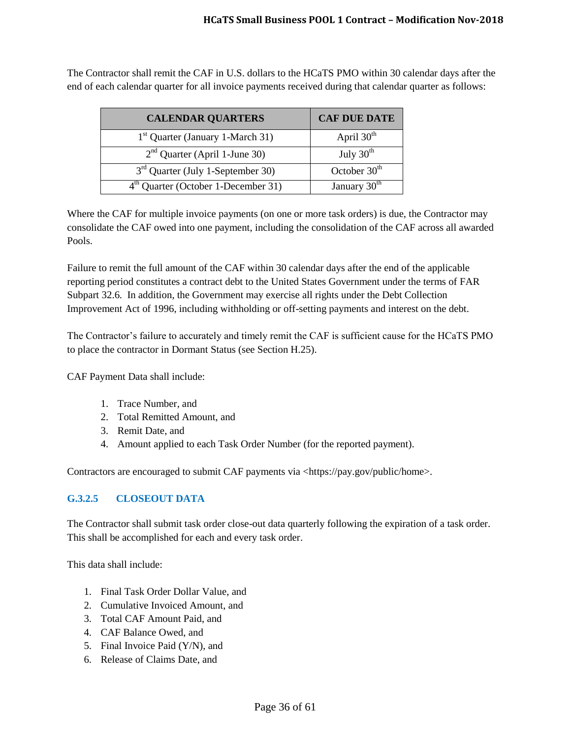The Contractor shall remit the CAF in U.S. dollars to the HCaTS PMO within 30 calendar days after the end of each calendar quarter for all invoice payments received during that calendar quarter as follows:

| CALENDAR QUARTERS | CAF DUE DATE |
|---|---|
| 1st Quarter (January 1-March 31) | April 30th |
| 2nd Quarter (April 1-June 30) | July 30th |
| 3rd Quarter (July 1-September 30) | October 30th |
| 4th Quarter (October 1-December 31) | January 30th |

Where the CAF for multiple invoice payments (on one or more task orders) is due, the Contractor may consolidate the CAF owed into one payment, including the consolidation of the CAF across all awarded Pools.

Failure to remit the full amount of the CAF within 30 calendar days after the end of the applicable reporting period constitutes a contract debt to the United States Government under the terms of FAR Subpart 32.6. In addition, the Government may exercise all rights under the Debt Collection Improvement Act of 1996, including withholding or off-setting payments and interest on the debt.

The Contractor's failure to accurately and timely remit the CAF is sufficient cause for the HCaTS PMO to place the contractor in Dormant Status (see Section H.25).

CAF Payment Data shall include:

1. Trace Number, and
2. Total Remitted Amount, and
3. Remit Date, and
4. Amount applied to each Task Order Number (for the reported payment).

Contractors are encouraged to submit CAF payments via <https://pay.gov/public/home>.

### G.3.2.5 CLOSEOUT DATA

The Contractor shall submit task order close-out data quarterly following the expiration of a task order. This shall be accomplished for each and every task order.

This data shall include:

1. Final Task Order Dollar Value, and
2. Cumulative Invoiced Amount, and
3. Total CAF Amount Paid, and
4. CAF Balance Owed, and
5. Final Invoice Paid (Y/N), and
6. Release of Claims Date, and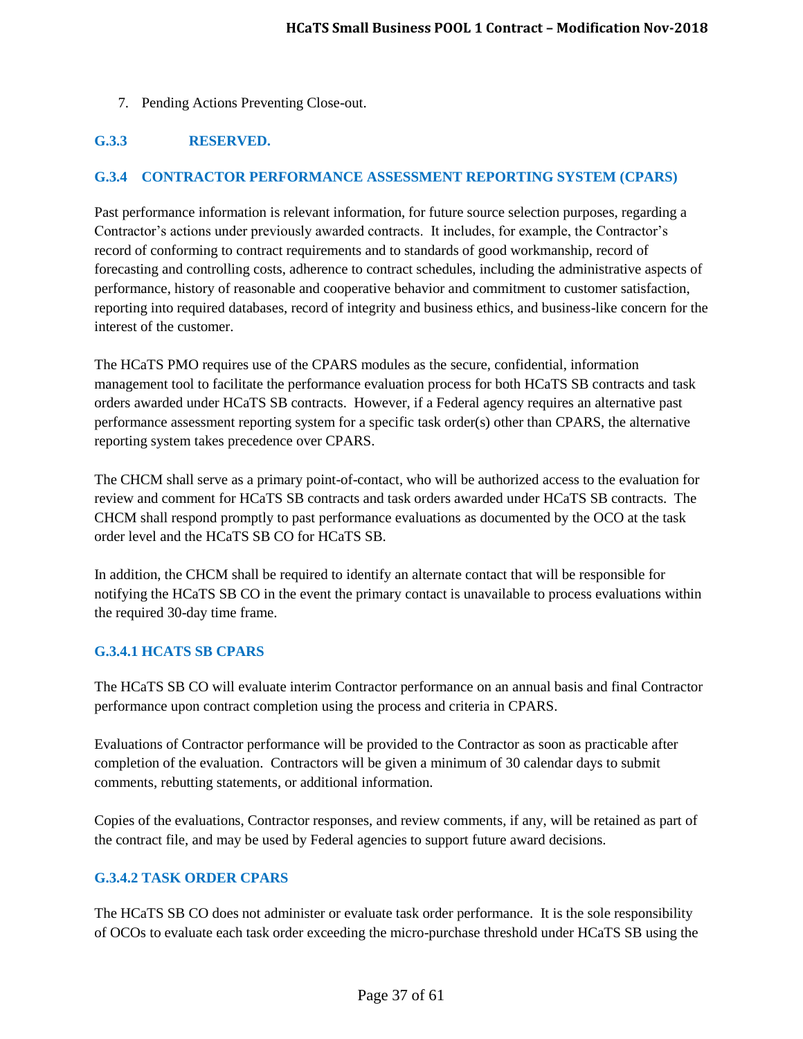7. Pending Actions Preventing Close-out.

### G.3.3 RESERVED.

### G.3.4 CONTRACTOR PERFORMANCE ASSESSMENT REPORTING SYSTEM (CPARS)

Past performance information is relevant information, for future source selection purposes, regarding a Contractor's actions under previously awarded contracts. It includes, for example, the Contractor's record of conforming to contract requirements and to standards of good workmanship, record of forecasting and controlling costs, adherence to contract schedules, including the administrative aspects of performance, history of reasonable and cooperative behavior and commitment to customer satisfaction, reporting into required databases, record of integrity and business ethics, and business-like concern for the interest of the customer.

The HCaTS PMO requires use of the CPARS modules as the secure, confidential, information management tool to facilitate the performance evaluation process for both HCaTS SB contracts and task orders awarded under HCaTS SB contracts. However, if a Federal agency requires an alternative past performance assessment reporting system for a specific task order(s) other than CPARS, the alternative reporting system takes precedence over CPARS.

The CHCM shall serve as a primary point-of-contact, who will be authorized access to the evaluation for review and comment for HCaTS SB contracts and task orders awarded under HCaTS SB contracts. The CHCM shall respond promptly to past performance evaluations as documented by the OCO at the task order level and the HCaTS SB CO for HCaTS SB.

In addition, the CHCM shall be required to identify an alternate contact that will be responsible for notifying the HCaTS SB CO in the event the primary contact is unavailable to process evaluations within the required 30-day time frame.

#### G.3.4.1 HCATS SB CPARS

The HCaTS SB CO will evaluate interim Contractor performance on an annual basis and final Contractor performance upon contract completion using the process and criteria in CPARS.

Evaluations of Contractor performance will be provided to the Contractor as soon as practicable after completion of the evaluation. Contractors will be given a minimum of 30 calendar days to submit comments, rebutting statements, or additional information.

Copies of the evaluations, Contractor responses, and review comments, if any, will be retained as part of the contract file, and may be used by Federal agencies to support future award decisions.

#### G.3.4.2 TASK ORDER CPARS

The HCaTS SB CO does not administer or evaluate task order performance. It is the sole responsibility of OCOs to evaluate each task order exceeding the micro-purchase threshold under HCaTS SB using the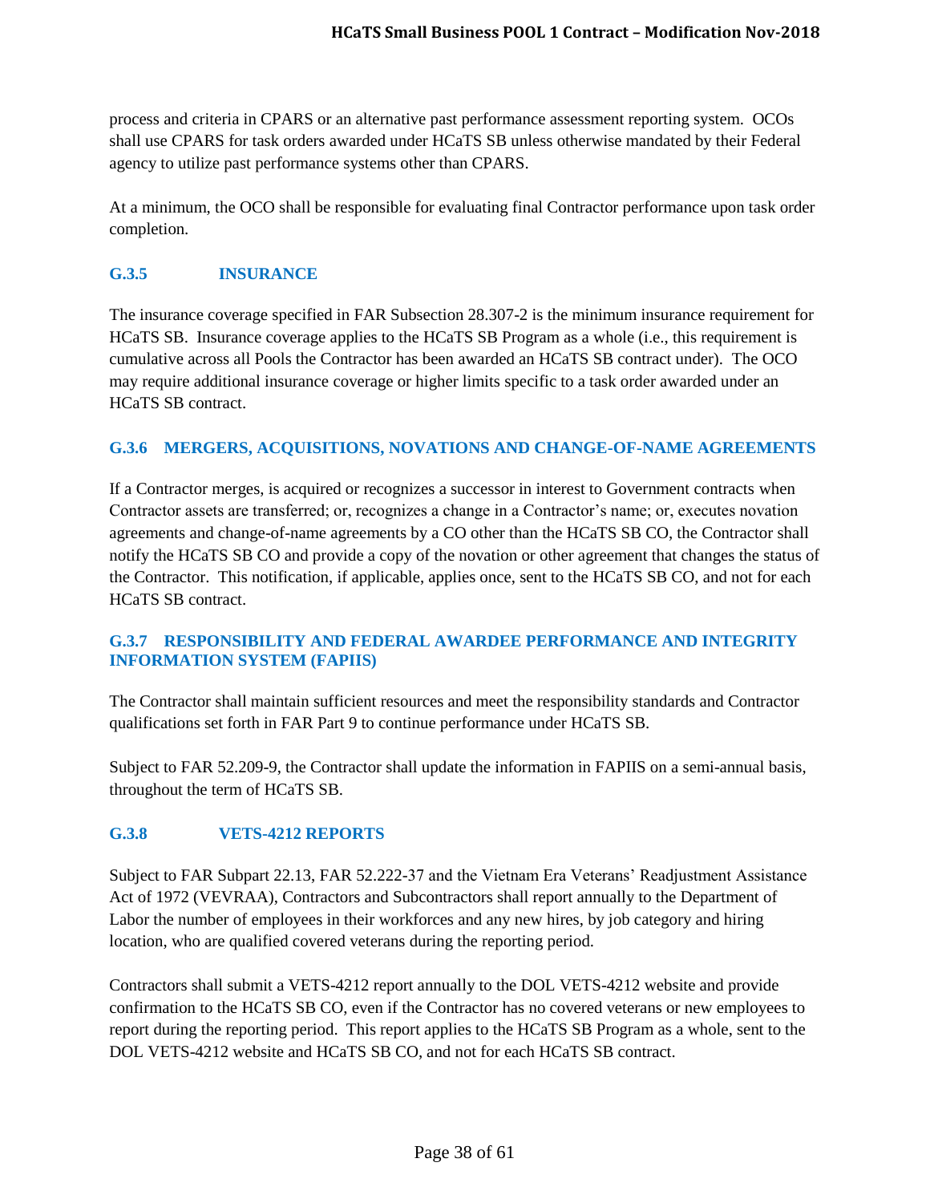process and criteria in CPARS or an alternative past performance assessment reporting system. OCOs shall use CPARS for task orders awarded under HCaTS SB unless otherwise mandated by their Federal agency to utilize past performance systems other than CPARS.

At a minimum, the OCO shall be responsible for evaluating final Contractor performance upon task order completion.

### G.3.5 INSURANCE

The insurance coverage specified in FAR Subsection 28.307-2 is the minimum insurance requirement for HCaTS SB. Insurance coverage applies to the HCaTS SB Program as a whole (i.e., this requirement is cumulative across all Pools the Contractor has been awarded an HCaTS SB contract under). The OCO may require additional insurance coverage or higher limits specific to a task order awarded under an HCaTS SB contract.

### G.3.6 MERGERS, ACQUISITIONS, NOVATIONS AND CHANGE-OF-NAME AGREEMENTS

If a Contractor merges, is acquired or recognizes a successor in interest to Government contracts when Contractor assets are transferred; or, recognizes a change in a Contractor's name; or, executes novation agreements and change-of-name agreements by a CO other than the HCaTS SB CO, the Contractor shall notify the HCaTS SB CO and provide a copy of the novation or other agreement that changes the status of the Contractor. This notification, if applicable, applies once, sent to the HCaTS SB CO, and not for each HCaTS SB contract.

### G.3.7 RESPONSIBILITY AND FEDERAL AWARDEE PERFORMANCE AND INTEGRITY INFORMATION SYSTEM (FAPIIS)

The Contractor shall maintain sufficient resources and meet the responsibility standards and Contractor qualifications set forth in FAR Part 9 to continue performance under HCaTS SB.

Subject to FAR 52.209-9, the Contractor shall update the information in FAPIIS on a semi-annual basis, throughout the term of HCaTS SB.

### G.3.8 VETS-4212 REPORTS

Subject to FAR Subpart 22.13, FAR 52.222-37 and the Vietnam Era Veterans' Readjustment Assistance Act of 1972 (VEVRAA), Contractors and Subcontractors shall report annually to the Department of Labor the number of employees in their workforces and any new hires, by job category and hiring location, who are qualified covered veterans during the reporting period.

Contractors shall submit a VETS-4212 report annually to the DOL VETS-4212 website and provide confirmation to the HCaTS SB CO, even if the Contractor has no covered veterans or new employees to report during the reporting period. This report applies to the HCaTS SB Program as a whole, sent to the DOL VETS-4212 website and HCaTS SB CO, and not for each HCaTS SB contract.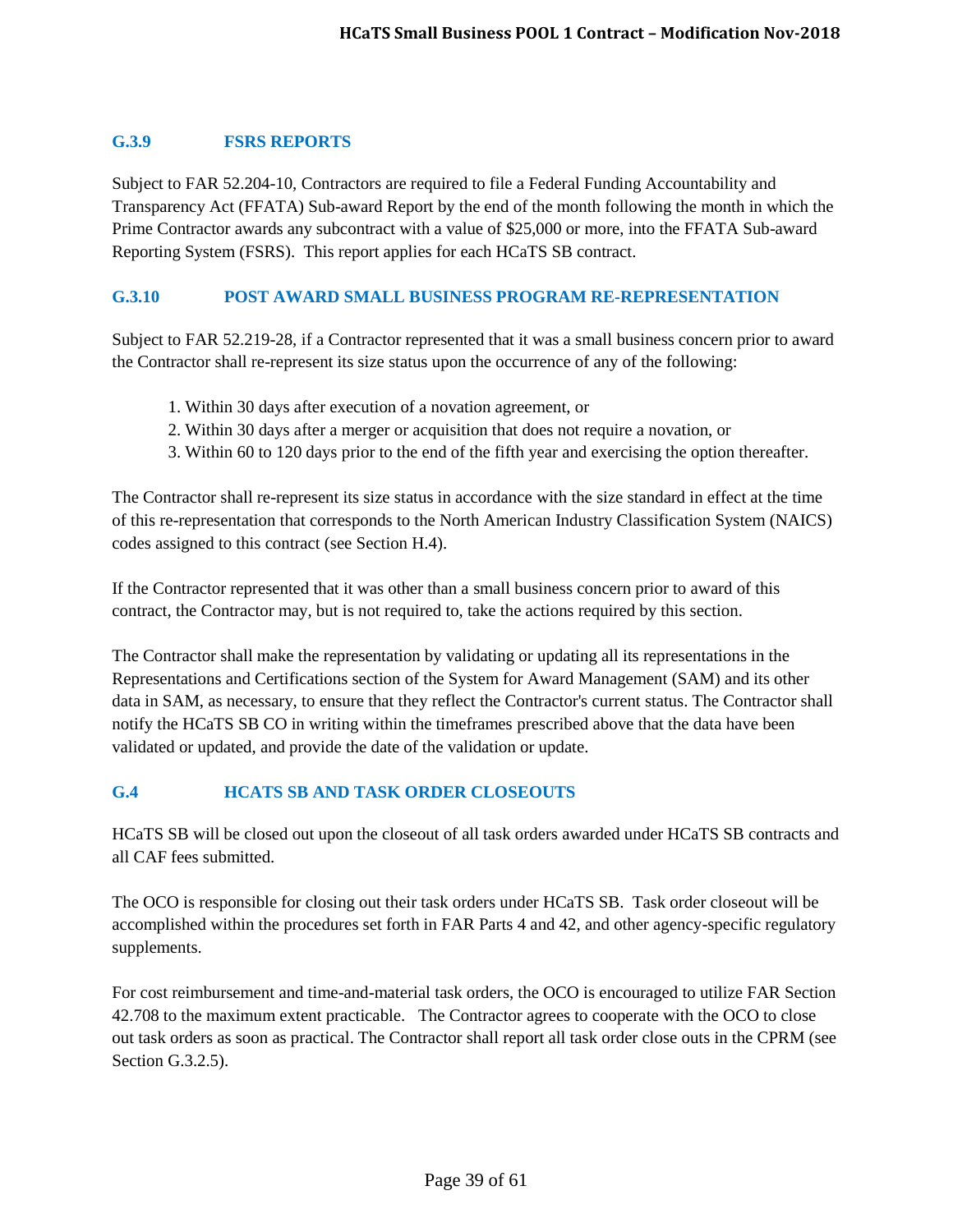### G.3.9 FSRS REPORTS

Subject to FAR 52.204-10, Contractors are required to file a Federal Funding Accountability and Transparency Act (FFATA) Sub-award Report by the end of the month following the month in which the Prime Contractor awards any subcontract with a value of $25,000 or more, into the FFATA Sub-award Reporting System (FSRS). This report applies for each HCaTS SB contract.

### G.3.10 POST AWARD SMALL BUSINESS PROGRAM RE-REPRESENTATION

Subject to FAR 52.219-28, if a Contractor represented that it was a small business concern prior to award the Contractor shall re-represent its size status upon the occurrence of any of the following:

1. Within 30 days after execution of a novation agreement, or
2. Within 30 days after a merger or acquisition that does not require a novation, or
3. Within 60 to 120 days prior to the end of the fifth year and exercising the option thereafter.

The Contractor shall re-represent its size status in accordance with the size standard in effect at the time of this re-representation that corresponds to the North American Industry Classification System (NAICS) codes assigned to this contract (see Section H.4).

If the Contractor represented that it was other than a small business concern prior to award of this contract, the Contractor may, but is not required to, take the actions required by this section.

The Contractor shall make the representation by validating or updating all its representations in the Representations and Certifications section of the System for Award Management (SAM) and its other data in SAM, as necessary, to ensure that they reflect the Contractor's current status. The Contractor shall notify the HCaTS SB CO in writing within the timeframes prescribed above that the data have been validated or updated, and provide the date of the validation or update.

## G.4 HCATS SB AND TASK ORDER CLOSEOUTS

HCaTS SB will be closed out upon the closeout of all task orders awarded under HCaTS SB contracts and all CAF fees submitted.

The OCO is responsible for closing out their task orders under HCaTS SB. Task order closeout will be accomplished within the procedures set forth in FAR Parts 4 and 42, and other agency-specific regulatory supplements.

For cost reimbursement and time-and-material task orders, the OCO is encouraged to utilize FAR Section 42.708 to the maximum extent practicable. The Contractor agrees to cooperate with the OCO to close out task orders as soon as practical. The Contractor shall report all task order close outs in the CPRM (see Section G.3.2.5).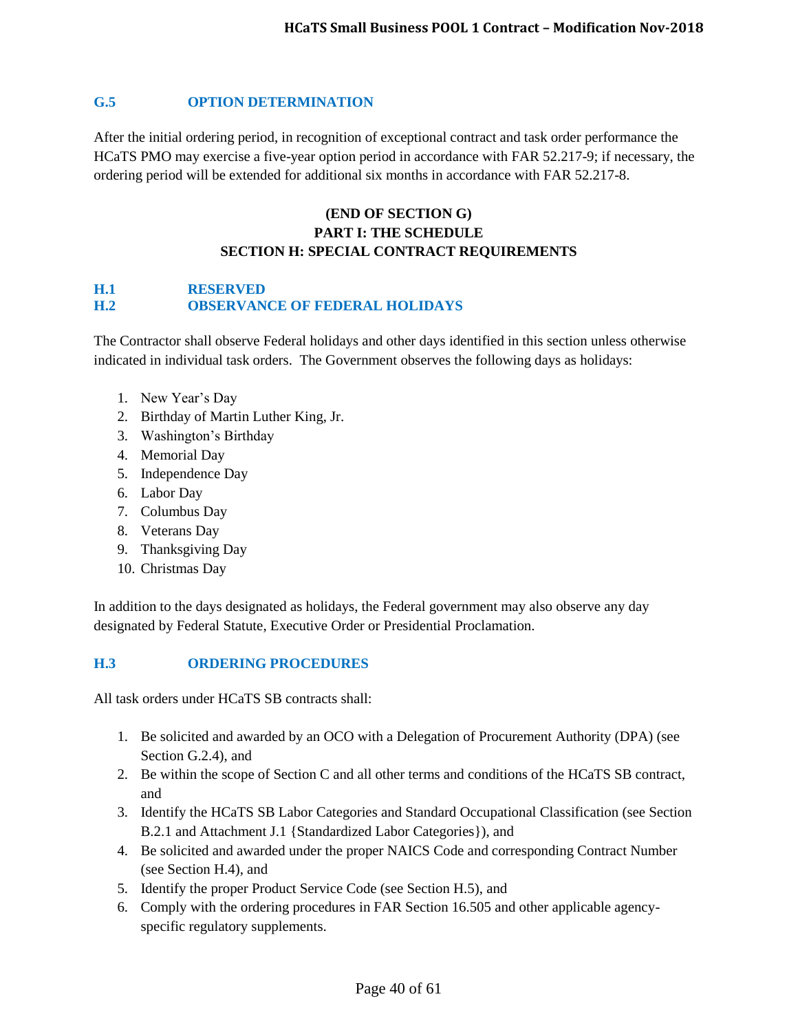### G.5 OPTION DETERMINATION

After the initial ordering period, in recognition of exceptional contract and task order performance the HCaTS PMO may exercise a five-year option period in accordance with FAR 52.217-9; if necessary, the ordering period will be extended for additional six months in accordance with FAR 52.217-8.

**(END OF SECTION G)**
**PART I: THE SCHEDULE**
**SECTION H: SPECIAL CONTRACT REQUIREMENTS**

### H.1 RESERVED

### H.2 OBSERVANCE OF FEDERAL HOLIDAYS

The Contractor shall observe Federal holidays and other days identified in this section unless otherwise indicated in individual task orders. The Government observes the following days as holidays:

1. New Year's Day
2. Birthday of Martin Luther King, Jr.
3. Washington's Birthday
4. Memorial Day
5. Independence Day
6. Labor Day
7. Columbus Day
8. Veterans Day
9. Thanksgiving Day
10. Christmas Day

In addition to the days designated as holidays, the Federal government may also observe any day designated by Federal Statute, Executive Order or Presidential Proclamation.

### H.3 ORDERING PROCEDURES

All task orders under HCaTS SB contracts shall:

1. Be solicited and awarded by an OCO with a Delegation of Procurement Authority (DPA) (see Section G.2.4), and
2. Be within the scope of Section C and all other terms and conditions of the HCaTS SB contract, and
3. Identify the HCaTS SB Labor Categories and Standard Occupational Classification (see Section B.2.1 and Attachment J.1 {Standardized Labor Categories}), and
4. Be solicited and awarded under the proper NAICS Code and corresponding Contract Number (see Section H.4), and
5. Identify the proper Product Service Code (see Section H.5), and
6. Comply with the ordering procedures in FAR Section 16.505 and other applicable agency-specific regulatory supplements.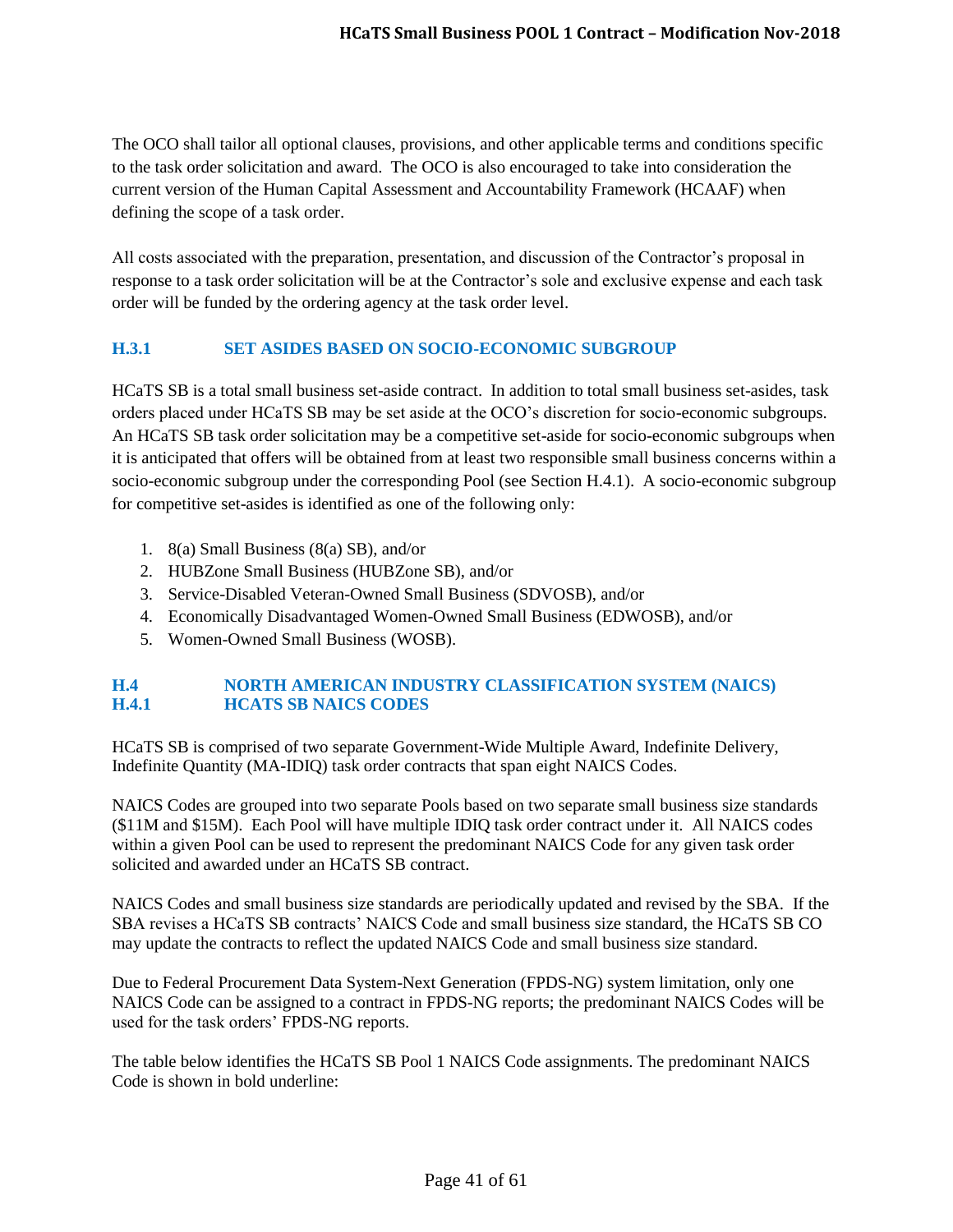The OCO shall tailor all optional clauses, provisions, and other applicable terms and conditions specific to the task order solicitation and award. The OCO is also encouraged to take into consideration the current version of the Human Capital Assessment and Accountability Framework (HCAAF) when defining the scope of a task order.

All costs associated with the preparation, presentation, and discussion of the Contractor's proposal in response to a task order solicitation will be at the Contractor's sole and exclusive expense and each task order will be funded by the ordering agency at the task order level.

### H.3.1 SET ASIDES BASED ON SOCIO-ECONOMIC SUBGROUP

HCaTS SB is a total small business set-aside contract. In addition to total small business set-asides, task orders placed under HCaTS SB may be set aside at the OCO's discretion for socio-economic subgroups. An HCaTS SB task order solicitation may be a competitive set-aside for socio-economic subgroups when it is anticipated that offers will be obtained from at least two responsible small business concerns within a socio-economic subgroup under the corresponding Pool (see Section H.4.1). A socio-economic subgroup for competitive set-asides is identified as one of the following only:

1. 8(a) Small Business (8(a) SB), and/or
2. HUBZone Small Business (HUBZone SB), and/or
3. Service-Disabled Veteran-Owned Small Business (SDVOSB), and/or
4. Economically Disadvantaged Women-Owned Small Business (EDWOSB), and/or
5. Women-Owned Small Business (WOSB).

## H.4 NORTH AMERICAN INDUSTRY CLASSIFICATION SYSTEM (NAICS)

### H.4.1 HCATS SB NAICS CODES

HCaTS SB is comprised of two separate Government-Wide Multiple Award, Indefinite Delivery, Indefinite Quantity (MA-IDIQ) task order contracts that span eight NAICS Codes.

NAICS Codes are grouped into two separate Pools based on two separate small business size standards ($11M and $15M). Each Pool will have multiple IDIQ task order contract under it. All NAICS codes within a given Pool can be used to represent the predominant NAICS Code for any given task order solicited and awarded under an HCaTS SB contract.

NAICS Codes and small business size standards are periodically updated and revised by the SBA. If the SBA revises a HCaTS SB contracts' NAICS Code and small business size standard, the HCaTS SB CO may update the contracts to reflect the updated NAICS Code and small business size standard.

Due to Federal Procurement Data System-Next Generation (FPDS-NG) system limitation, only one NAICS Code can be assigned to a contract in FPDS-NG reports; the predominant NAICS Codes will be used for the task orders' FPDS-NG reports.

The table below identifies the HCaTS SB Pool 1 NAICS Code assignments. The predominant NAICS Code is shown in bold underline: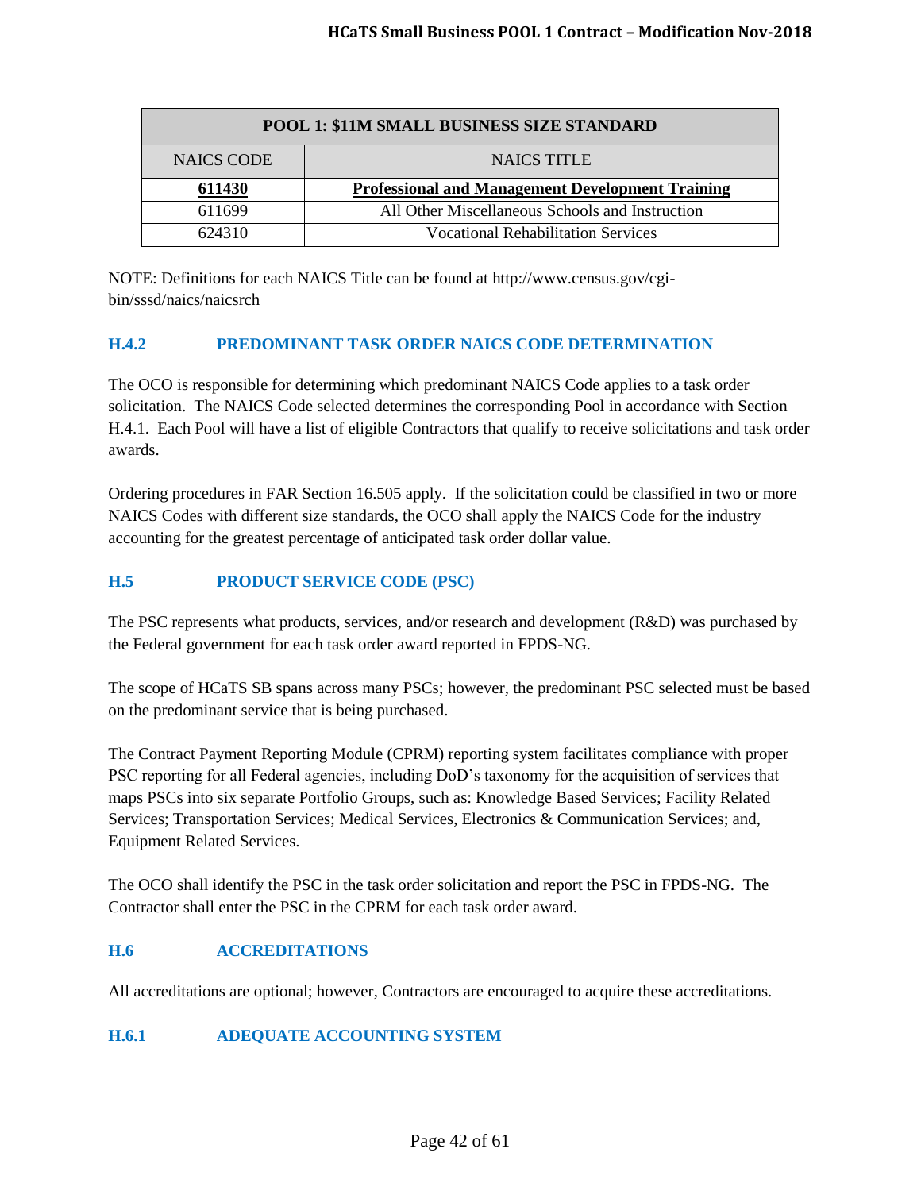| POOL 1: $11M SMALL BUSINESS SIZE STANDARD | |
|---|---|
| NAICS CODE | NAICS TITLE |
| **611430** | **Professional and Management Development Training** |
| 611699 | All Other Miscellaneous Schools and Instruction |
| 624310 | Vocational Rehabilitation Services |

NOTE: Definitions for each NAICS Title can be found at http://www.census.gov/cgi-bin/sssd/naics/naicsrch

### H.4.2 PREDOMINANT TASK ORDER NAICS CODE DETERMINATION

The OCO is responsible for determining which predominant NAICS Code applies to a task order solicitation. The NAICS Code selected determines the corresponding Pool in accordance with Section H.4.1. Each Pool will have a list of eligible Contractors that qualify to receive solicitations and task order awards.

Ordering procedures in FAR Section 16.505 apply. If the solicitation could be classified in two or more NAICS Codes with different size standards, the OCO shall apply the NAICS Code for the industry accounting for the greatest percentage of anticipated task order dollar value.

## H.5 PRODUCT SERVICE CODE (PSC)

The PSC represents what products, services, and/or research and development (R&D) was purchased by the Federal government for each task order award reported in FPDS-NG.

The scope of HCaTS SB spans across many PSCs; however, the predominant PSC selected must be based on the predominant service that is being purchased.

The Contract Payment Reporting Module (CPRM) reporting system facilitates compliance with proper PSC reporting for all Federal agencies, including DoD's taxonomy for the acquisition of services that maps PSCs into six separate Portfolio Groups, such as: Knowledge Based Services; Facility Related Services; Transportation Services; Medical Services, Electronics & Communication Services; and, Equipment Related Services.

The OCO shall identify the PSC in the task order solicitation and report the PSC in FPDS-NG. The Contractor shall enter the PSC in the CPRM for each task order award.

## H.6 ACCREDITATIONS

All accreditations are optional; however, Contractors are encouraged to acquire these accreditations.

### H.6.1 ADEQUATE ACCOUNTING SYSTEM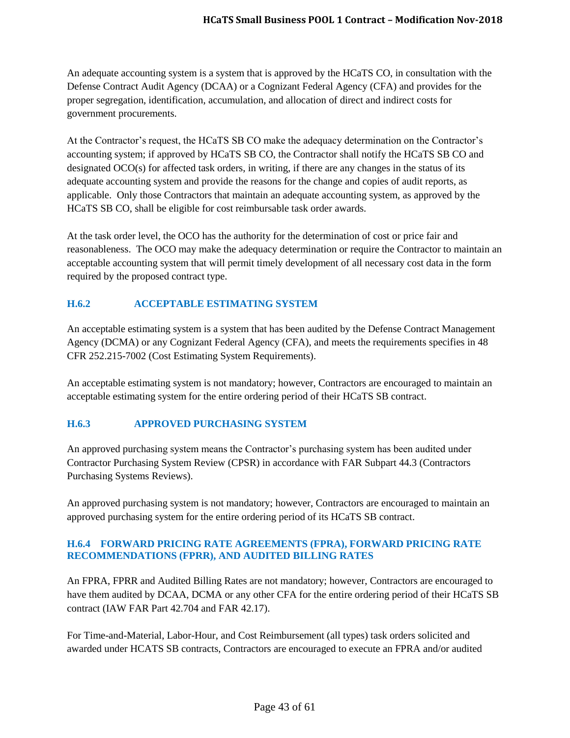An adequate accounting system is a system that is approved by the HCaTS CO, in consultation with the Defense Contract Audit Agency (DCAA) or a Cognizant Federal Agency (CFA) and provides for the proper segregation, identification, accumulation, and allocation of direct and indirect costs for government procurements.

At the Contractor's request, the HCaTS SB CO make the adequacy determination on the Contractor's accounting system; if approved by HCaTS SB CO, the Contractor shall notify the HCaTS SB CO and designated OCO(s) for affected task orders, in writing, if there are any changes in the status of its adequate accounting system and provide the reasons for the change and copies of audit reports, as applicable. Only those Contractors that maintain an adequate accounting system, as approved by the HCaTS SB CO, shall be eligible for cost reimbursable task order awards.

At the task order level, the OCO has the authority for the determination of cost or price fair and reasonableness. The OCO may make the adequacy determination or require the Contractor to maintain an acceptable accounting system that will permit timely development of all necessary cost data in the form required by the proposed contract type.

### H.6.2 ACCEPTABLE ESTIMATING SYSTEM

An acceptable estimating system is a system that has been audited by the Defense Contract Management Agency (DCMA) or any Cognizant Federal Agency (CFA), and meets the requirements specifies in 48 CFR 252.215-7002 (Cost Estimating System Requirements).

An acceptable estimating system is not mandatory; however, Contractors are encouraged to maintain an acceptable estimating system for the entire ordering period of their HCaTS SB contract.

### H.6.3 APPROVED PURCHASING SYSTEM

An approved purchasing system means the Contractor's purchasing system has been audited under Contractor Purchasing System Review (CPSR) in accordance with FAR Subpart 44.3 (Contractors Purchasing Systems Reviews).

An approved purchasing system is not mandatory; however, Contractors are encouraged to maintain an approved purchasing system for the entire ordering period of its HCaTS SB contract.

### H.6.4 FORWARD PRICING RATE AGREEMENTS (FPRA), FORWARD PRICING RATE RECOMMENDATIONS (FPRR), AND AUDITED BILLING RATES

An FPRA, FPRR and Audited Billing Rates are not mandatory; however, Contractors are encouraged to have them audited by DCAA, DCMA or any other CFA for the entire ordering period of their HCaTS SB contract (IAW FAR Part 42.704 and FAR 42.17).

For Time-and-Material, Labor-Hour, and Cost Reimbursement (all types) task orders solicited and awarded under HCATS SB contracts, Contractors are encouraged to execute an FPRA and/or audited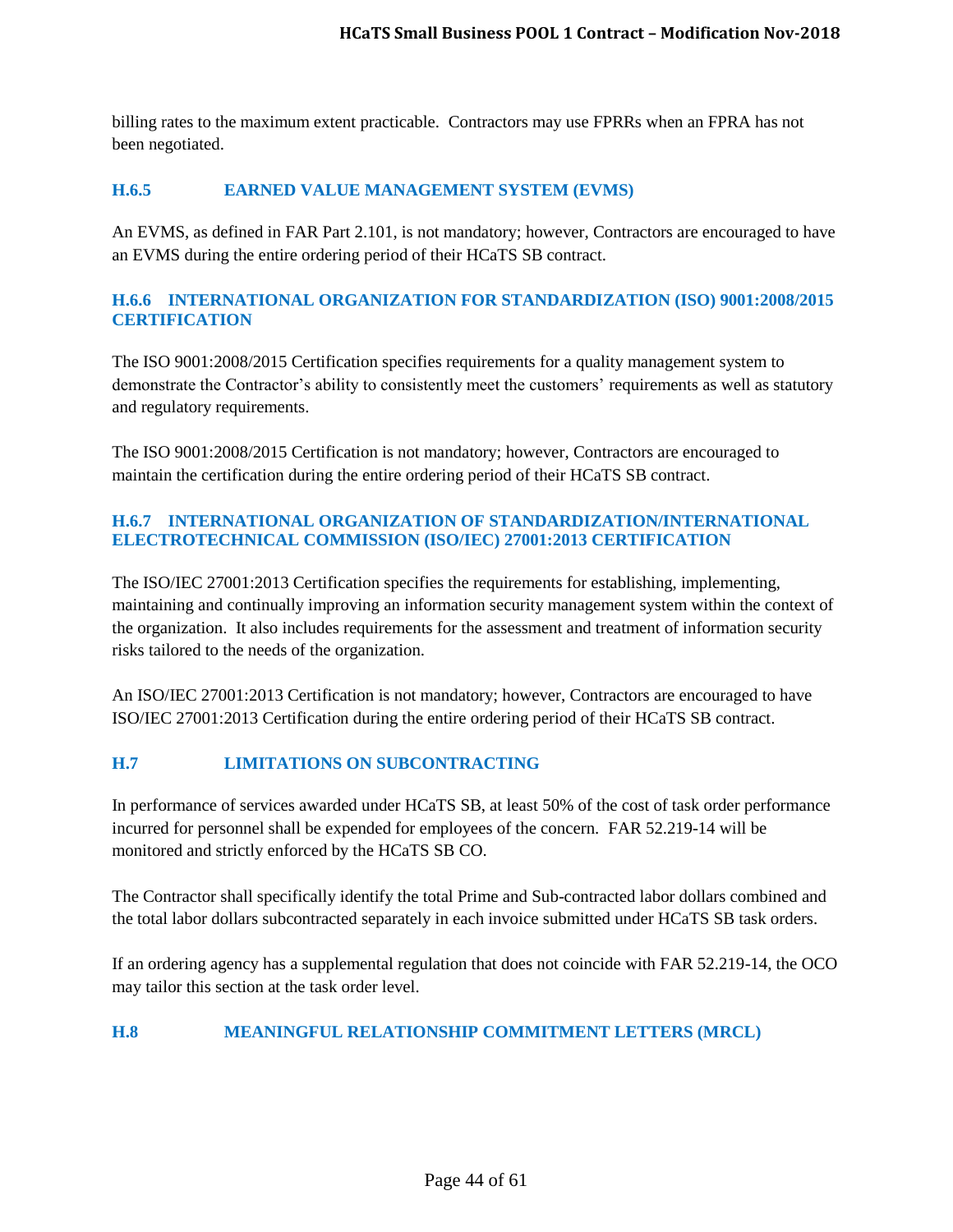billing rates to the maximum extent practicable. Contractors may use FPRRs when an FPRA has not been negotiated.

### H.6.5 EARNED VALUE MANAGEMENT SYSTEM (EVMS)

An EVMS, as defined in FAR Part 2.101, is not mandatory; however, Contractors are encouraged to have an EVMS during the entire ordering period of their HCaTS SB contract.

### H.6.6 INTERNATIONAL ORGANIZATION FOR STANDARDIZATION (ISO) 9001:2008/2015 CERTIFICATION

The ISO 9001:2008/2015 Certification specifies requirements for a quality management system to demonstrate the Contractor's ability to consistently meet the customers' requirements as well as statutory and regulatory requirements.

The ISO 9001:2008/2015 Certification is not mandatory; however, Contractors are encouraged to maintain the certification during the entire ordering period of their HCaTS SB contract.

### H.6.7 INTERNATIONAL ORGANIZATION OF STANDARDIZATION/INTERNATIONAL ELECTROTECHNICAL COMMISSION (ISO/IEC) 27001:2013 CERTIFICATION

The ISO/IEC 27001:2013 Certification specifies the requirements for establishing, implementing, maintaining and continually improving an information security management system within the context of the organization. It also includes requirements for the assessment and treatment of information security risks tailored to the needs of the organization.

An ISO/IEC 27001:2013 Certification is not mandatory; however, Contractors are encouraged to have ISO/IEC 27001:2013 Certification during the entire ordering period of their HCaTS SB contract.

## H.7 LIMITATIONS ON SUBCONTRACTING

In performance of services awarded under HCaTS SB, at least 50% of the cost of task order performance incurred for personnel shall be expended for employees of the concern. FAR 52.219-14 will be monitored and strictly enforced by the HCaTS SB CO.

The Contractor shall specifically identify the total Prime and Sub-contracted labor dollars combined and the total labor dollars subcontracted separately in each invoice submitted under HCaTS SB task orders.

If an ordering agency has a supplemental regulation that does not coincide with FAR 52.219-14, the OCO may tailor this section at the task order level.

## H.8 MEANINGFUL RELATIONSHIP COMMITMENT LETTERS (MRCL)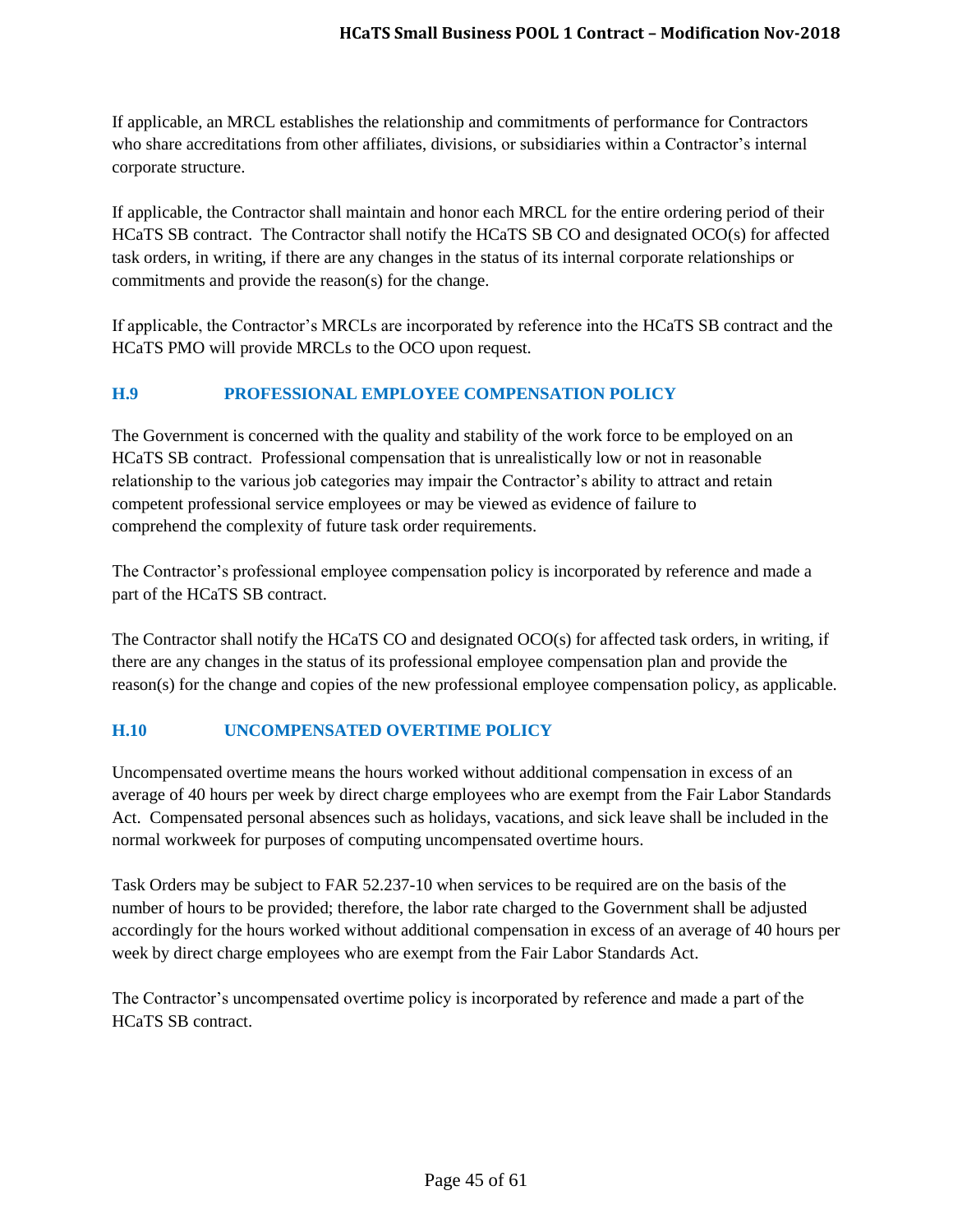If applicable, an MRCL establishes the relationship and commitments of performance for Contractors who share accreditations from other affiliates, divisions, or subsidiaries within a Contractor's internal corporate structure.

If applicable, the Contractor shall maintain and honor each MRCL for the entire ordering period of their HCaTS SB contract. The Contractor shall notify the HCaTS SB CO and designated OCO(s) for affected task orders, in writing, if there are any changes in the status of its internal corporate relationships or commitments and provide the reason(s) for the change.

If applicable, the Contractor's MRCLs are incorporated by reference into the HCaTS SB contract and the HCaTS PMO will provide MRCLs to the OCO upon request.

## H.9 PROFESSIONAL EMPLOYEE COMPENSATION POLICY

The Government is concerned with the quality and stability of the work force to be employed on an HCaTS SB contract. Professional compensation that is unrealistically low or not in reasonable relationship to the various job categories may impair the Contractor's ability to attract and retain competent professional service employees or may be viewed as evidence of failure to comprehend the complexity of future task order requirements.

The Contractor's professional employee compensation policy is incorporated by reference and made a part of the HCaTS SB contract.

The Contractor shall notify the HCaTS CO and designated OCO(s) for affected task orders, in writing, if there are any changes in the status of its professional employee compensation plan and provide the reason(s) for the change and copies of the new professional employee compensation policy, as applicable.

## H.10 UNCOMPENSATED OVERTIME POLICY

Uncompensated overtime means the hours worked without additional compensation in excess of an average of 40 hours per week by direct charge employees who are exempt from the Fair Labor Standards Act. Compensated personal absences such as holidays, vacations, and sick leave shall be included in the normal workweek for purposes of computing uncompensated overtime hours.

Task Orders may be subject to FAR 52.237-10 when services to be required are on the basis of the number of hours to be provided; therefore, the labor rate charged to the Government shall be adjusted accordingly for the hours worked without additional compensation in excess of an average of 40 hours per week by direct charge employees who are exempt from the Fair Labor Standards Act.

The Contractor's uncompensated overtime policy is incorporated by reference and made a part of the HCaTS SB contract.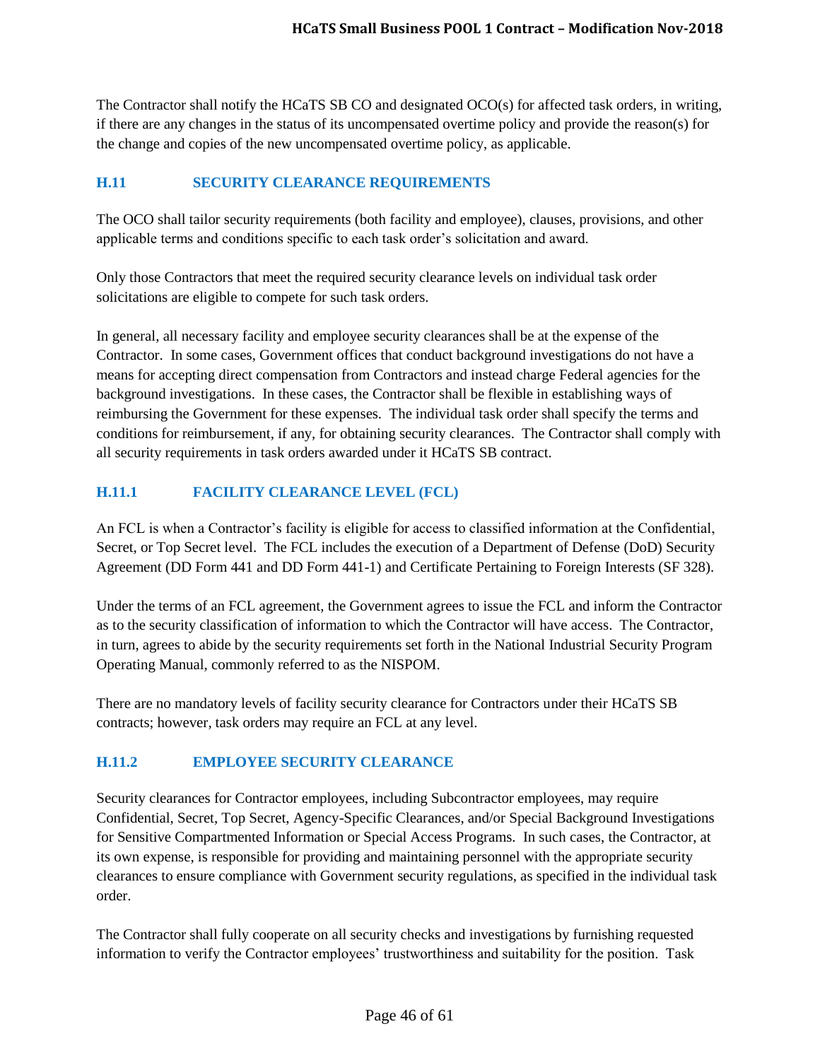The Contractor shall notify the HCaTS SB CO and designated OCO(s) for affected task orders, in writing, if there are any changes in the status of its uncompensated overtime policy and provide the reason(s) for the change and copies of the new uncompensated overtime policy, as applicable.

## H.11 SECURITY CLEARANCE REQUIREMENTS

The OCO shall tailor security requirements (both facility and employee), clauses, provisions, and other applicable terms and conditions specific to each task order's solicitation and award.

Only those Contractors that meet the required security clearance levels on individual task order solicitations are eligible to compete for such task orders.

In general, all necessary facility and employee security clearances shall be at the expense of the Contractor. In some cases, Government offices that conduct background investigations do not have a means for accepting direct compensation from Contractors and instead charge Federal agencies for the background investigations. In these cases, the Contractor shall be flexible in establishing ways of reimbursing the Government for these expenses. The individual task order shall specify the terms and conditions for reimbursement, if any, for obtaining security clearances. The Contractor shall comply with all security requirements in task orders awarded under it HCaTS SB contract.

### H.11.1 FACILITY CLEARANCE LEVEL (FCL)

An FCL is when a Contractor's facility is eligible for access to classified information at the Confidential, Secret, or Top Secret level. The FCL includes the execution of a Department of Defense (DoD) Security Agreement (DD Form 441 and DD Form 441-1) and Certificate Pertaining to Foreign Interests (SF 328).

Under the terms of an FCL agreement, the Government agrees to issue the FCL and inform the Contractor as to the security classification of information to which the Contractor will have access. The Contractor, in turn, agrees to abide by the security requirements set forth in the National Industrial Security Program Operating Manual, commonly referred to as the NISPOM.

There are no mandatory levels of facility security clearance for Contractors under their HCaTS SB contracts; however, task orders may require an FCL at any level.

### H.11.2 EMPLOYEE SECURITY CLEARANCE

Security clearances for Contractor employees, including Subcontractor employees, may require Confidential, Secret, Top Secret, Agency-Specific Clearances, and/or Special Background Investigations for Sensitive Compartmented Information or Special Access Programs. In such cases, the Contractor, at its own expense, is responsible for providing and maintaining personnel with the appropriate security clearances to ensure compliance with Government security regulations, as specified in the individual task order.

The Contractor shall fully cooperate on all security checks and investigations by furnishing requested information to verify the Contractor employees' trustworthiness and suitability for the position. Task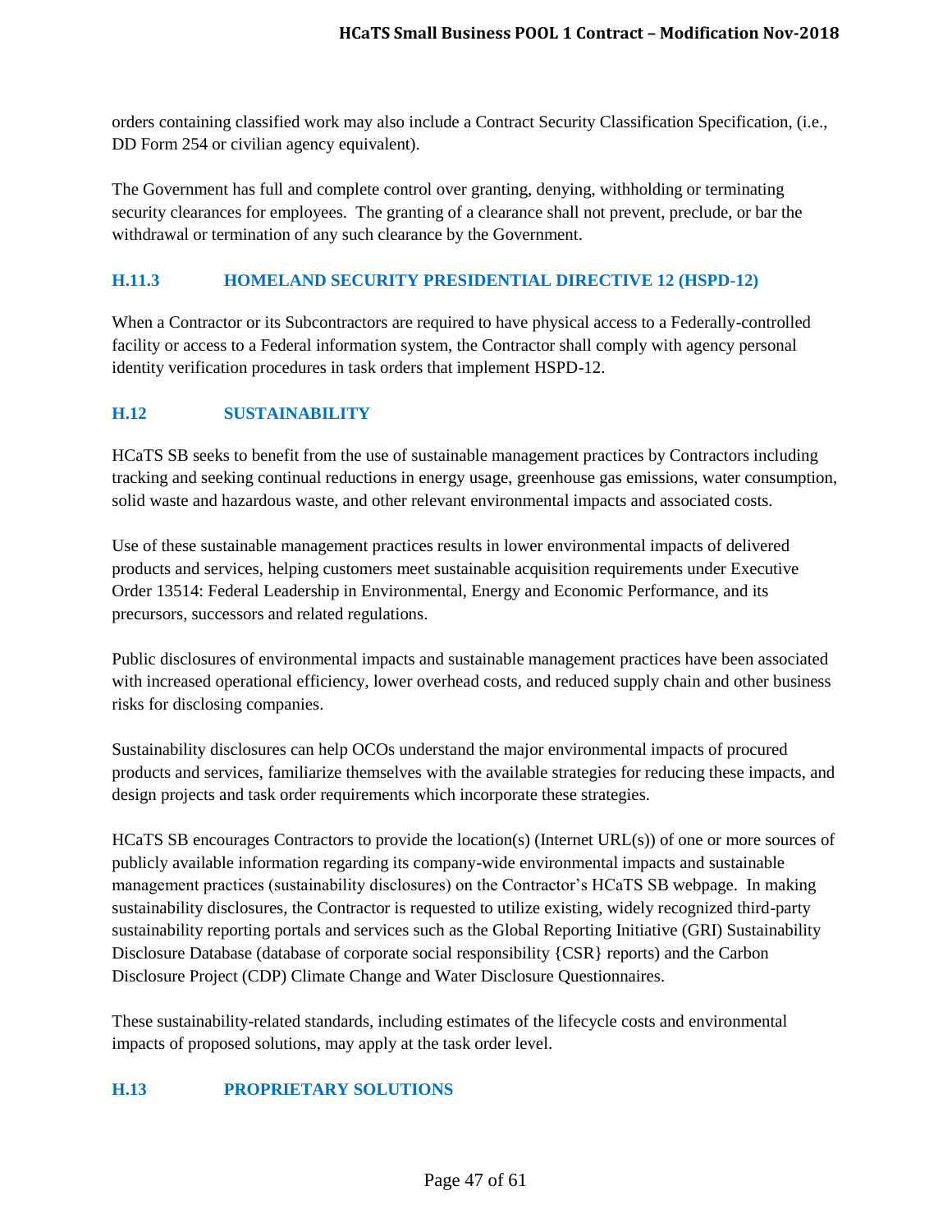orders containing classified work may also include a Contract Security Classification Specification, (i.e., DD Form 254 or civilian agency equivalent).

The Government has full and complete control over granting, denying, withholding or terminating security clearances for employees. The granting of a clearance shall not prevent, preclude, or bar the withdrawal or termination of any such clearance by the Government.

### H.11.3 HOMELAND SECURITY PRESIDENTIAL DIRECTIVE 12 (HSPD-12)

When a Contractor or its Subcontractors are required to have physical access to a Federally-controlled facility or access to a Federal information system, the Contractor shall comply with agency personal identity verification procedures in task orders that implement HSPD-12.

## H.12 SUSTAINABILITY

HCaTS SB seeks to benefit from the use of sustainable management practices by Contractors including tracking and seeking continual reductions in energy usage, greenhouse gas emissions, water consumption, solid waste and hazardous waste, and other relevant environmental impacts and associated costs.

Use of these sustainable management practices results in lower environmental impacts of delivered products and services, helping customers meet sustainable acquisition requirements under Executive Order 13514: Federal Leadership in Environmental, Energy and Economic Performance, and its precursors, successors and related regulations.

Public disclosures of environmental impacts and sustainable management practices have been associated with increased operational efficiency, lower overhead costs, and reduced supply chain and other business risks for disclosing companies.

Sustainability disclosures can help OCOs understand the major environmental impacts of procured products and services, familiarize themselves with the available strategies for reducing these impacts, and design projects and task order requirements which incorporate these strategies.

HCaTS SB encourages Contractors to provide the location(s) (Internet URL(s)) of one or more sources of publicly available information regarding its company-wide environmental impacts and sustainable management practices (sustainability disclosures) on the Contractor's HCaTS SB webpage. In making sustainability disclosures, the Contractor is requested to utilize existing, widely recognized third-party sustainability reporting portals and services such as the Global Reporting Initiative (GRI) Sustainability Disclosure Database (database of corporate social responsibility {CSR} reports) and the Carbon Disclosure Project (CDP) Climate Change and Water Disclosure Questionnaires.

These sustainability-related standards, including estimates of the lifecycle costs and environmental impacts of proposed solutions, may apply at the task order level.

## H.13 PROPRIETARY SOLUTIONS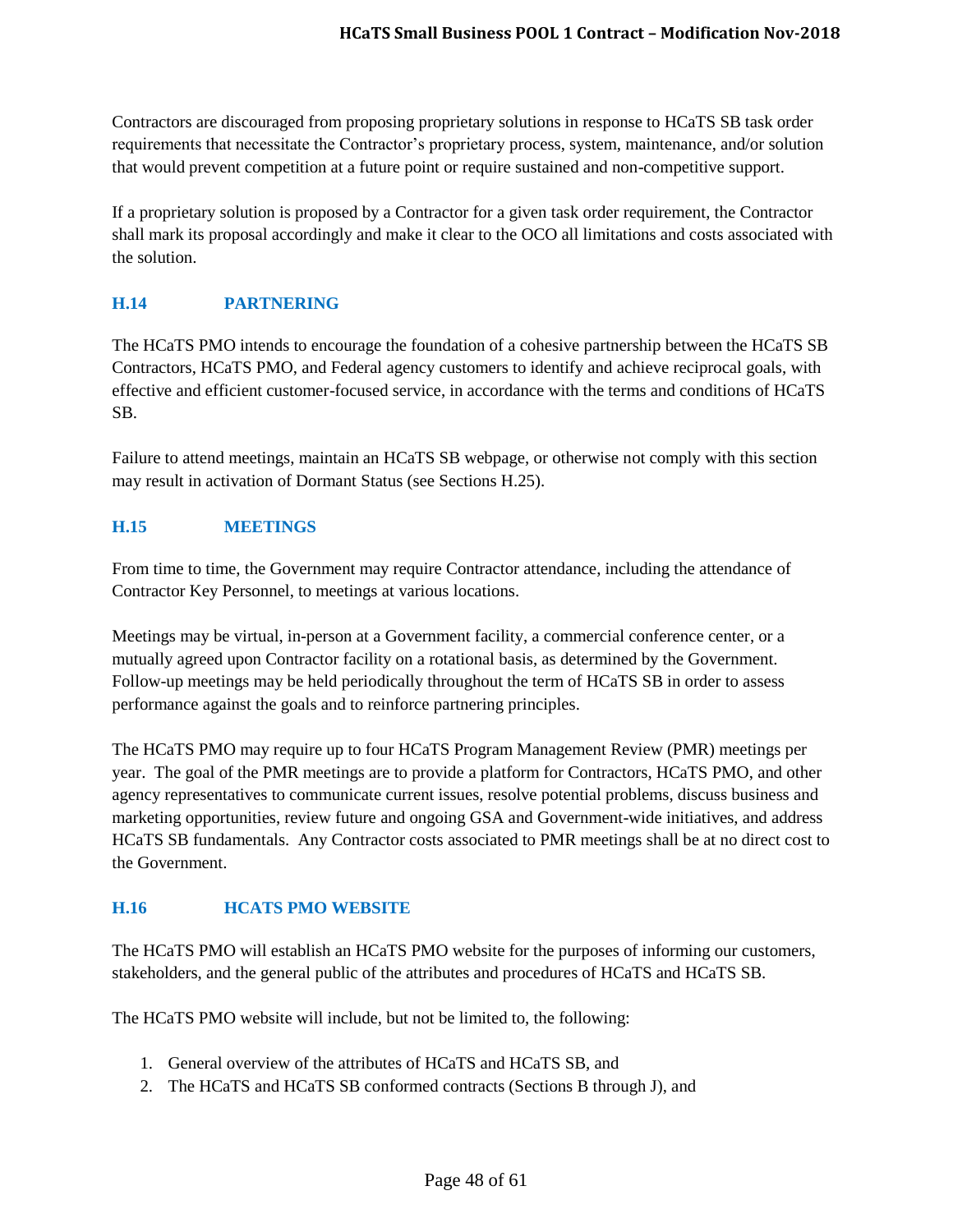Contractors are discouraged from proposing proprietary solutions in response to HCaTS SB task order requirements that necessitate the Contractor's proprietary process, system, maintenance, and/or solution that would prevent competition at a future point or require sustained and non-competitive support.

If a proprietary solution is proposed by a Contractor for a given task order requirement, the Contractor shall mark its proposal accordingly and make it clear to the OCO all limitations and costs associated with the solution.

## H.14 PARTNERING

The HCaTS PMO intends to encourage the foundation of a cohesive partnership between the HCaTS SB Contractors, HCaTS PMO, and Federal agency customers to identify and achieve reciprocal goals, with effective and efficient customer-focused service, in accordance with the terms and conditions of HCaTS SB.

Failure to attend meetings, maintain an HCaTS SB webpage, or otherwise not comply with this section may result in activation of Dormant Status (see Sections H.25).

## H.15 MEETINGS

From time to time, the Government may require Contractor attendance, including the attendance of Contractor Key Personnel, to meetings at various locations.

Meetings may be virtual, in-person at a Government facility, a commercial conference center, or a mutually agreed upon Contractor facility on a rotational basis, as determined by the Government. Follow-up meetings may be held periodically throughout the term of HCaTS SB in order to assess performance against the goals and to reinforce partnering principles.

The HCaTS PMO may require up to four HCaTS Program Management Review (PMR) meetings per year. The goal of the PMR meetings are to provide a platform for Contractors, HCaTS PMO, and other agency representatives to communicate current issues, resolve potential problems, discuss business and marketing opportunities, review future and ongoing GSA and Government-wide initiatives, and address HCaTS SB fundamentals. Any Contractor costs associated to PMR meetings shall be at no direct cost to the Government.

## H.16 HCATS PMO WEBSITE

The HCaTS PMO will establish an HCaTS PMO website for the purposes of informing our customers, stakeholders, and the general public of the attributes and procedures of HCaTS and HCaTS SB.

The HCaTS PMO website will include, but not be limited to, the following:

1. General overview of the attributes of HCaTS and HCaTS SB, and
2. The HCaTS and HCaTS SB conformed contracts (Sections B through J), and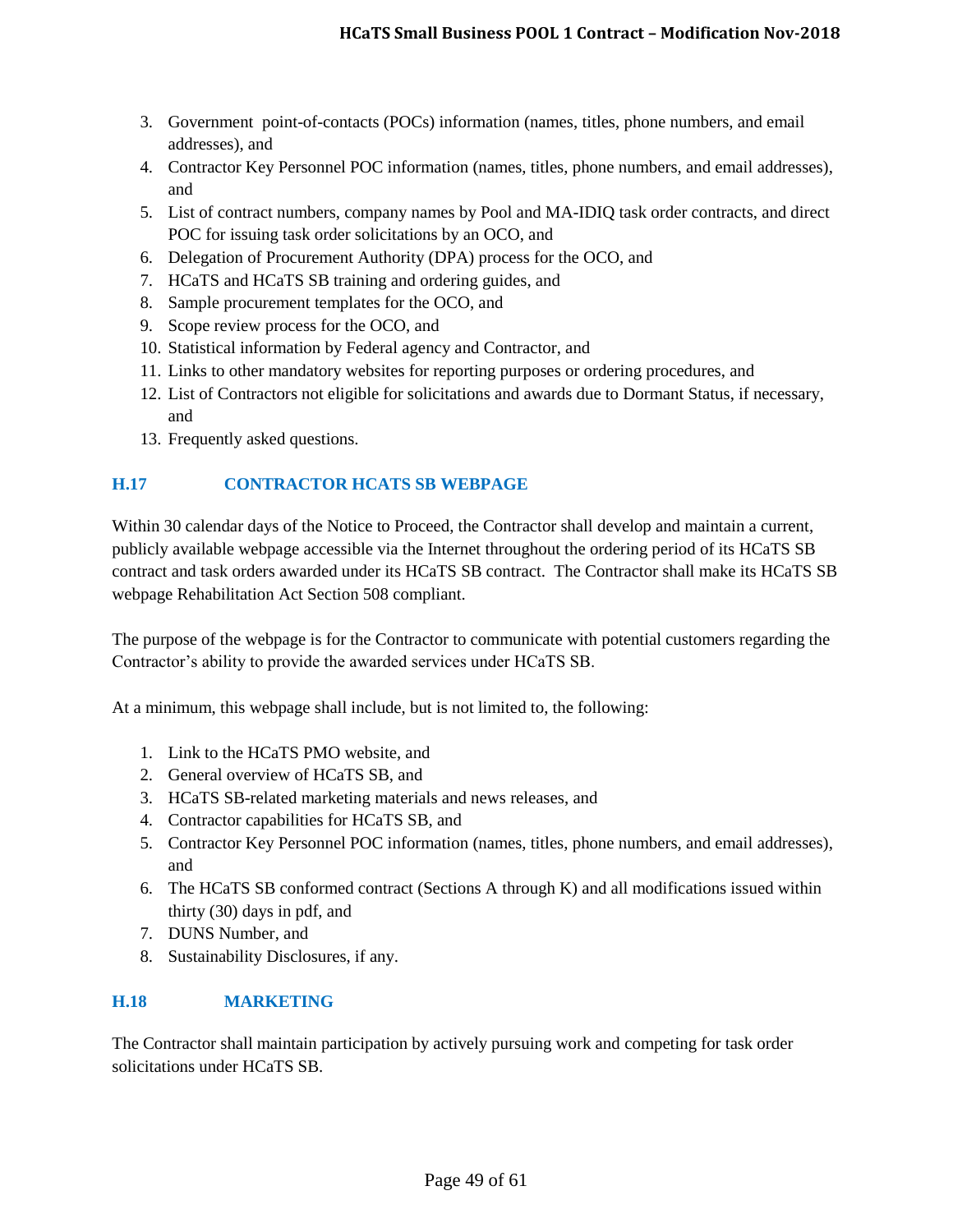3. Government point-of-contacts (POCs) information (names, titles, phone numbers, and email addresses), and
4. Contractor Key Personnel POC information (names, titles, phone numbers, and email addresses), and
5. List of contract numbers, company names by Pool and MA-IDIQ task order contracts, and direct POC for issuing task order solicitations by an OCO, and
6. Delegation of Procurement Authority (DPA) process for the OCO, and
7. HCaTS and HCaTS SB training and ordering guides, and
8. Sample procurement templates for the OCO, and
9. Scope review process for the OCO, and
10. Statistical information by Federal agency and Contractor, and
11. Links to other mandatory websites for reporting purposes or ordering procedures, and
12. List of Contractors not eligible for solicitations and awards due to Dormant Status, if necessary, and
13. Frequently asked questions.

## H.17 CONTRACTOR HCATS SB WEBPAGE

Within 30 calendar days of the Notice to Proceed, the Contractor shall develop and maintain a current, publicly available webpage accessible via the Internet throughout the ordering period of its HCaTS SB contract and task orders awarded under its HCaTS SB contract. The Contractor shall make its HCaTS SB webpage Rehabilitation Act Section 508 compliant.

The purpose of the webpage is for the Contractor to communicate with potential customers regarding the Contractor's ability to provide the awarded services under HCaTS SB.

At a minimum, this webpage shall include, but is not limited to, the following:

1. Link to the HCaTS PMO website, and
2. General overview of HCaTS SB, and
3. HCaTS SB-related marketing materials and news releases, and
4. Contractor capabilities for HCaTS SB, and
5. Contractor Key Personnel POC information (names, titles, phone numbers, and email addresses), and
6. The HCaTS SB conformed contract (Sections A through K) and all modifications issued within thirty (30) days in pdf, and
7. DUNS Number, and
8. Sustainability Disclosures, if any.

## H.18 MARKETING

The Contractor shall maintain participation by actively pursuing work and competing for task order solicitations under HCaTS SB.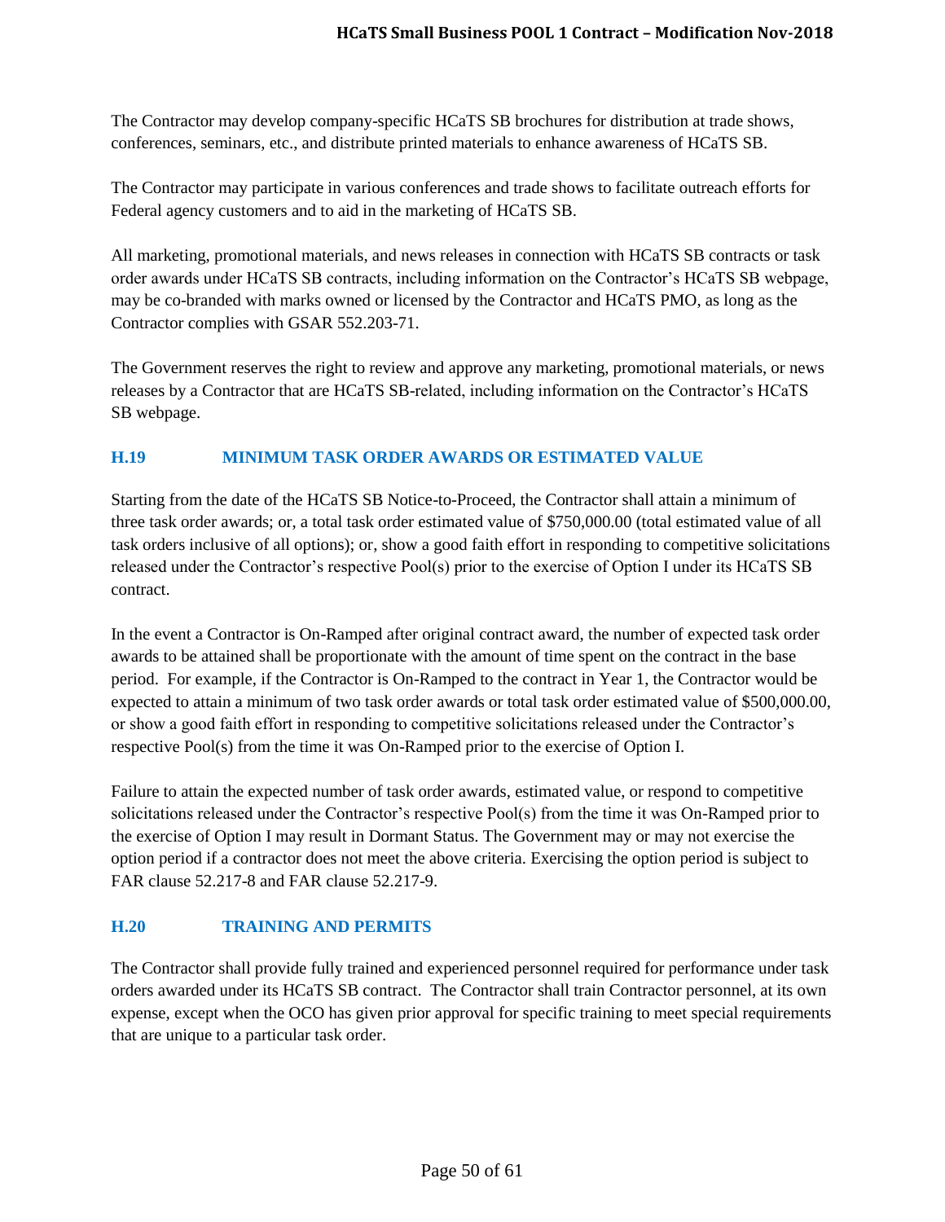The Contractor may develop company-specific HCaTS SB brochures for distribution at trade shows, conferences, seminars, etc., and distribute printed materials to enhance awareness of HCaTS SB.

The Contractor may participate in various conferences and trade shows to facilitate outreach efforts for Federal agency customers and to aid in the marketing of HCaTS SB.

All marketing, promotional materials, and news releases in connection with HCaTS SB contracts or task order awards under HCaTS SB contracts, including information on the Contractor's HCaTS SB webpage, may be co-branded with marks owned or licensed by the Contractor and HCaTS PMO, as long as the Contractor complies with GSAR 552.203-71.

The Government reserves the right to review and approve any marketing, promotional materials, or news releases by a Contractor that are HCaTS SB-related, including information on the Contractor's HCaTS SB webpage.

## H.19 MINIMUM TASK ORDER AWARDS OR ESTIMATED VALUE

Starting from the date of the HCaTS SB Notice-to-Proceed, the Contractor shall attain a minimum of three task order awards; or, a total task order estimated value of $750,000.00 (total estimated value of all task orders inclusive of all options); or, show a good faith effort in responding to competitive solicitations released under the Contractor's respective Pool(s) prior to the exercise of Option I under its HCaTS SB contract.

In the event a Contractor is On-Ramped after original contract award, the number of expected task order awards to be attained shall be proportionate with the amount of time spent on the contract in the base period. For example, if the Contractor is On-Ramped to the contract in Year 1, the Contractor would be expected to attain a minimum of two task order awards or total task order estimated value of $500,000.00, or show a good faith effort in responding to competitive solicitations released under the Contractor's respective Pool(s) from the time it was On-Ramped prior to the exercise of Option I.

Failure to attain the expected number of task order awards, estimated value, or respond to competitive solicitations released under the Contractor's respective Pool(s) from the time it was On-Ramped prior to the exercise of Option I may result in Dormant Status. The Government may or may not exercise the option period if a contractor does not meet the above criteria. Exercising the option period is subject to FAR clause 52.217-8 and FAR clause 52.217-9.

## H.20 TRAINING AND PERMITS

The Contractor shall provide fully trained and experienced personnel required for performance under task orders awarded under its HCaTS SB contract. The Contractor shall train Contractor personnel, at its own expense, except when the OCO has given prior approval for specific training to meet special requirements that are unique to a particular task order.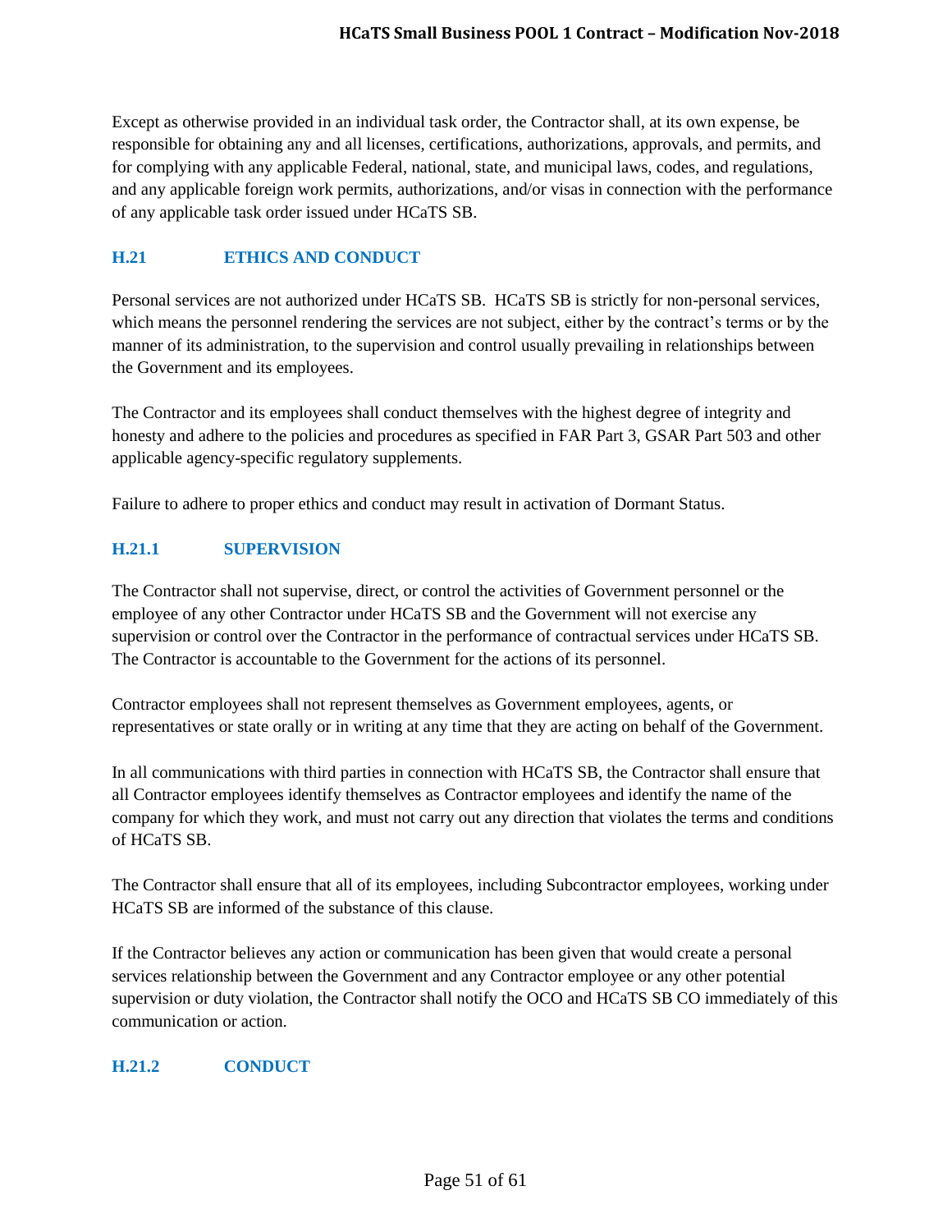Except as otherwise provided in an individual task order, the Contractor shall, at its own expense, be responsible for obtaining any and all licenses, certifications, authorizations, approvals, and permits, and for complying with any applicable Federal, national, state, and municipal laws, codes, and regulations, and any applicable foreign work permits, authorizations, and/or visas in connection with the performance of any applicable task order issued under HCaTS SB.

### H.21 ETHICS AND CONDUCT

Personal services are not authorized under HCaTS SB. HCaTS SB is strictly for non-personal services, which means the personnel rendering the services are not subject, either by the contract's terms or by the manner of its administration, to the supervision and control usually prevailing in relationships between the Government and its employees.

The Contractor and its employees shall conduct themselves with the highest degree of integrity and honesty and adhere to the policies and procedures as specified in FAR Part 3, GSAR Part 503 and other applicable agency-specific regulatory supplements.

Failure to adhere to proper ethics and conduct may result in activation of Dormant Status.

#### H.21.1 SUPERVISION

The Contractor shall not supervise, direct, or control the activities of Government personnel or the employee of any other Contractor under HCaTS SB and the Government will not exercise any supervision or control over the Contractor in the performance of contractual services under HCaTS SB. The Contractor is accountable to the Government for the actions of its personnel.

Contractor employees shall not represent themselves as Government employees, agents, or representatives or state orally or in writing at any time that they are acting on behalf of the Government.

In all communications with third parties in connection with HCaTS SB, the Contractor shall ensure that all Contractor employees identify themselves as Contractor employees and identify the name of the company for which they work, and must not carry out any direction that violates the terms and conditions of HCaTS SB.

The Contractor shall ensure that all of its employees, including Subcontractor employees, working under HCaTS SB are informed of the substance of this clause.

If the Contractor believes any action or communication has been given that would create a personal services relationship between the Government and any Contractor employee or any other potential supervision or duty violation, the Contractor shall notify the OCO and HCaTS SB CO immediately of this communication or action.

#### H.21.2 CONDUCT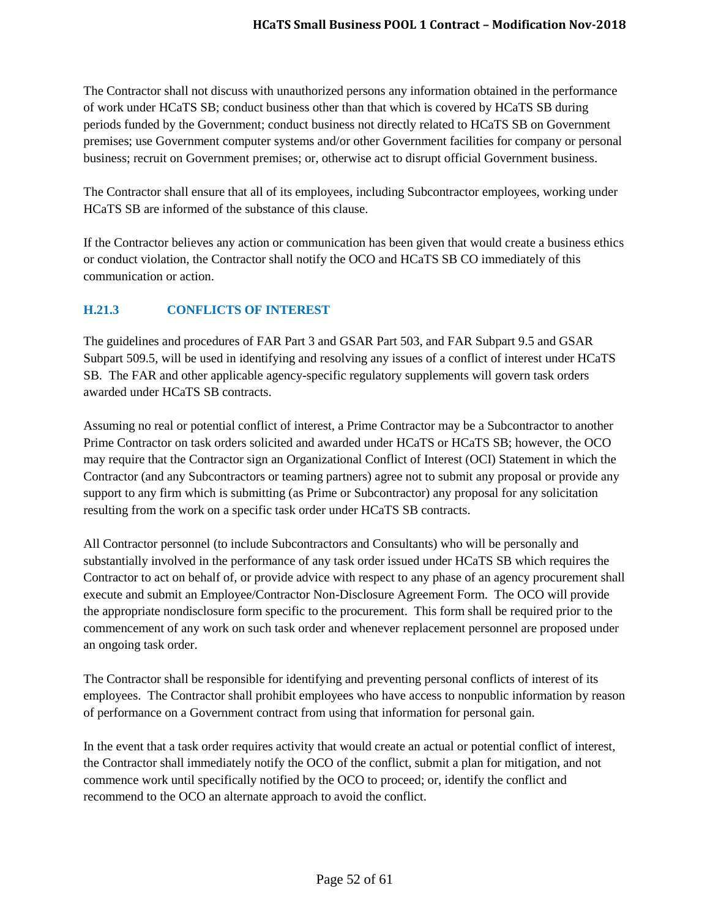The Contractor shall not discuss with unauthorized persons any information obtained in the performance of work under HCaTS SB; conduct business other than that which is covered by HCaTS SB during periods funded by the Government; conduct business not directly related to HCaTS SB on Government premises; use Government computer systems and/or other Government facilities for company or personal business; recruit on Government premises; or, otherwise act to disrupt official Government business.

The Contractor shall ensure that all of its employees, including Subcontractor employees, working under HCaTS SB are informed of the substance of this clause.

If the Contractor believes any action or communication has been given that would create a business ethics or conduct violation, the Contractor shall notify the OCO and HCaTS SB CO immediately of this communication or action.

### H.21.3 CONFLICTS OF INTEREST

The guidelines and procedures of FAR Part 3 and GSAR Part 503, and FAR Subpart 9.5 and GSAR Subpart 509.5, will be used in identifying and resolving any issues of a conflict of interest under HCaTS SB. The FAR and other applicable agency-specific regulatory supplements will govern task orders awarded under HCaTS SB contracts.

Assuming no real or potential conflict of interest, a Prime Contractor may be a Subcontractor to another Prime Contractor on task orders solicited and awarded under HCaTS or HCaTS SB; however, the OCO may require that the Contractor sign an Organizational Conflict of Interest (OCI) Statement in which the Contractor (and any Subcontractors or teaming partners) agree not to submit any proposal or provide any support to any firm which is submitting (as Prime or Subcontractor) any proposal for any solicitation resulting from the work on a specific task order under HCaTS SB contracts.

All Contractor personnel (to include Subcontractors and Consultants) who will be personally and substantially involved in the performance of any task order issued under HCaTS SB which requires the Contractor to act on behalf of, or provide advice with respect to any phase of an agency procurement shall execute and submit an Employee/Contractor Non-Disclosure Agreement Form. The OCO will provide the appropriate nondisclosure form specific to the procurement. This form shall be required prior to the commencement of any work on such task order and whenever replacement personnel are proposed under an ongoing task order.

The Contractor shall be responsible for identifying and preventing personal conflicts of interest of its employees. The Contractor shall prohibit employees who have access to nonpublic information by reason of performance on a Government contract from using that information for personal gain.

In the event that a task order requires activity that would create an actual or potential conflict of interest, the Contractor shall immediately notify the OCO of the conflict, submit a plan for mitigation, and not commence work until specifically notified by the OCO to proceed; or, identify the conflict and recommend to the OCO an alternate approach to avoid the conflict.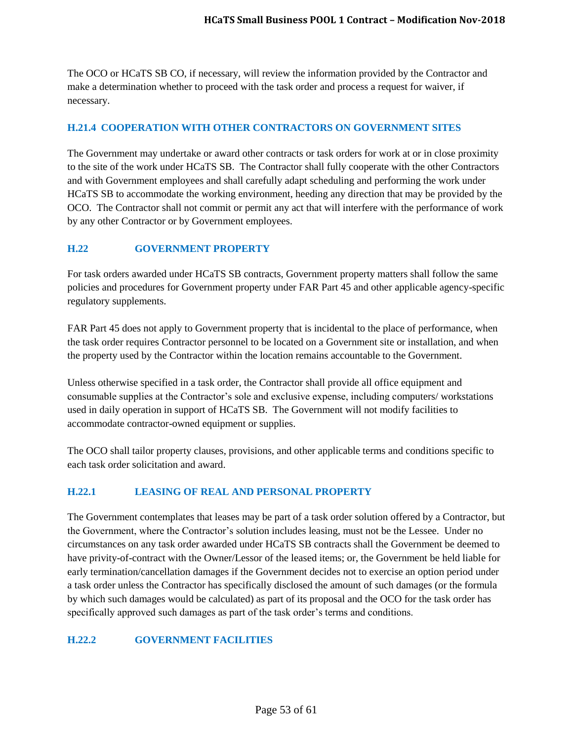The OCO or HCaTS SB CO, if necessary, will review the information provided by the Contractor and make a determination whether to proceed with the task order and process a request for waiver, if necessary.

### H.21.4 COOPERATION WITH OTHER CONTRACTORS ON GOVERNMENT SITES

The Government may undertake or award other contracts or task orders for work at or in close proximity to the site of the work under HCaTS SB. The Contractor shall fully cooperate with the other Contractors and with Government employees and shall carefully adapt scheduling and performing the work under HCaTS SB to accommodate the working environment, heeding any direction that may be provided by the OCO. The Contractor shall not commit or permit any act that will interfere with the performance of work by any other Contractor or by Government employees.

## H.22 GOVERNMENT PROPERTY

For task orders awarded under HCaTS SB contracts, Government property matters shall follow the same policies and procedures for Government property under FAR Part 45 and other applicable agency-specific regulatory supplements.

FAR Part 45 does not apply to Government property that is incidental to the place of performance, when the task order requires Contractor personnel to be located on a Government site or installation, and when the property used by the Contractor within the location remains accountable to the Government.

Unless otherwise specified in a task order, the Contractor shall provide all office equipment and consumable supplies at the Contractor's sole and exclusive expense, including computers/ workstations used in daily operation in support of HCaTS SB. The Government will not modify facilities to accommodate contractor-owned equipment or supplies.

The OCO shall tailor property clauses, provisions, and other applicable terms and conditions specific to each task order solicitation and award.

### H.22.1 LEASING OF REAL AND PERSONAL PROPERTY

The Government contemplates that leases may be part of a task order solution offered by a Contractor, but the Government, where the Contractor's solution includes leasing, must not be the Lessee. Under no circumstances on any task order awarded under HCaTS SB contracts shall the Government be deemed to have privity-of-contract with the Owner/Lessor of the leased items; or, the Government be held liable for early termination/cancellation damages if the Government decides not to exercise an option period under a task order unless the Contractor has specifically disclosed the amount of such damages (or the formula by which such damages would be calculated) as part of its proposal and the OCO for the task order has specifically approved such damages as part of the task order's terms and conditions.

### H.22.2 GOVERNMENT FACILITIES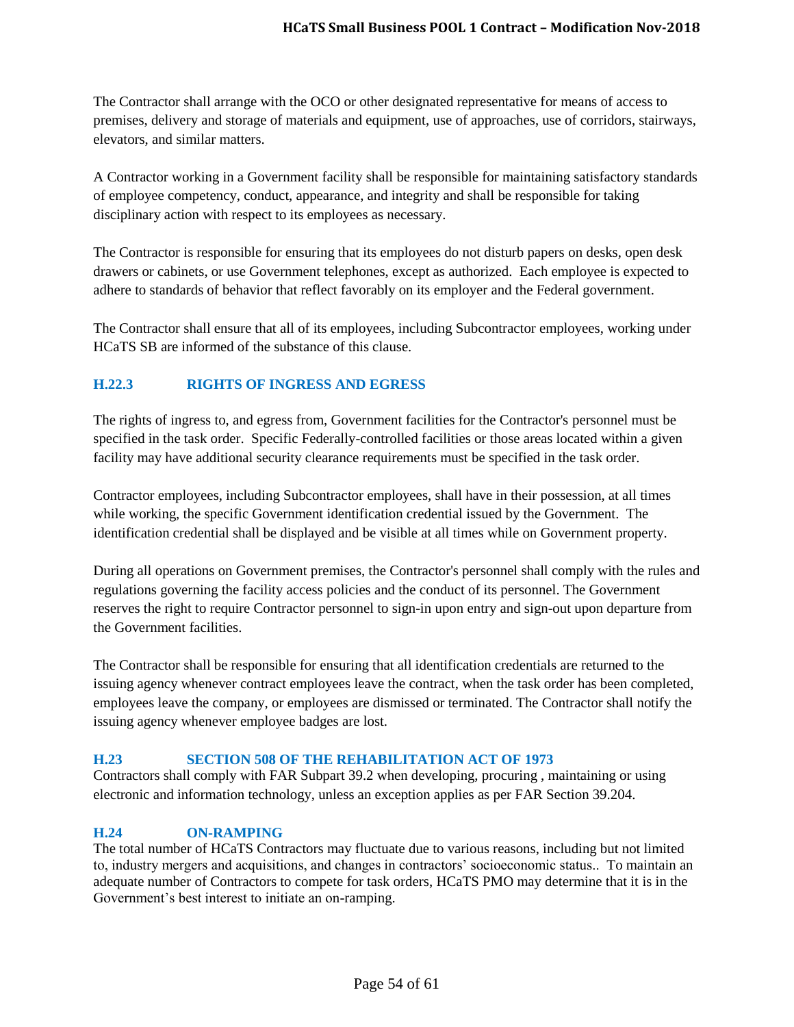The Contractor shall arrange with the OCO or other designated representative for means of access to premises, delivery and storage of materials and equipment, use of approaches, use of corridors, stairways, elevators, and similar matters.

A Contractor working in a Government facility shall be responsible for maintaining satisfactory standards of employee competency, conduct, appearance, and integrity and shall be responsible for taking disciplinary action with respect to its employees as necessary.

The Contractor is responsible for ensuring that its employees do not disturb papers on desks, open desk drawers or cabinets, or use Government telephones, except as authorized. Each employee is expected to adhere to standards of behavior that reflect favorably on its employer and the Federal government.

The Contractor shall ensure that all of its employees, including Subcontractor employees, working under HCaTS SB are informed of the substance of this clause.

### H.22.3 RIGHTS OF INGRESS AND EGRESS

The rights of ingress to, and egress from, Government facilities for the Contractor's personnel must be specified in the task order. Specific Federally-controlled facilities or those areas located within a given facility may have additional security clearance requirements must be specified in the task order.

Contractor employees, including Subcontractor employees, shall have in their possession, at all times while working, the specific Government identification credential issued by the Government. The identification credential shall be displayed and be visible at all times while on Government property.

During all operations on Government premises, the Contractor's personnel shall comply with the rules and regulations governing the facility access policies and the conduct of its personnel. The Government reserves the right to require Contractor personnel to sign-in upon entry and sign-out upon departure from the Government facilities.

The Contractor shall be responsible for ensuring that all identification credentials are returned to the issuing agency whenever contract employees leave the contract, when the task order has been completed, employees leave the company, or employees are dismissed or terminated. The Contractor shall notify the issuing agency whenever employee badges are lost.

### H.23 SECTION 508 OF THE REHABILITATION ACT OF 1973

Contractors shall comply with FAR Subpart 39.2 when developing, procuring , maintaining or using electronic and information technology, unless an exception applies as per FAR Section 39.204.

### H.24 ON-RAMPING

The total number of HCaTS Contractors may fluctuate due to various reasons, including but not limited to, industry mergers and acquisitions, and changes in contractors' socioeconomic status.. To maintain an adequate number of Contractors to compete for task orders, HCaTS PMO may determine that it is in the Government's best interest to initiate an on-ramping.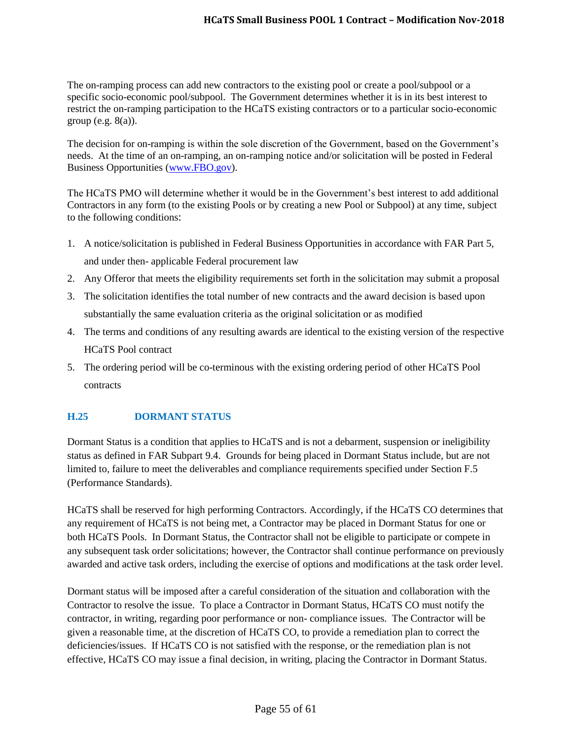The on-ramping process can add new contractors to the existing pool or create a pool/subpool or a specific socio-economic pool/subpool. The Government determines whether it is in its best interest to restrict the on-ramping participation to the HCaTS existing contractors or to a particular socio-economic group (e.g. 8(a)).

The decision for on-ramping is within the sole discretion of the Government, based on the Government's needs. At the time of an on-ramping, an on-ramping notice and/or solicitation will be posted in Federal Business Opportunities (www.FBO.gov).

The HCaTS PMO will determine whether it would be in the Government's best interest to add additional Contractors in any form (to the existing Pools or by creating a new Pool or Subpool) at any time, subject to the following conditions:

1. A notice/solicitation is published in Federal Business Opportunities in accordance with FAR Part 5, and under then- applicable Federal procurement law
2. Any Offeror that meets the eligibility requirements set forth in the solicitation may submit a proposal
3. The solicitation identifies the total number of new contracts and the award decision is based upon substantially the same evaluation criteria as the original solicitation or as modified
4. The terms and conditions of any resulting awards are identical to the existing version of the respective HCaTS Pool contract
5. The ordering period will be co-terminous with the existing ordering period of other HCaTS Pool contracts

## H.25 DORMANT STATUS

Dormant Status is a condition that applies to HCaTS and is not a debarment, suspension or ineligibility status as defined in FAR Subpart 9.4. Grounds for being placed in Dormant Status include, but are not limited to, failure to meet the deliverables and compliance requirements specified under Section F.5 (Performance Standards).

HCaTS shall be reserved for high performing Contractors. Accordingly, if the HCaTS CO determines that any requirement of HCaTS is not being met, a Contractor may be placed in Dormant Status for one or both HCaTS Pools. In Dormant Status, the Contractor shall not be eligible to participate or compete in any subsequent task order solicitations; however, the Contractor shall continue performance on previously awarded and active task orders, including the exercise of options and modifications at the task order level.

Dormant status will be imposed after a careful consideration of the situation and collaboration with the Contractor to resolve the issue. To place a Contractor in Dormant Status, HCaTS CO must notify the contractor, in writing, regarding poor performance or non- compliance issues. The Contractor will be given a reasonable time, at the discretion of HCaTS CO, to provide a remediation plan to correct the deficiencies/issues. If HCaTS CO is not satisfied with the response, or the remediation plan is not effective, HCaTS CO may issue a final decision, in writing, placing the Contractor in Dormant Status.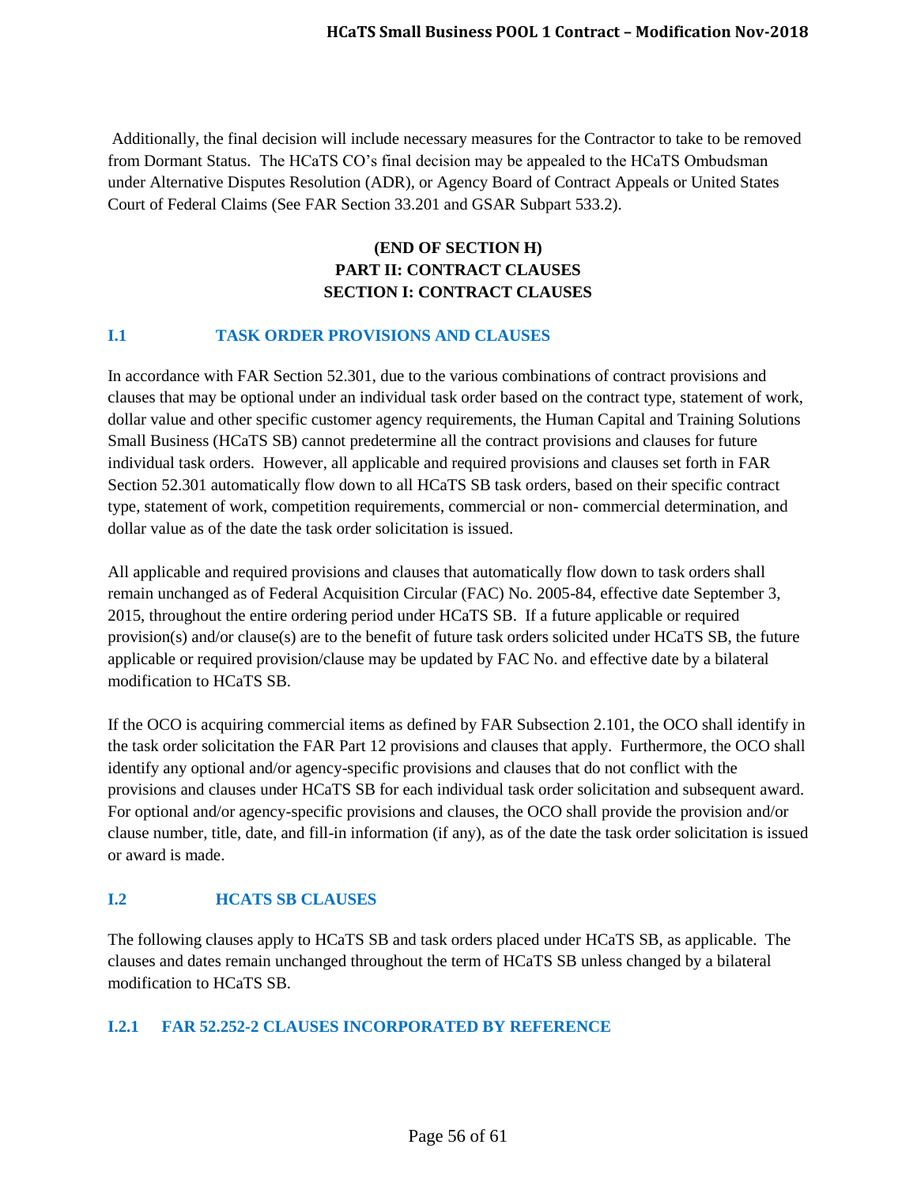Additionally, the final decision will include necessary measures for the Contractor to take to be removed from Dormant Status. The HCaTS CO's final decision may be appealed to the HCaTS Ombudsman under Alternative Disputes Resolution (ADR), or Agency Board of Contract Appeals or United States Court of Federal Claims (See FAR Section 33.201 and GSAR Subpart 533.2).

**(END OF SECTION H)**
**PART II: CONTRACT CLAUSES**
**SECTION I: CONTRACT CLAUSES**

## I.1 TASK ORDER PROVISIONS AND CLAUSES

In accordance with FAR Section 52.301, due to the various combinations of contract provisions and clauses that may be optional under an individual task order based on the contract type, statement of work, dollar value and other specific customer agency requirements, the Human Capital and Training Solutions Small Business (HCaTS SB) cannot predetermine all the contract provisions and clauses for future individual task orders. However, all applicable and required provisions and clauses set forth in FAR Section 52.301 automatically flow down to all HCaTS SB task orders, based on their specific contract type, statement of work, competition requirements, commercial or non- commercial determination, and dollar value as of the date the task order solicitation is issued.

All applicable and required provisions and clauses that automatically flow down to task orders shall remain unchanged as of Federal Acquisition Circular (FAC) No. 2005-84, effective date September 3, 2015, throughout the entire ordering period under HCaTS SB. If a future applicable or required provision(s) and/or clause(s) are to the benefit of future task orders solicited under HCaTS SB, the future applicable or required provision/clause may be updated by FAC No. and effective date by a bilateral modification to HCaTS SB.

If the OCO is acquiring commercial items as defined by FAR Subsection 2.101, the OCO shall identify in the task order solicitation the FAR Part 12 provisions and clauses that apply. Furthermore, the OCO shall identify any optional and/or agency-specific provisions and clauses that do not conflict with the provisions and clauses under HCaTS SB for each individual task order solicitation and subsequent award. For optional and/or agency-specific provisions and clauses, the OCO shall provide the provision and/or clause number, title, date, and fill-in information (if any), as of the date the task order solicitation is issued or award is made.

## I.2 HCATS SB CLAUSES

The following clauses apply to HCaTS SB and task orders placed under HCaTS SB, as applicable. The clauses and dates remain unchanged throughout the term of HCaTS SB unless changed by a bilateral modification to HCaTS SB.

### I.2.1 FAR 52.252-2 CLAUSES INCORPORATED BY REFERENCE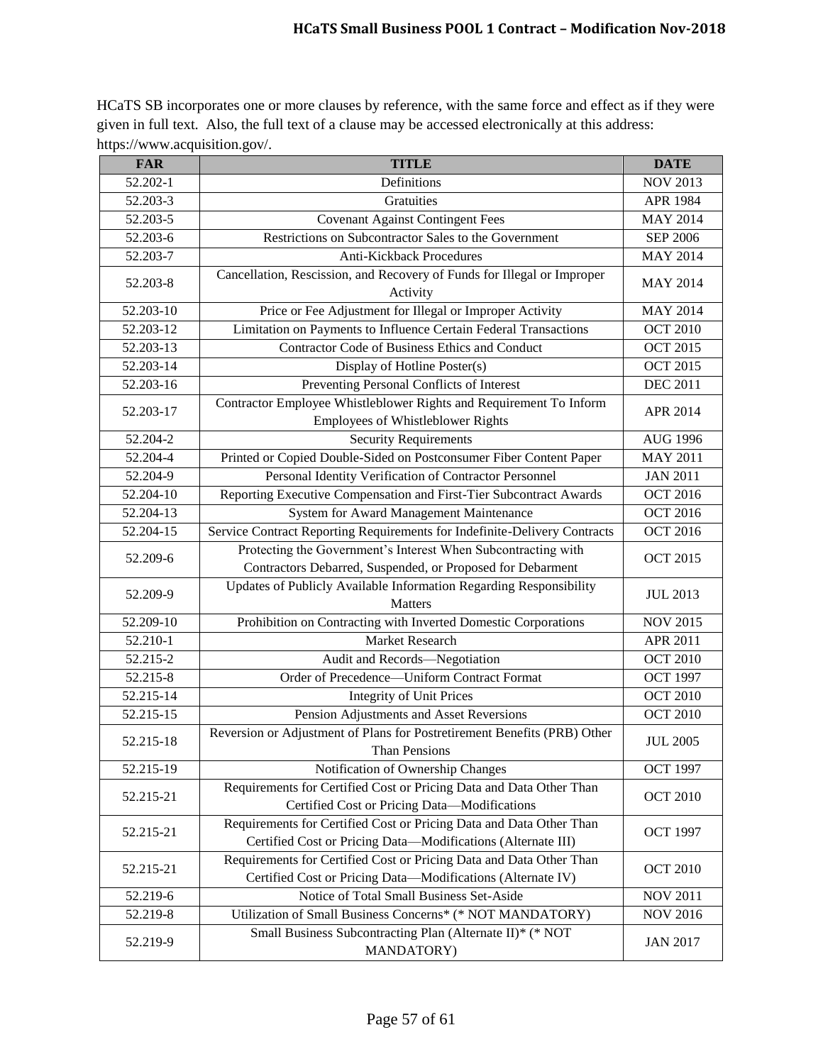HCaTS SB incorporates one or more clauses by reference, with the same force and effect as if they were given in full text. Also, the full text of a clause may be accessed electronically at this address: https://www.acquisition.gov/.

| FAR | TITLE | DATE |
|---|---|---|
| 52.202-1 | Definitions | NOV 2013 |
| 52.203-3 | Gratuities | APR 1984 |
| 52.203-5 | Covenant Against Contingent Fees | MAY 2014 |
| 52.203-6 | Restrictions on Subcontractor Sales to the Government | SEP 2006 |
| 52.203-7 | Anti-Kickback Procedures | MAY 2014 |
| 52.203-8 | Cancellation, Rescission, and Recovery of Funds for Illegal or Improper Activity | MAY 2014 |
| 52.203-10 | Price or Fee Adjustment for Illegal or Improper Activity | MAY 2014 |
| 52.203-12 | Limitation on Payments to Influence Certain Federal Transactions | OCT 2010 |
| 52.203-13 | Contractor Code of Business Ethics and Conduct | OCT 2015 |
| 52.203-14 | Display of Hotline Poster(s) | OCT 2015 |
| 52.203-16 | Preventing Personal Conflicts of Interest | DEC 2011 |
| 52.203-17 | Contractor Employee Whistleblower Rights and Requirement To Inform Employees of Whistleblower Rights | APR 2014 |
| 52.204-2 | Security Requirements | AUG 1996 |
| 52.204-4 | Printed or Copied Double-Sided on Postconsumer Fiber Content Paper | MAY 2011 |
| 52.204-9 | Personal Identity Verification of Contractor Personnel | JAN 2011 |
| 52.204-10 | Reporting Executive Compensation and First-Tier Subcontract Awards | OCT 2016 |
| 52.204-13 | System for Award Management Maintenance | OCT 2016 |
| 52.204-15 | Service Contract Reporting Requirements for Indefinite-Delivery Contracts | OCT 2016 |
| 52.209-6 | Protecting the Government's Interest When Subcontracting with Contractors Debarred, Suspended, or Proposed for Debarment | OCT 2015 |
| 52.209-9 | Updates of Publicly Available Information Regarding Responsibility Matters | JUL 2013 |
| 52.209-10 | Prohibition on Contracting with Inverted Domestic Corporations | NOV 2015 |
| 52.210-1 | Market Research | APR 2011 |
| 52.215-2 | Audit and Records—Negotiation | OCT 2010 |
| 52.215-8 | Order of Precedence—Uniform Contract Format | OCT 1997 |
| 52.215-14 | Integrity of Unit Prices | OCT 2010 |
| 52.215-15 | Pension Adjustments and Asset Reversions | OCT 2010 |
| 52.215-18 | Reversion or Adjustment of Plans for Postretirement Benefits (PRB) Other Than Pensions | JUL 2005 |
| 52.215-19 | Notification of Ownership Changes | OCT 1997 |
| 52.215-21 | Requirements for Certified Cost or Pricing Data and Data Other Than Certified Cost or Pricing Data—Modifications | OCT 2010 |
| 52.215-21 | Requirements for Certified Cost or Pricing Data and Data Other Than Certified Cost or Pricing Data—Modifications (Alternate III) | OCT 1997 |
| 52.215-21 | Requirements for Certified Cost or Pricing Data and Data Other Than Certified Cost or Pricing Data—Modifications (Alternate IV) | OCT 2010 |
| 52.219-6 | Notice of Total Small Business Set-Aside | NOV 2011 |
| 52.219-8 | Utilization of Small Business Concerns* (* NOT MANDATORY) | NOV 2016 |
| 52.219-9 | Small Business Subcontracting Plan (Alternate II)* (* NOT MANDATORY) | JAN 2017 |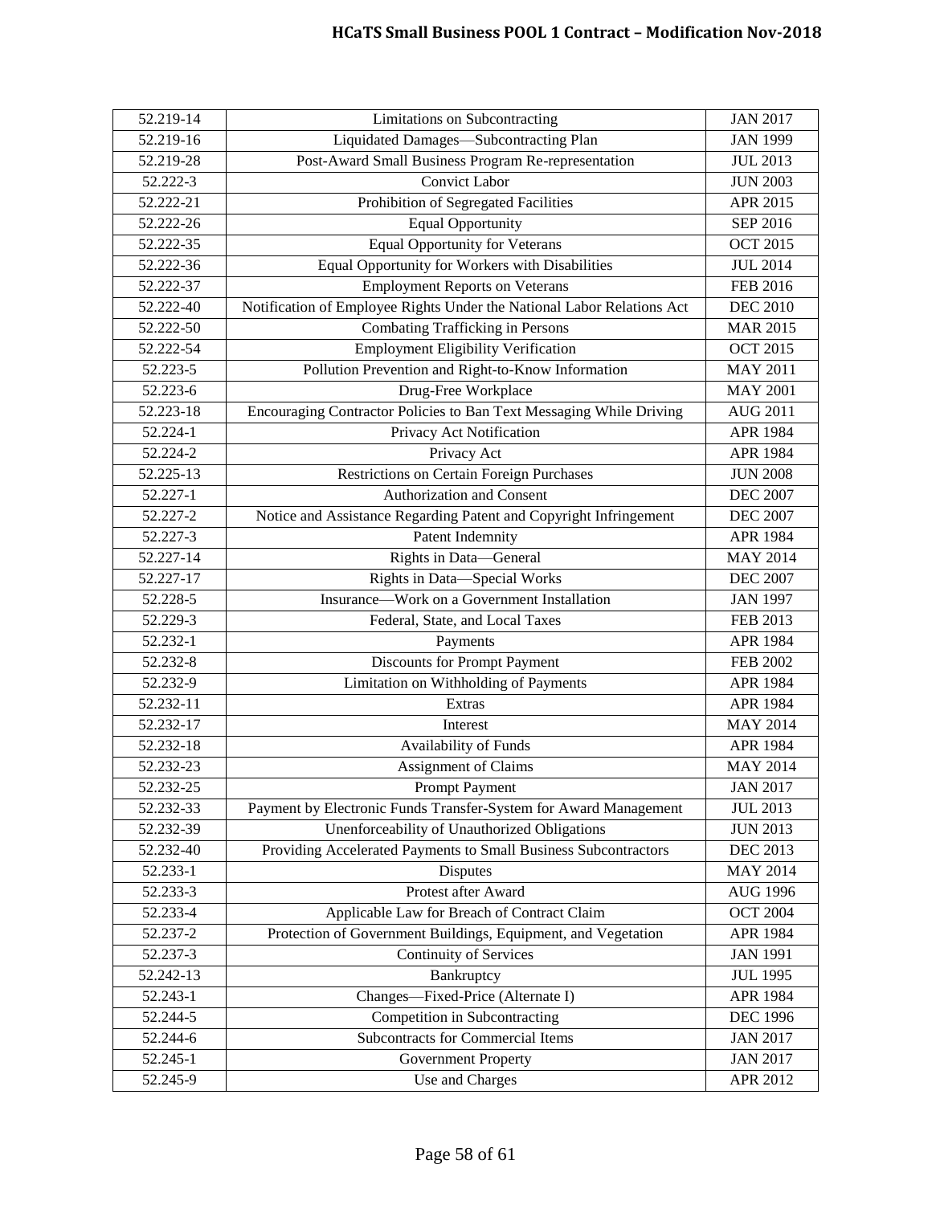| 52.219-14 | Limitations on Subcontracting | JAN 2017 |
|---|---|---|
| 52.219-16 | Liquidated Damages—Subcontracting Plan | JAN 1999 |
| 52.219-28 | Post-Award Small Business Program Re-representation | JUL 2013 |
| 52.222-3 | Convict Labor | JUN 2003 |
| 52.222-21 | Prohibition of Segregated Facilities | APR 2015 |
| 52.222-26 | Equal Opportunity | SEP 2016 |
| 52.222-35 | Equal Opportunity for Veterans | OCT 2015 |
| 52.222-36 | Equal Opportunity for Workers with Disabilities | JUL 2014 |
| 52.222-37 | Employment Reports on Veterans | FEB 2016 |
| 52.222-40 | Notification of Employee Rights Under the National Labor Relations Act | DEC 2010 |
| 52.222-50 | Combating Trafficking in Persons | MAR 2015 |
| 52.222-54 | Employment Eligibility Verification | OCT 2015 |
| 52.223-5 | Pollution Prevention and Right-to-Know Information | MAY 2011 |
| 52.223-6 | Drug-Free Workplace | MAY 2001 |
| 52.223-18 | Encouraging Contractor Policies to Ban Text Messaging While Driving | AUG 2011 |
| 52.224-1 | Privacy Act Notification | APR 1984 |
| 52.224-2 | Privacy Act | APR 1984 |
| 52.225-13 | Restrictions on Certain Foreign Purchases | JUN 2008 |
| 52.227-1 | Authorization and Consent | DEC 2007 |
| 52.227-2 | Notice and Assistance Regarding Patent and Copyright Infringement | DEC 2007 |
| 52.227-3 | Patent Indemnity | APR 1984 |
| 52.227-14 | Rights in Data—General | MAY 2014 |
| 52.227-17 | Rights in Data—Special Works | DEC 2007 |
| 52.228-5 | Insurance—Work on a Government Installation | JAN 1997 |
| 52.229-3 | Federal, State, and Local Taxes | FEB 2013 |
| 52.232-1 | Payments | APR 1984 |
| 52.232-8 | Discounts for Prompt Payment | FEB 2002 |
| 52.232-9 | Limitation on Withholding of Payments | APR 1984 |
| 52.232-11 | Extras | APR 1984 |
| 52.232-17 | Interest | MAY 2014 |
| 52.232-18 | Availability of Funds | APR 1984 |
| 52.232-23 | Assignment of Claims | MAY 2014 |
| 52.232-25 | Prompt Payment | JAN 2017 |
| 52.232-33 | Payment by Electronic Funds Transfer-System for Award Management | JUL 2013 |
| 52.232-39 | Unenforceability of Unauthorized Obligations | JUN 2013 |
| 52.232-40 | Providing Accelerated Payments to Small Business Subcontractors | DEC 2013 |
| 52.233-1 | Disputes | MAY 2014 |
| 52.233-3 | Protest after Award | AUG 1996 |
| 52.233-4 | Applicable Law for Breach of Contract Claim | OCT 2004 |
| 52.237-2 | Protection of Government Buildings, Equipment, and Vegetation | APR 1984 |
| 52.237-3 | Continuity of Services | JAN 1991 |
| 52.242-13 | Bankruptcy | JUL 1995 |
| 52.243-1 | Changes—Fixed-Price (Alternate I) | APR 1984 |
| 52.244-5 | Competition in Subcontracting | DEC 1996 |
| 52.244-6 | Subcontracts for Commercial Items | JAN 2017 |
| 52.245-1 | Government Property | JAN 2017 |
| 52.245-9 | Use and Charges | APR 2012 |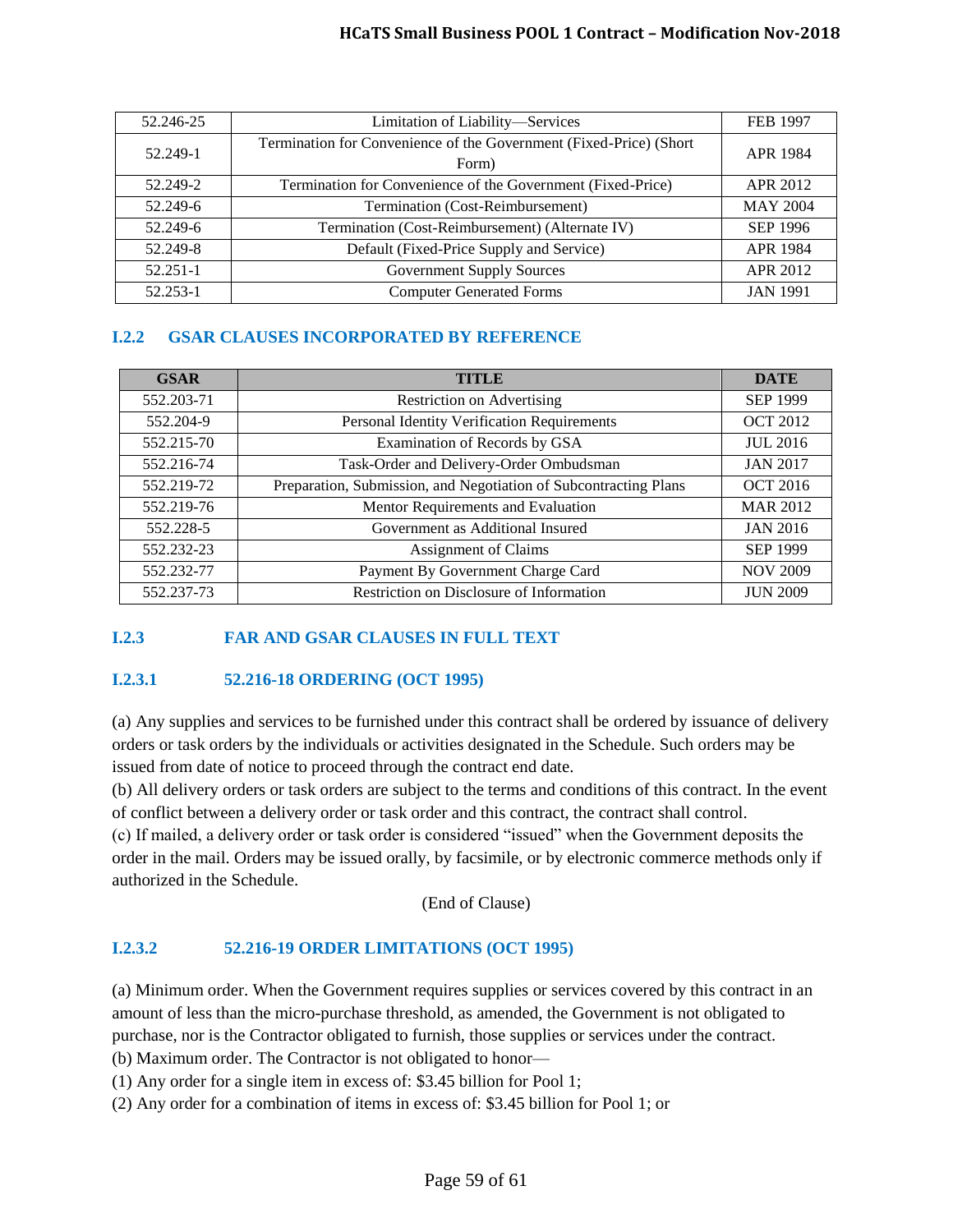| | | |
|---|---|---|
| 52.246-25 | Limitation of Liability—Services | FEB 1997 |
| 52.249-1 | Termination for Convenience of the Government (Fixed-Price) (Short Form) | APR 1984 |
| 52.249-2 | Termination for Convenience of the Government (Fixed-Price) | APR 2012 |
| 52.249-6 | Termination (Cost-Reimbursement) | MAY 2004 |
| 52.249-6 | Termination (Cost-Reimbursement) (Alternate IV) | SEP 1996 |
| 52.249-8 | Default (Fixed-Price Supply and Service) | APR 1984 |
| 52.251-1 | Government Supply Sources | APR 2012 |
| 52.253-1 | Computer Generated Forms | JAN 1991 |

### I.2.2 GSAR CLAUSES INCORPORATED BY REFERENCE

| GSAR | TITLE | DATE |
|---|---|---|
| 552.203-71 | Restriction on Advertising | SEP 1999 |
| 552.204-9 | Personal Identity Verification Requirements | OCT 2012 |
| 552.215-70 | Examination of Records by GSA | JUL 2016 |
| 552.216-74 | Task-Order and Delivery-Order Ombudsman | JAN 2017 |
| 552.219-72 | Preparation, Submission, and Negotiation of Subcontracting Plans | OCT 2016 |
| 552.219-76 | Mentor Requirements and Evaluation | MAR 2012 |
| 552.228-5 | Government as Additional Insured | JAN 2016 |
| 552.232-23 | Assignment of Claims | SEP 1999 |
| 552.232-77 | Payment By Government Charge Card | NOV 2009 |
| 552.237-73 | Restriction on Disclosure of Information | JUN 2009 |

### I.2.3 FAR AND GSAR CLAUSES IN FULL TEXT

#### I.2.3.1 52.216-18 ORDERING (OCT 1995)

(a) Any supplies and services to be furnished under this contract shall be ordered by issuance of delivery orders or task orders by the individuals or activities designated in the Schedule. Such orders may be issued from date of notice to proceed through the contract end date.
(b) All delivery orders or task orders are subject to the terms and conditions of this contract. In the event of conflict between a delivery order or task order and this contract, the contract shall control.
(c) If mailed, a delivery order or task order is considered "issued" when the Government deposits the order in the mail. Orders may be issued orally, by facsimile, or by electronic commerce methods only if authorized in the Schedule.

(End of Clause)

#### I.2.3.2 52.216-19 ORDER LIMITATIONS (OCT 1995)

(a) Minimum order. When the Government requires supplies or services covered by this contract in an amount of less than the micro-purchase threshold, as amended, the Government is not obligated to purchase, nor is the Contractor obligated to furnish, those supplies or services under the contract.
(b) Maximum order. The Contractor is not obligated to honor—
(1) Any order for a single item in excess of: $3.45 billion for Pool 1;
(2) Any order for a combination of items in excess of: $3.45 billion for Pool 1; or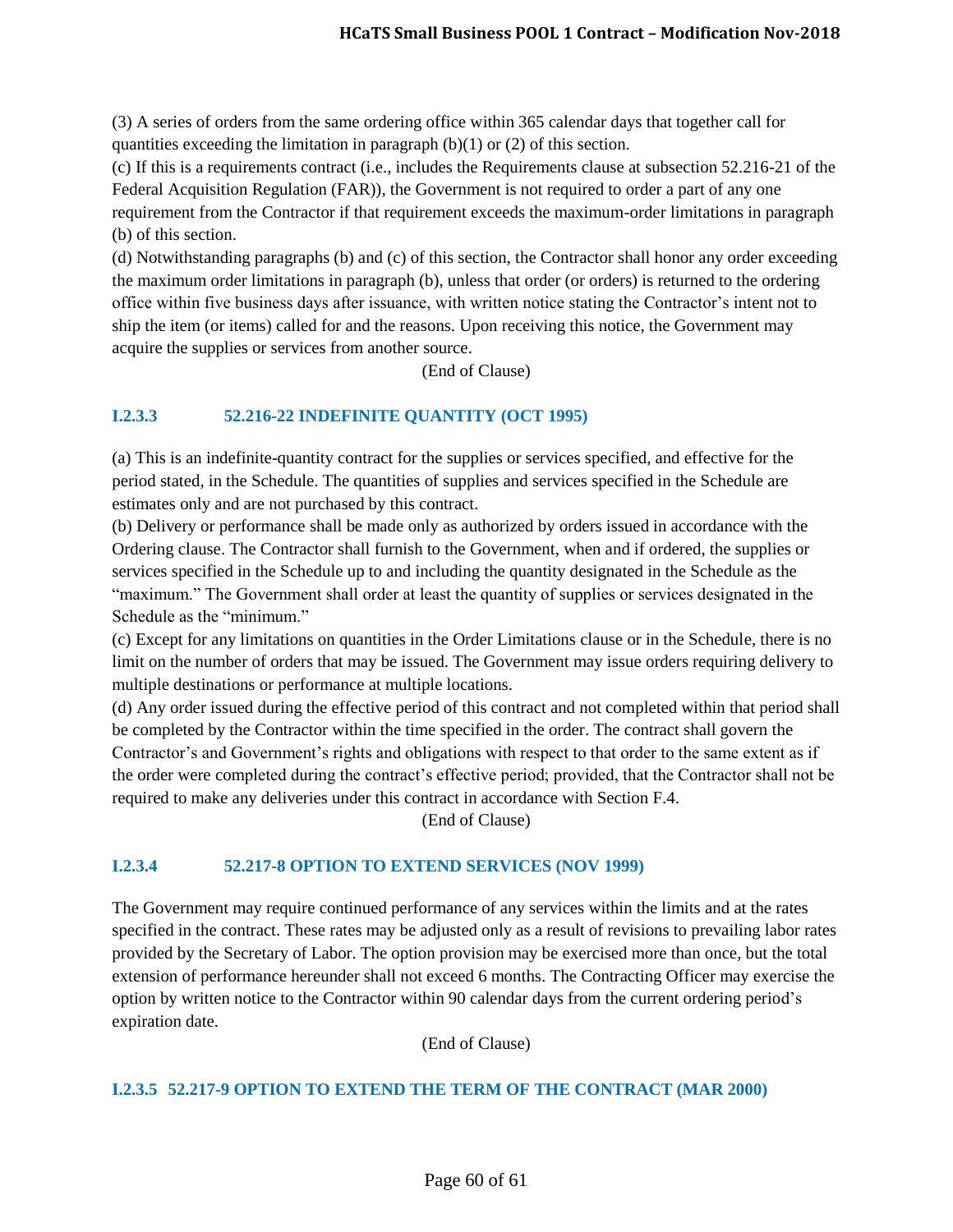(3) A series of orders from the same ordering office within 365 calendar days that together call for quantities exceeding the limitation in paragraph (b)(1) or (2) of this section.

(c) If this is a requirements contract (i.e., includes the Requirements clause at subsection 52.216-21 of the Federal Acquisition Regulation (FAR)), the Government is not required to order a part of any one requirement from the Contractor if that requirement exceeds the maximum-order limitations in paragraph (b) of this section.

(d) Notwithstanding paragraphs (b) and (c) of this section, the Contractor shall honor any order exceeding the maximum order limitations in paragraph (b), unless that order (or orders) is returned to the ordering office within five business days after issuance, with written notice stating the Contractor's intent not to ship the item (or items) called for and the reasons. Upon receiving this notice, the Government may acquire the supplies or services from another source.

(End of Clause)

### I.2.3.3 52.216-22 INDEFINITE QUANTITY (OCT 1995)

(a) This is an indefinite-quantity contract for the supplies or services specified, and effective for the period stated, in the Schedule. The quantities of supplies and services specified in the Schedule are estimates only and are not purchased by this contract.

(b) Delivery or performance shall be made only as authorized by orders issued in accordance with the Ordering clause. The Contractor shall furnish to the Government, when and if ordered, the supplies or services specified in the Schedule up to and including the quantity designated in the Schedule as the "maximum." The Government shall order at least the quantity of supplies or services designated in the Schedule as the "minimum."

(c) Except for any limitations on quantities in the Order Limitations clause or in the Schedule, there is no limit on the number of orders that may be issued. The Government may issue orders requiring delivery to multiple destinations or performance at multiple locations.

(d) Any order issued during the effective period of this contract and not completed within that period shall be completed by the Contractor within the time specified in the order. The contract shall govern the Contractor's and Government's rights and obligations with respect to that order to the same extent as if the order were completed during the contract's effective period; provided, that the Contractor shall not be required to make any deliveries under this contract in accordance with Section F.4.

(End of Clause)

### I.2.3.4 52.217-8 OPTION TO EXTEND SERVICES (NOV 1999)

The Government may require continued performance of any services within the limits and at the rates specified in the contract. These rates may be adjusted only as a result of revisions to prevailing labor rates provided by the Secretary of Labor. The option provision may be exercised more than once, but the total extension of performance hereunder shall not exceed 6 months. The Contracting Officer may exercise the option by written notice to the Contractor within 90 calendar days from the current ordering period's expiration date.

(End of Clause)

### I.2.3.5 52.217-9 OPTION TO EXTEND THE TERM OF THE CONTRACT (MAR 2000)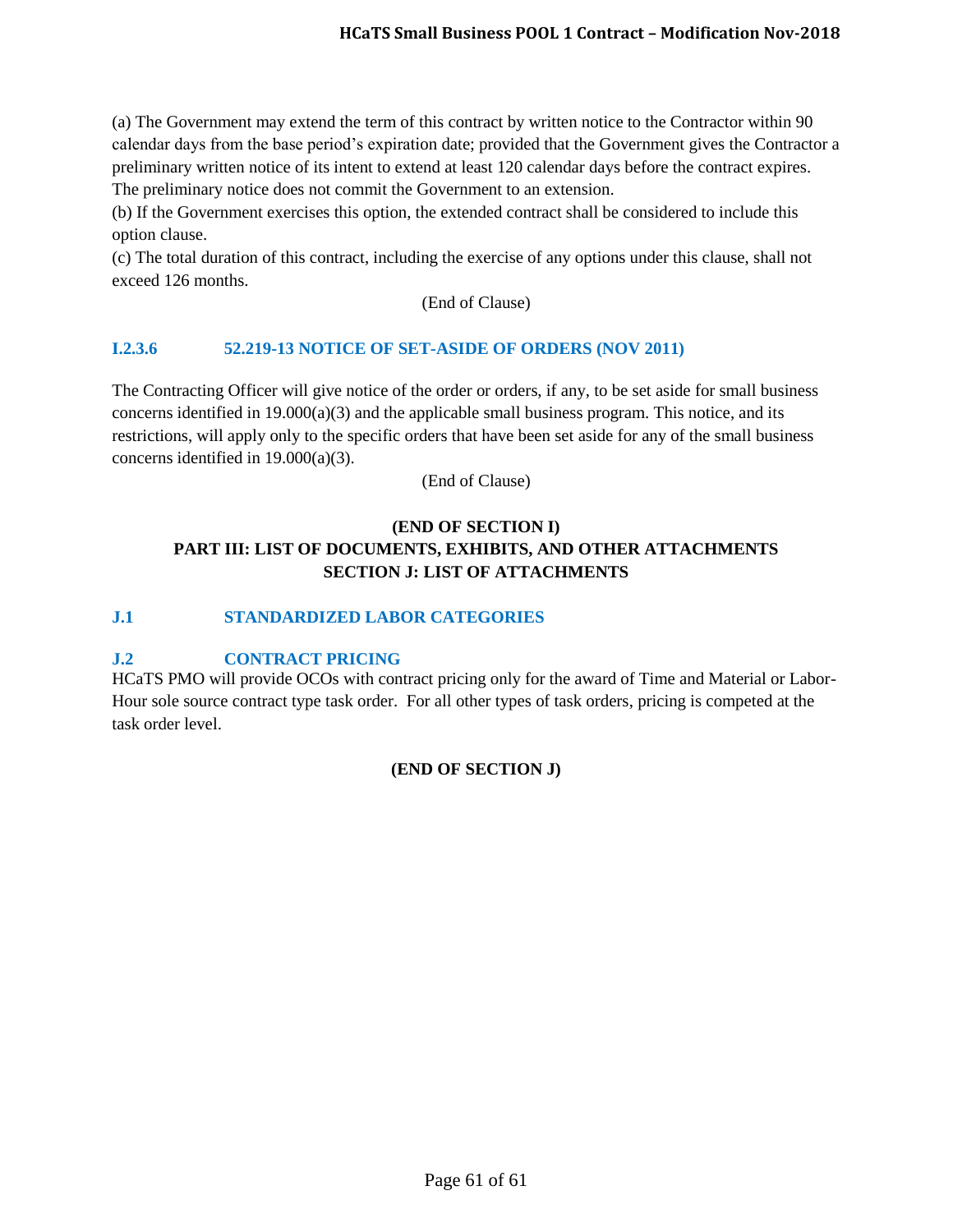(a) The Government may extend the term of this contract by written notice to the Contractor within 90 calendar days from the base period's expiration date; provided that the Government gives the Contractor a preliminary written notice of its intent to extend at least 120 calendar days before the contract expires. The preliminary notice does not commit the Government to an extension.

(b) If the Government exercises this option, the extended contract shall be considered to include this option clause.

(c) The total duration of this contract, including the exercise of any options under this clause, shall not exceed 126 months.

(End of Clause)

#### I.2.3.6 52.219-13 NOTICE OF SET-ASIDE OF ORDERS (NOV 2011)

The Contracting Officer will give notice of the order or orders, if any, to be set aside for small business concerns identified in 19.000(a)(3) and the applicable small business program. This notice, and its restrictions, will apply only to the specific orders that have been set aside for any of the small business concerns identified in 19.000(a)(3).

(End of Clause)

**(END OF SECTION I)**

## PART III: LIST OF DOCUMENTS, EXHIBITS, AND OTHER ATTACHMENTS

## SECTION J: LIST OF ATTACHMENTS

### J.1 STANDARDIZED LABOR CATEGORIES

### J.2 CONTRACT PRICING

HCaTS PMO will provide OCOs with contract pricing only for the award of Time and Material or Labor-Hour sole source contract type task order. For all other types of task orders, pricing is competed at the task order level.

**(END OF SECTION J)**